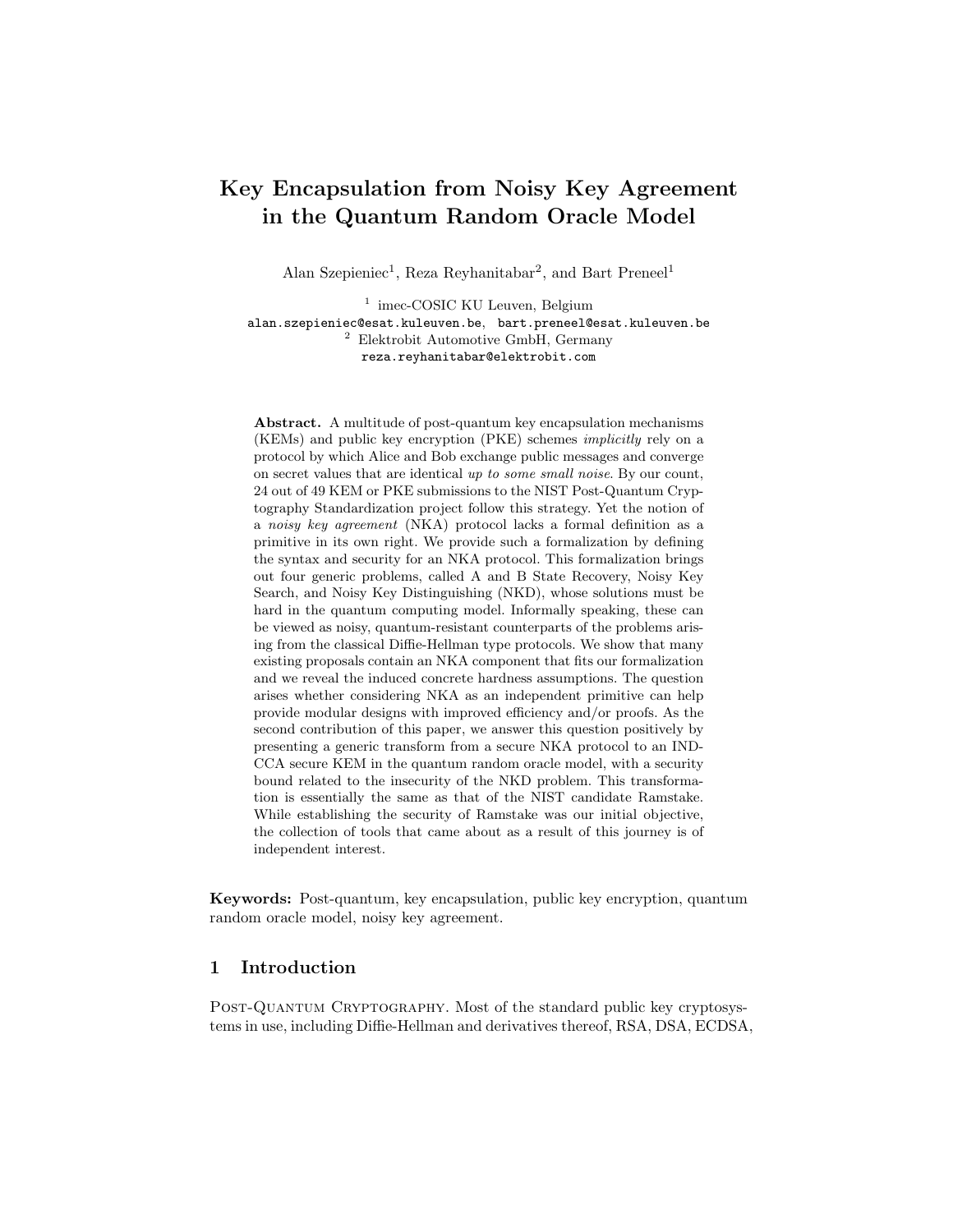# Key Encapsulation from Noisy Key Agreement in the Quantum Random Oracle Model

Alan Szepieniec[1], Reza Reyhanitabar[2], and Bart Preneel[1]

[1] imec-COSIC KU Leuven, Belgium
alan.szepieniec@esat.kuleuven.be, bart.preneel@esat.kuleuven.be
[2] Elektrobit Automotive GmbH, Germany
reza.reyhanitabar@elektrobit.com

**Abstract.** A multitude of post-quantum key encapsulation mechanisms (KEMs) and public key encryption (PKE) schemes *implicitly* rely on a protocol by which Alice and Bob exchange public messages and converge on secret values that are identical *up to some small noise*. By our count, 24 out of 49 KEM or PKE submissions to the NIST Post-Quantum Cryptography Standardization project follow this strategy. Yet the notion of a *noisy key agreement* (NKA) protocol lacks a formal definition as a primitive in its own right. We provide such a formalization by defining the syntax and security for an NKA protocol. This formalization brings out four generic problems, called A and B State Recovery, Noisy Key Search, and Noisy Key Distinguishing (NKD), whose solutions must be hard in the quantum computing model. Informally speaking, these can be viewed as noisy, quantum-resistant counterparts of the problems arising from the classical Diffie-Hellman type protocols. We show that many existing proposals contain an NKA component that fits our formalization and we reveal the induced concrete hardness assumptions. The question arises whether considering NKA as an independent primitive can help provide modular designs with improved efficiency and/or proofs. As the second contribution of this paper, we answer this question positively by presenting a generic transform from a secure NKA protocol to an IND-CCA secure KEM in the quantum random oracle model, with a security bound related to the insecurity of the NKD problem. This transformation is essentially the same as that of the NIST candidate Ramstake. While establishing the security of Ramstake was our initial objective, the collection of tools that came about as a result of this journey is of independent interest.

**Keywords:** Post-quantum, key encapsulation, public key encryption, quantum random oracle model, noisy key agreement.

## 1 Introduction

Post-Quantum Cryptography. Most of the standard public key cryptosystems in use, including Diffie-Hellman and derivatives thereof, RSA, DSA, ECDSA,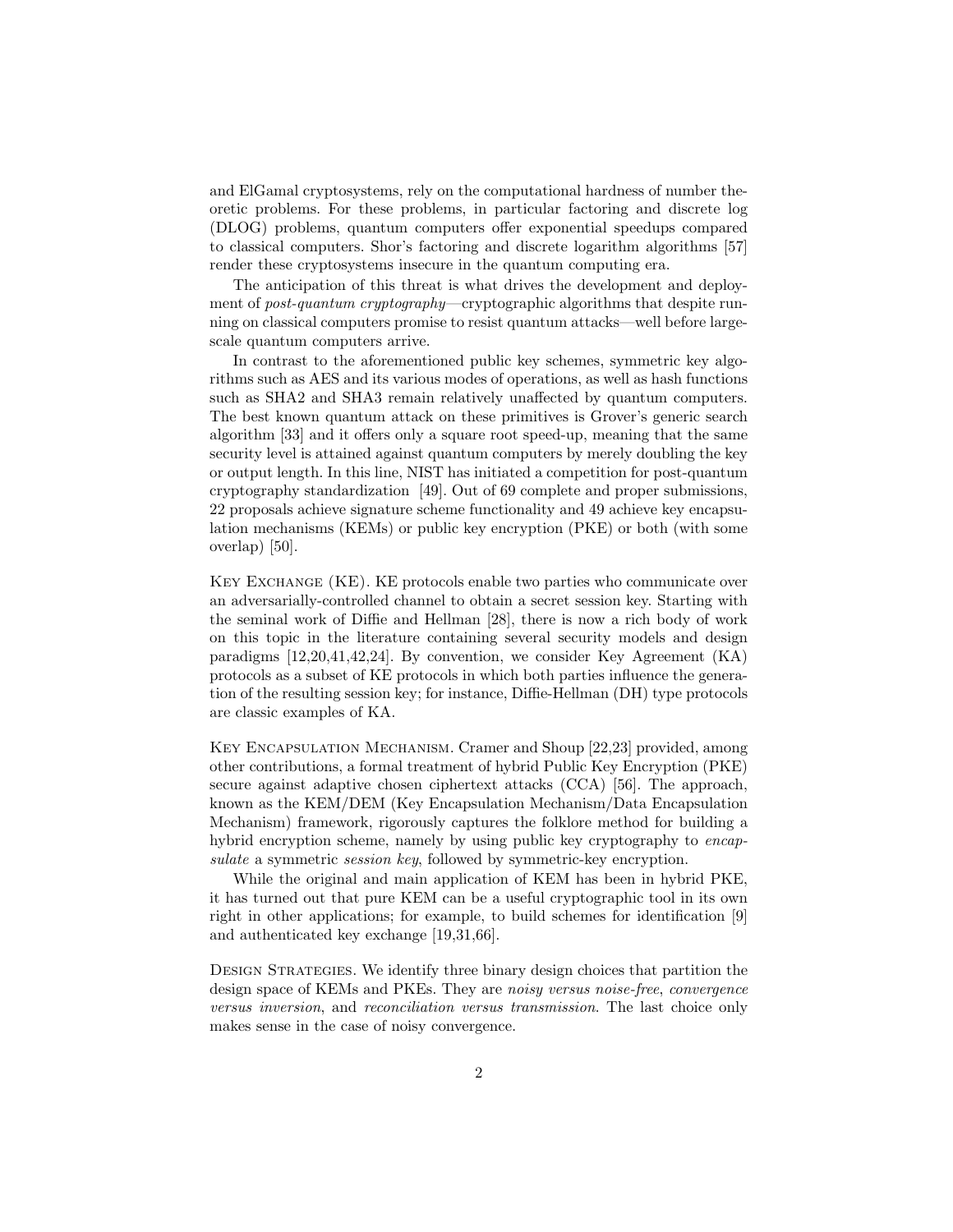and ElGamal cryptosystems, rely on the computational hardness of number theoretic problems. For these problems, in particular factoring and discrete log (DLOG) problems, quantum computers offer exponential speedups compared to classical computers. Shor's factoring and discrete logarithm algorithms [57] render these cryptosystems insecure in the quantum computing era.

The anticipation of this threat is what drives the development and deployment of *post-quantum cryptography*—cryptographic algorithms that despite running on classical computers promise to resist quantum attacks—well before large-scale quantum computers arrive.

In contrast to the aforementioned public key schemes, symmetric key algorithms such as AES and its various modes of operations, as well as hash functions such as SHA2 and SHA3 remain relatively unaffected by quantum computers. The best known quantum attack on these primitives is Grover's generic search algorithm [33] and it offers only a square root speed-up, meaning that the same security level is attained against quantum computers by merely doubling the key or output length. In this line, NIST has initiated a competition for post-quantum cryptography standardization [49]. Out of 69 complete and proper submissions, 22 proposals achieve signature scheme functionality and 49 achieve key encapsulation mechanisms (KEMs) or public key encryption (PKE) or both (with some overlap) [50].

Key Exchange (KE). KE protocols enable two parties who communicate over an adversarially-controlled channel to obtain a secret session key. Starting with the seminal work of Diffie and Hellman [28], there is now a rich body of work on this topic in the literature containing several security models and design paradigms [12,20,41,42,24]. By convention, we consider Key Agreement (KA) protocols as a subset of KE protocols in which both parties influence the generation of the resulting session key; for instance, Diffie-Hellman (DH) type protocols are classic examples of KA.

Key Encapsulation Mechanism. Cramer and Shoup [22,23] provided, among other contributions, a formal treatment of hybrid Public Key Encryption (PKE) secure against adaptive chosen ciphertext attacks (CCA) [56]. The approach, known as the KEM/DEM (Key Encapsulation Mechanism/Data Encapsulation Mechanism) framework, rigorously captures the folklore method for building a hybrid encryption scheme, namely by using public key cryptography to *encapsulate* a symmetric *session key*, followed by symmetric-key encryption.

While the original and main application of KEM has been in hybrid PKE, it has turned out that pure KEM can be a useful cryptographic tool in its own right in other applications; for example, to build schemes for identification [9] and authenticated key exchange [19,31,66].

Design Strategies. We identify three binary design choices that partition the design space of KEMs and PKEs. They are *noisy versus noise-free*, *convergence versus inversion*, and *reconciliation versus transmission*. The last choice only makes sense in the case of noisy convergence.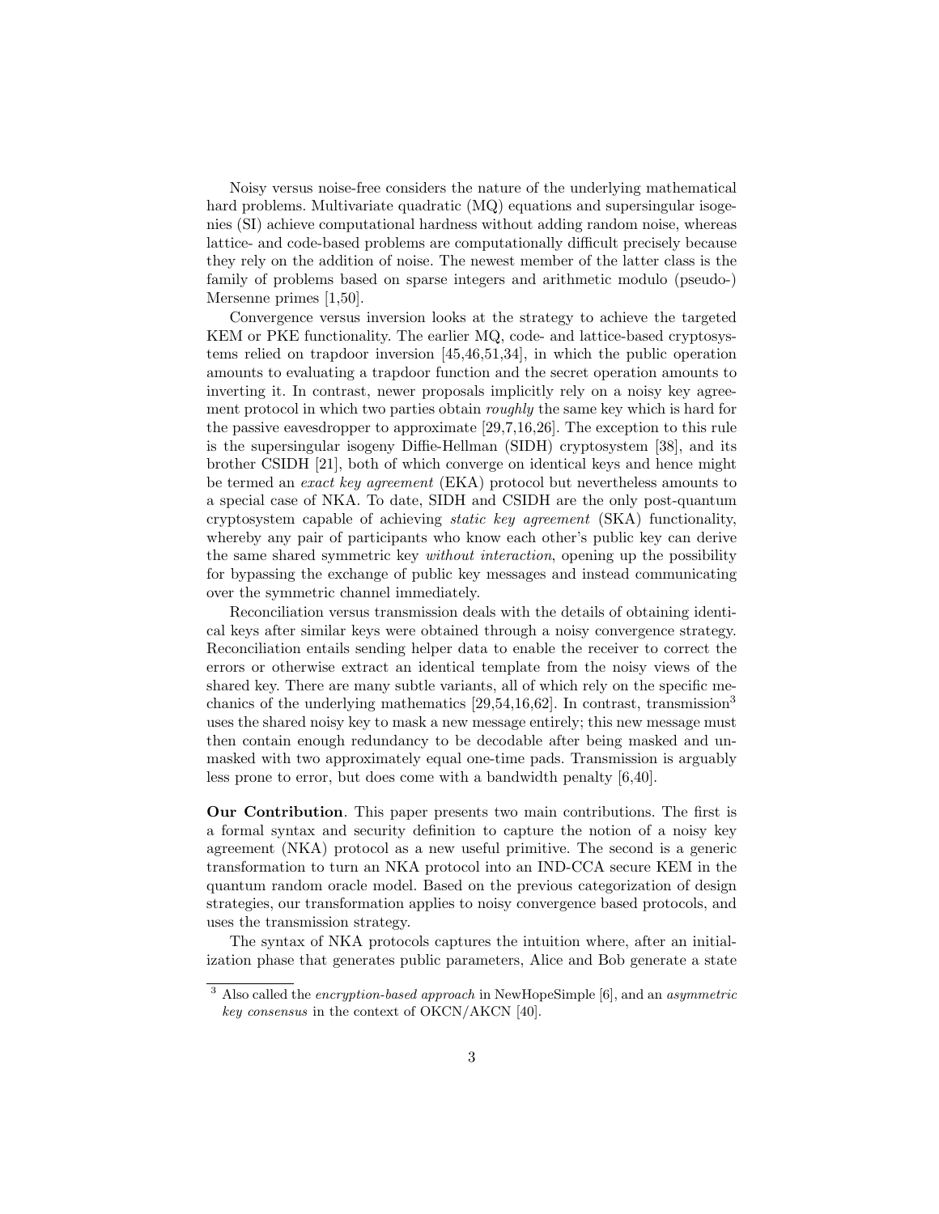Noisy versus noise-free considers the nature of the underlying mathematical hard problems. Multivariate quadratic (MQ) equations and supersingular isogenies (SI) achieve computational hardness without adding random noise, whereas lattice- and code-based problems are computationally difficult precisely because they rely on the addition of noise. The newest member of the latter class is the family of problems based on sparse integers and arithmetic modulo (pseudo-) Mersenne primes [1,50].

Convergence versus inversion looks at the strategy to achieve the targeted KEM or PKE functionality. The earlier MQ, code- and lattice-based cryptosystems relied on trapdoor inversion [45,46,51,34], in which the public operation amounts to evaluating a trapdoor function and the secret operation amounts to inverting it. In contrast, newer proposals implicitly rely on a noisy key agreement protocol in which two parties obtain *roughly* the same key which is hard for the passive eavesdropper to approximate [29,7,16,26]. The exception to this rule is the supersingular isogeny Diffie-Hellman (SIDH) cryptosystem [38], and its brother CSIDH [21], both of which converge on identical keys and hence might be termed an *exact key agreement* (EKA) protocol but nevertheless amounts to a special case of NKA. To date, SIDH and CSIDH are the only post-quantum cryptosystem capable of achieving *static key agreement* (SKA) functionality, whereby any pair of participants who know each other's public key can derive the same shared symmetric key *without interaction*, opening up the possibility for bypassing the exchange of public key messages and instead communicating over the symmetric channel immediately.

Reconciliation versus transmission deals with the details of obtaining identical keys after similar keys were obtained through a noisy convergence strategy. Reconciliation entails sending helper data to enable the receiver to correct the errors or otherwise extract an identical template from the noisy views of the shared key. There are many subtle variants, all of which rely on the specific mechanics of the underlying mathematics [29,54,16,62]. In contrast, transmission[3] uses the shared noisy key to mask a new message entirely; this new message must then contain enough redundancy to be decodable after being masked and unmasked with two approximately equal one-time pads. Transmission is arguably less prone to error, but does come with a bandwidth penalty [6,40].

**Our Contribution**. This paper presents two main contributions. The first is a formal syntax and security definition to capture the notion of a noisy key agreement (NKA) protocol as a new useful primitive. The second is a generic transformation to turn an NKA protocol into an IND-CCA secure KEM in the quantum random oracle model. Based on the previous categorization of design strategies, our transformation applies to noisy convergence based protocols, and uses the transmission strategy.

The syntax of NKA protocols captures the intuition where, after an initialization phase that generates public parameters, Alice and Bob generate a state

[3] Also called the *encryption-based approach* in NewHopeSimple [6], and an *asymmetric key consensus* in the context of OKCN/AKCN [40].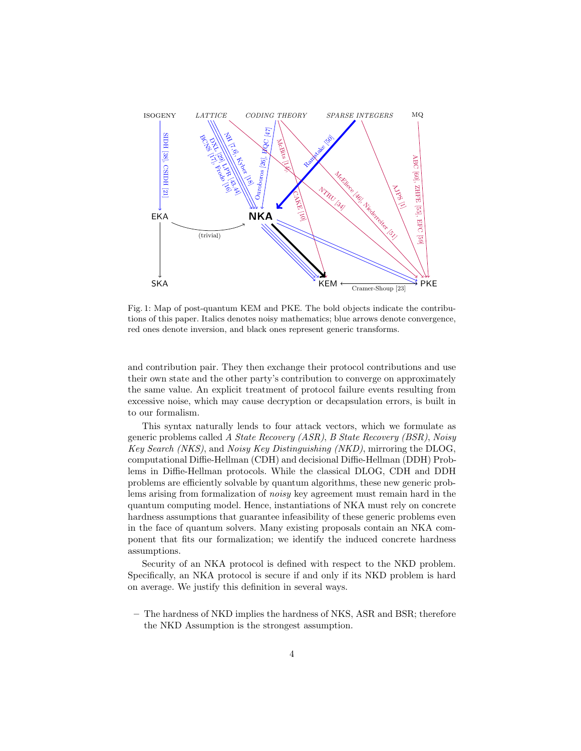Fig. 1: Map of post-quantum KEM and PKE. The bold objects indicate the contributions of this paper. Italics denotes noisy mathematics; blue arrows denote convergence, red ones denote inversion, and black ones represent generic transforms.

and contribution pair. They then exchange their protocol contributions and use their own state and the other party's contribution to converge on approximately the same value. An explicit treatment of protocol failure events resulting from excessive noise, which may cause decryption or decapsulation errors, is built in to our formalism.

This syntax naturally lends to four attack vectors, which we formulate as generic problems called *A State Recovery (ASR)*, *B State Recovery (BSR)*, *Noisy Key Search (NKS)*, and *Noisy Key Distinguishing (NKD)*, mirroring the DLOG, computational Diffie-Hellman (CDH) and decisional Diffie-Hellman (DDH) Problems in Diffie-Hellman protocols. While the classical DLOG, CDH and DDH problems are efficiently solvable by quantum algorithms, these new generic problems arising from formalization of *noisy* key agreement must remain hard in the quantum computing model. Hence, instantiations of NKA must rely on concrete hardness assumptions that guarantee infeasibility of these generic problems even in the face of quantum solvers. Many existing proposals contain an NKA component that fits our formalization; we identify the induced concrete hardness assumptions.

Security of an NKA protocol is defined with respect to the NKD problem. Specifically, an NKA protocol is secure if and only if its NKD problem is hard on average. We justify this definition in several ways.

- The hardness of NKD implies the hardness of NKS, ASR and BSR; therefore the NKD Assumption is the strongest assumption.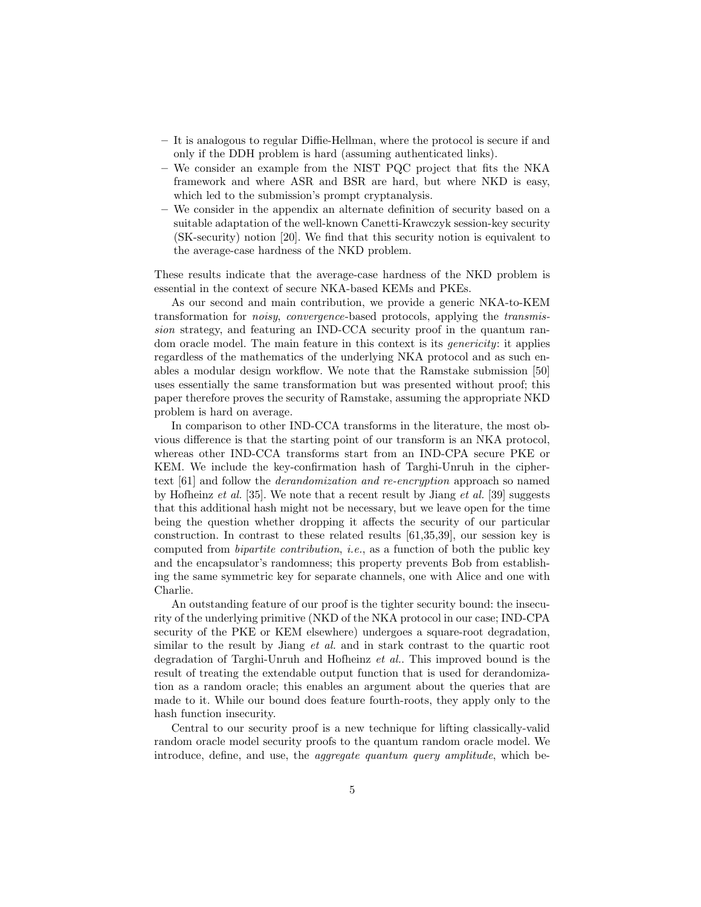- It is analogous to regular Diffie-Hellman, where the protocol is secure if and only if the DDH problem is hard (assuming authenticated links).
- We consider an example from the NIST PQC project that fits the NKA framework and where ASR and BSR are hard, but where NKD is easy, which led to the submission's prompt cryptanalysis.
- We consider in the appendix an alternate definition of security based on a suitable adaptation of the well-known Canetti-Krawczyk session-key security (SK-security) notion [20]. We find that this security notion is equivalent to the average-case hardness of the NKD problem.

These results indicate that the average-case hardness of the NKD problem is essential in the context of secure NKA-based KEMs and PKEs.

As our second and main contribution, we provide a generic NKA-to-KEM transformation for *noisy*, *convergence*-based protocols, applying the *transmission* strategy, and featuring an IND-CCA security proof in the quantum random oracle model. The main feature in this context is its *genericity*: it applies regardless of the mathematics of the underlying NKA protocol and as such enables a modular design workflow. We note that the Ramstake submission [50] uses essentially the same transformation but was presented without proof; this paper therefore proves the security of Ramstake, assuming the appropriate NKD problem is hard on average.

In comparison to other IND-CCA transforms in the literature, the most obvious difference is that the starting point of our transform is an NKA protocol, whereas other IND-CCA transforms start from an IND-CPA secure PKE or KEM. We include the key-confirmation hash of Targhi-Unruh in the ciphertext [61] and follow the *derandomization and re-encryption* approach so named by Hofheinz *et al.* [35]. We note that a recent result by Jiang *et al.* [39] suggests that this additional hash might not be necessary, but we leave open for the time being the question whether dropping it affects the security of our particular construction. In contrast to these related results [61,35,39], our session key is computed from *bipartite contribution*, *i.e.*, as a function of both the public key and the encapsulator's randomness; this property prevents Bob from establishing the same symmetric key for separate channels, one with Alice and one with Charlie.

An outstanding feature of our proof is the tighter security bound: the insecurity of the underlying primitive (NKD of the NKA protocol in our case; IND-CPA security of the PKE or KEM elsewhere) undergoes a square-root degradation, similar to the result by Jiang *et al.* and in stark contrast to the quartic root degradation of Targhi-Unruh and Hofheinz *et al.*. This improved bound is the result of treating the extendable output function that is used for derandomization as a random oracle; this enables an argument about the queries that are made to it. While our bound does feature fourth-roots, they apply only to the hash function insecurity.

Central to our security proof is a new technique for lifting classically-valid random oracle model security proofs to the quantum random oracle model. We introduce, define, and use, the *aggregate quantum query amplitude*, which be-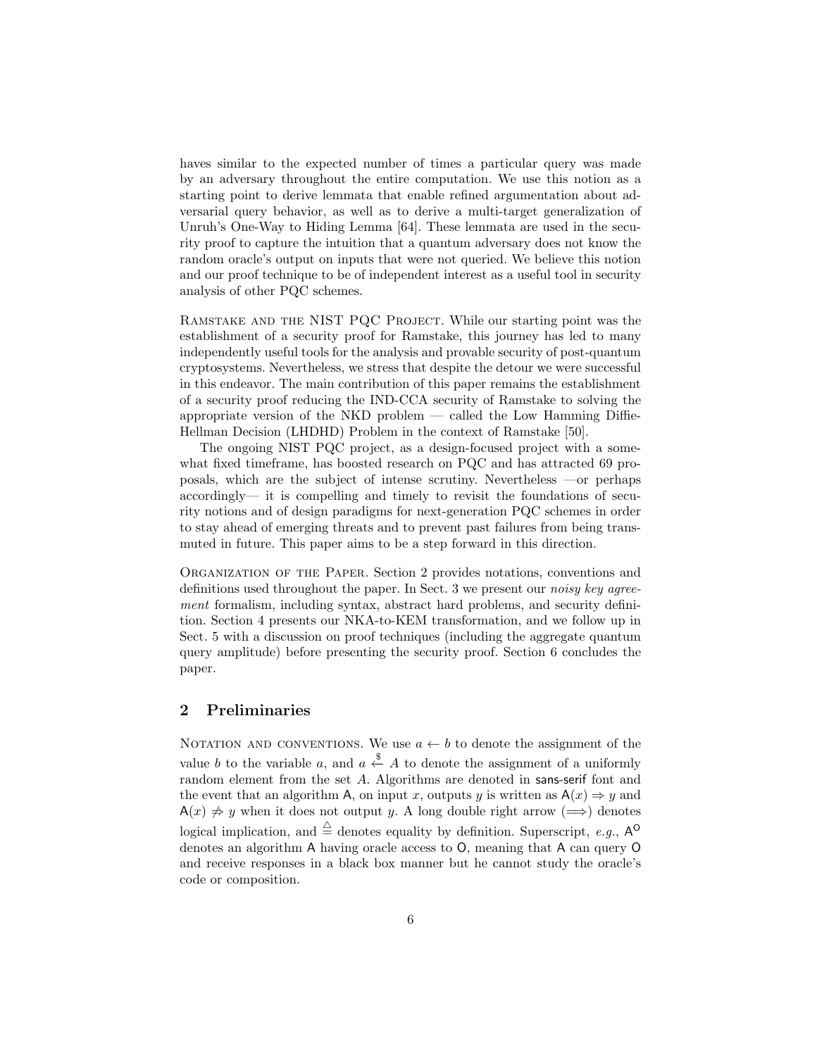haves similar to the expected number of times a particular query was made by an adversary throughout the entire computation. We use this notion as a starting point to derive lemmata that enable refined argumentation about adversarial query behavior, as well as to derive a multi-target generalization of Unruh's One-Way to Hiding Lemma [64]. These lemmata are used in the security proof to capture the intuition that a quantum adversary does not know the random oracle's output on inputs that were not queried. We believe this notion and our proof technique to be of independent interest as a useful tool in security analysis of other PQC schemes.

Ramstake and the NIST PQC Project. While our starting point was the establishment of a security proof for Ramstake, this journey has led to many independently useful tools for the analysis and provable security of post-quantum cryptosystems. Nevertheless, we stress that despite the detour we were successful in this endeavor. The main contribution of this paper remains the establishment of a security proof reducing the IND-CCA security of Ramstake to solving the appropriate version of the NKD problem — called the Low Hamming Diffie-Hellman Decision (LHDHD) Problem in the context of Ramstake [50].

The ongoing NIST PQC project, as a design-focused project with a somewhat fixed timeframe, has boosted research on PQC and has attracted 69 proposals, which are the subject of intense scrutiny. Nevertheless —or perhaps accordingly— it is compelling and timely to revisit the foundations of security notions and of design paradigms for next-generation PQC schemes in order to stay ahead of emerging threats and to prevent past failures from being transmuted in future. This paper aims to be a step forward in this direction.

Organization of the Paper. Section 2 provides notations, conventions and definitions used throughout the paper. In Sect. 3 we present our *noisy key agreement* formalism, including syntax, abstract hard problems, and security definition. Section 4 presents our NKA-to-KEM transformation, and we follow up in Sect. 5 with a discussion on proof techniques (including the aggregate quantum query amplitude) before presenting the security proof. Section 6 concludes the paper.

## 2 Preliminaries

Notation and conventions. We use $a \leftarrow b$ to denote the assignment of the value $b$ to the variable $a$, and $a \xleftarrow{\$} A$ to denote the assignment of a uniformly random element from the set $A$. Algorithms are denoted in $\mathsf{sans\text{-}serif}$ font and the event that an algorithm $\mathsf{A}$, on input $x$, outputs $y$ is written as $\mathsf{A}(x) \Rightarrow y$ and $\mathsf{A}(x) \not\Rightarrow y$ when it does not output $y$. A long double right arrow ($\Longrightarrow$) denotes logical implication, and $\stackrel{\triangle}{=}$ denotes equality by definition. Superscript, *e.g.*, $\mathsf{A}^{\mathsf{O}}$ denotes an algorithm $\mathsf{A}$ having oracle access to $\mathsf{O}$, meaning that $\mathsf{A}$ can query $\mathsf{O}$ and receive responses in a black box manner but he cannot study the oracle's code or composition.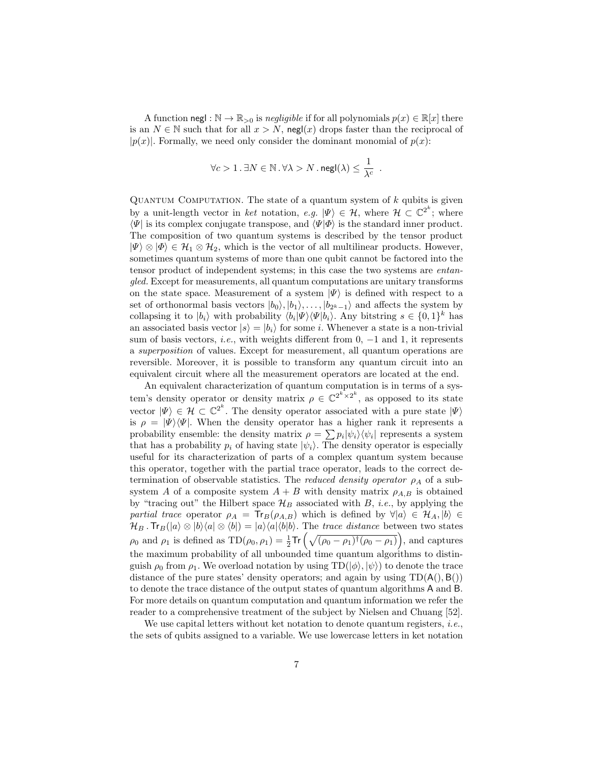A function $\mathsf{negl} : \mathbb{N} \to \mathbb{R}_{>0}$ is *negligible* if for all polynomials $p(x) \in \mathbb{R}[x]$ there is an $N \in \mathbb{N}$ such that for all $x > N$, $\mathsf{negl}(x)$ drops faster than the reciprocal of $|p(x)|$. Formally, we need only consider the dominant monomial of $p(x)$:

$$\forall c > 1 \,.\, \exists N \in \mathbb{N} \,.\, \forall \lambda > N \,.\, \mathsf{negl}(\lambda) \leq \frac{1}{\lambda^c} \enspace .$$

Quantum Computation. The state of a quantum system of $k$ qubits is given by a unit-length vector in *ket* notation, *e.g.* $|\Psi\rangle \in \mathcal{H}$, where $\mathcal{H} \subset \mathbb{C}^{2^k}$; where $\langle\Psi|$ is its complex conjugate transpose, and $\langle\Psi|\Phi\rangle$ is the standard inner product. The composition of two quantum systems is described by the tensor product $|\Psi\rangle \otimes |\Phi\rangle \in \mathcal{H}_1 \otimes \mathcal{H}_2$, which is the vector of all multilinear products. However, sometimes quantum systems of more than one qubit cannot be factored into the tensor product of independent systems; in this case the two systems are *entangled.* Except for measurements, all quantum computations are unitary transforms on the state space. Measurement of a system $|\Psi\rangle$ is defined with respect to a set of orthonormal basis vectors $|b_0\rangle, |b_1\rangle, \ldots, |b_{2^k-1}\rangle$ and affects the system by collapsing it to $|b_i\rangle$ with probability $\langle b_i|\Psi\rangle\langle\Psi|b_i\rangle$. Any bitstring $s \in \{0,1\}^k$ has an associated basis vector $|s\rangle = |b_i\rangle$ for some $i$. Whenever a state is a non-trivial sum of basis vectors, *i.e.*, with weights different from 0, $-1$ and 1, it represents a *superposition* of values. Except for measurement, all quantum operations are reversible. Moreover, it is possible to transform any quantum circuit into an equivalent circuit where all the measurement operators are located at the end.

An equivalent characterization of quantum computation is in terms of a system's density operator or density matrix $\rho \in \mathbb{C}^{2^k \times 2^k}$, as opposed to its state vector $|\Psi\rangle \in \mathcal{H} \subset \mathbb{C}^{2^k}$. The density operator associated with a pure state $|\Psi\rangle$ is $\rho = |\Psi\rangle\langle\Psi|$. When the density operator has a higher rank it represents a probability ensemble: the density matrix $\rho = \sum p_i |\psi_i\rangle\langle\psi_i|$ represents a system that has a probability $p_i$ of having state $|\psi_i\rangle$. The density operator is especially useful for its characterization of parts of a complex quantum system because this operator, together with the partial trace operator, leads to the correct determination of observable statistics. The *reduced density operator* $\rho_A$ of a subsystem $A$ of a composite system $A + B$ with density matrix $\rho_{A,B}$ is obtained by "tracing out" the Hilbert space $\mathcal{H}_B$ associated with $B$, *i.e.*, by applying the *partial trace* operator $\rho_A = \mathsf{Tr}_B(\rho_{A,B})$ which is defined by $\forall |a\rangle \in \mathcal{H}_A, |b\rangle \in \mathcal{H}_B \,.\, \mathsf{Tr}_B(|a\rangle \otimes |b\rangle\langle a| \otimes \langle b|) = |a\rangle\langle a|\langle b|b\rangle$. The *trace distance* between two states $\rho_0$ and $\rho_1$ is defined as $\mathrm{TD}(\rho_0, \rho_1) = \frac{1}{2}\mathsf{Tr}\left(\sqrt{(\rho_0 - \rho_1)^\dagger(\rho_0 - \rho_1)}\right)$, and captures the maximum probability of all unbounded time quantum algorithms to distinguish $\rho_0$ from $\rho_1$. We overload notation by using $\mathrm{TD}(|\phi\rangle, |\psi\rangle)$ to denote the trace distance of the pure states' density operators; and again by using $\mathrm{TD}(\mathsf{A}(), \mathsf{B}())$ to denote the trace distance of the output states of quantum algorithms $\mathsf{A}$ and $\mathsf{B}$. For more details on quantum computation and quantum information we refer the reader to a comprehensive treatment of the subject by Nielsen and Chuang [52].

We use capital letters without ket notation to denote quantum registers, *i.e.*, the sets of qubits assigned to a variable. We use lowercase letters in ket notation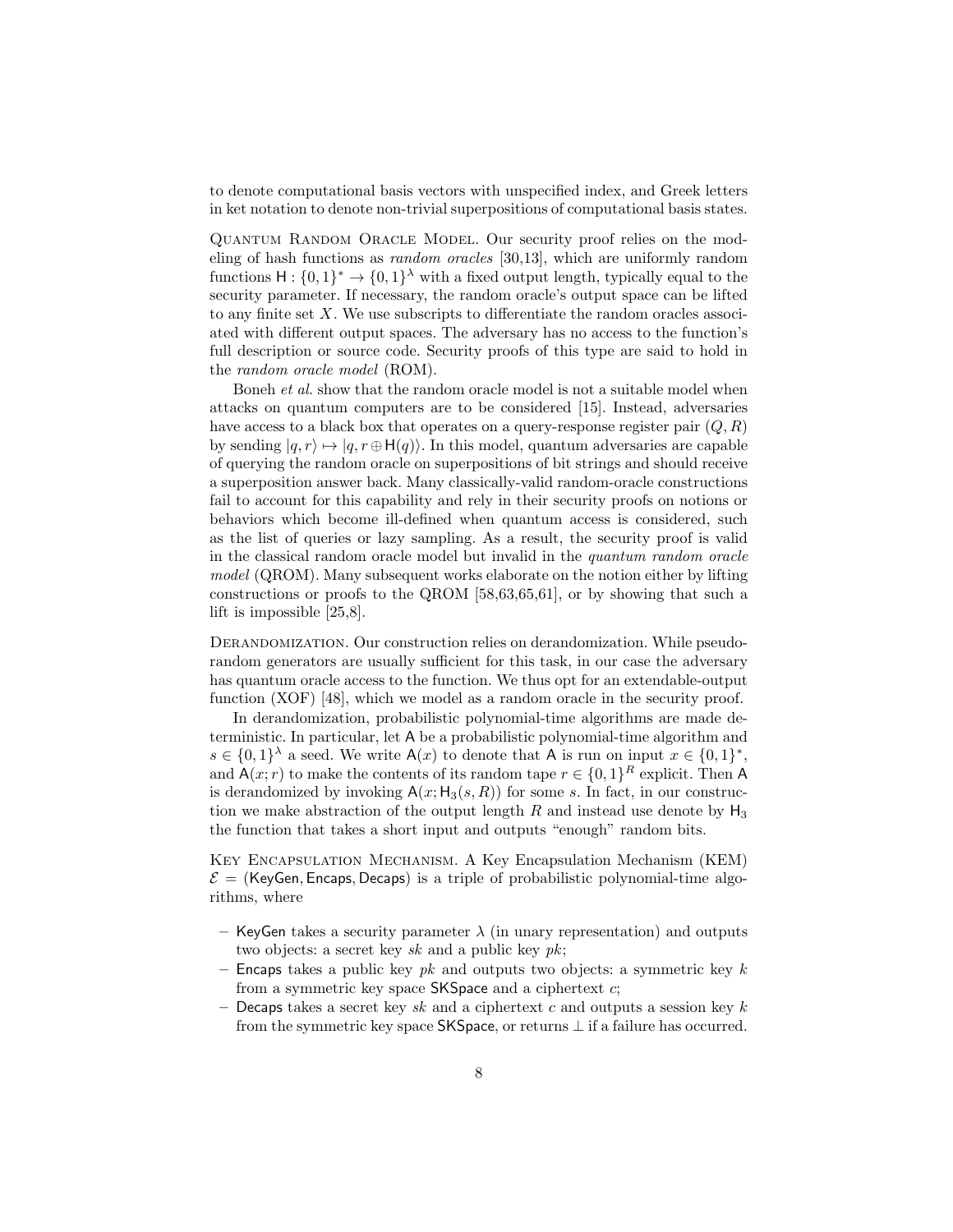to denote computational basis vectors with unspecified index, and Greek letters in ket notation to denote non-trivial superpositions of computational basis states.

Quantum Random Oracle Model. Our security proof relies on the modeling of hash functions as *random oracles* [30,13], which are uniformly random functions $\mathsf{H} : \{0,1\}^* \to \{0,1\}^\lambda$ with a fixed output length, typically equal to the security parameter. If necessary, the random oracle's output space can be lifted to any finite set $X$. We use subscripts to differentiate the random oracles associated with different output spaces. The adversary has no access to the function's full description or source code. Security proofs of this type are said to hold in the *random oracle model* (ROM).

Boneh *et al.* show that the random oracle model is not a suitable model when attacks on quantum computers are to be considered [15]. Instead, adversaries have access to a black box that operates on a query-response register pair $(Q, R)$ by sending $|q, r\rangle \mapsto |q, r \oplus \mathsf{H}(q)\rangle$. In this model, quantum adversaries are capable of querying the random oracle on superpositions of bit strings and should receive a superposition answer back. Many classically-valid random-oracle constructions fail to account for this capability and rely in their security proofs on notions or behaviors which become ill-defined when quantum access is considered, such as the list of queries or lazy sampling. As a result, the security proof is valid in the classical random oracle model but invalid in the *quantum random oracle model* (QROM). Many subsequent works elaborate on the notion either by lifting constructions or proofs to the QROM [58,63,65,61], or by showing that such a lift is impossible [25,8].

Derandomization. Our construction relies on derandomization. While pseudorandom generators are usually sufficient for this task, in our case the adversary has quantum oracle access to the function. We thus opt for an extendable-output function (XOF) [48], which we model as a random oracle in the security proof.

In derandomization, probabilistic polynomial-time algorithms are made deterministic. In particular, let $\mathsf{A}$ be a probabilistic polynomial-time algorithm and $s \in \{0,1\}^\lambda$ a seed. We write $\mathsf{A}(x)$ to denote that $\mathsf{A}$ is run on input $x \in \{0,1\}^*$, and $\mathsf{A}(x; r)$ to make the contents of its random tape $r \in \{0,1\}^R$ explicit. Then $\mathsf{A}$ is derandomized by invoking $\mathsf{A}(x; \mathsf{H}_3(s, R))$ for some $s$. In fact, in our construction we make abstraction of the output length $R$ and instead use denote by $\mathsf{H}_3$ the function that takes a short input and outputs "enough" random bits.

Key Encapsulation Mechanism. A Key Encapsulation Mechanism (KEM) $\mathcal{E} = (\mathsf{KeyGen}, \mathsf{Encaps}, \mathsf{Decaps})$ is a triple of probabilistic polynomial-time algorithms, where

- $\mathsf{KeyGen}$ takes a security parameter $\lambda$ (in unary representation) and outputs two objects: a secret key $sk$ and a public key $pk$;
- $\mathsf{Encaps}$ takes a public key $pk$ and outputs two objects: a symmetric key $k$ from a symmetric key space $\mathsf{SKSpace}$ and a ciphertext $c$;
- $\mathsf{Decaps}$ takes a secret key $sk$ and a ciphertext $c$ and outputs a session key $k$ from the symmetric key space $\mathsf{SKSpace}$, or returns $\perp$ if a failure has occurred.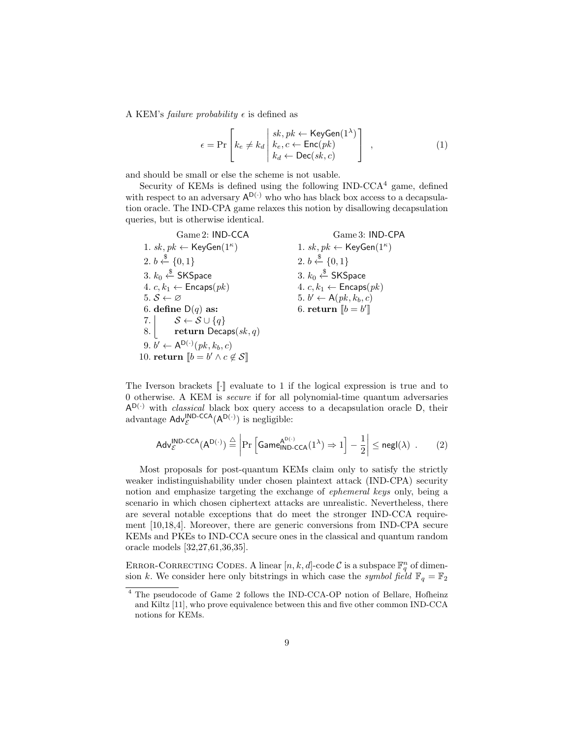A KEM's *failure probability* $\epsilon$ is defined as

$$\epsilon = \Pr\left[ k_e \neq k_d \,\middle|\, \begin{array}{l} sk, pk \leftarrow \mathsf{KeyGen}(1^\lambda) \\ k_e, c \leftarrow \mathsf{Enc}(pk) \\ k_d \leftarrow \mathsf{Dec}(sk, c) \end{array} \right] \quad , \tag{1}$$

and should be small or else the scheme is not usable.

Security of KEMs is defined using the following IND-CCA[4] game, defined with respect to an adversary $\mathsf{A}^{\mathsf{D}(\cdot)}$ who who has black box access to a decapsulation oracle. The IND-CPA game relaxes this notion by disallowing decapsulation queries, but is otherwise identical.

**Game 2: IND-CCA**

1. $sk, pk \leftarrow \mathsf{KeyGen}(1^\kappa)$
2. $b \xleftarrow{\$} \{0,1\}$
3. $k_0 \xleftarrow{\$} \mathsf{SKSpace}$
4. $c, k_1 \leftarrow \mathsf{Encaps}(pk)$
5. $\mathcal{S} \leftarrow \varnothing$
6. **define** $\mathsf{D}(q)$ **as:**
7. $\quad \mathcal{S} \leftarrow \mathcal{S} \cup \{q\}$
8. $\quad$ **return** $\mathsf{Decaps}(sk, q)$
9. $b' \leftarrow \mathsf{A}^{\mathsf{D}(\cdot)}(pk, k_b, c)$
10. **return** $[\![ b = b' \wedge c \notin \mathcal{S} ]\!]$

**Game 3: IND-CPA**

1. $sk, pk \leftarrow \mathsf{KeyGen}(1^\kappa)$
2. $b \xleftarrow{\$} \{0,1\}$
3. $k_0 \xleftarrow{\$} \mathsf{SKSpace}$
4. $c, k_1 \leftarrow \mathsf{Encaps}(pk)$
5. $b' \leftarrow \mathsf{A}(pk, k_b, c)$
6. **return** $[\![ b = b' ]\!]$

The Iverson brackets $[\![\cdot]\!]$ evaluate to 1 if the logical expression is true and to 0 otherwise. A KEM is *secure* if for all polynomial-time quantum adversaries $\mathsf{A}^{\mathsf{D}(\cdot)}$ with *classical* black box query access to a decapsulation oracle $\mathsf{D}$, their advantage $\mathsf{Adv}_{\mathcal{E}}^{\mathsf{IND\text{-}CCA}}(\mathsf{A}^{\mathsf{D}(\cdot)})$ is negligible:

$$\mathsf{Adv}_{\mathcal{E}}^{\mathsf{IND\text{-}CCA}}(\mathsf{A}^{\mathsf{D}(\cdot)}) \stackrel{\triangle}{=} \left| \Pr\left[ \mathsf{Game}_{\mathsf{IND\text{-}CCA}}^{\mathsf{A}^{\mathsf{D}(\cdot)}}(1^\lambda) \Rightarrow 1 \right] - \frac{1}{2} \right| \leq \mathsf{negl}(\lambda) \quad . \tag{2}$$

Most proposals for post-quantum KEMs claim only to satisfy the strictly weaker indistinguishability under chosen plaintext attack (IND-CPA) security notion and emphasize targeting the exchange of *ephemeral keys* only, being a scenario in which chosen ciphertext attacks are unrealistic. Nevertheless, there are several notable exceptions that do meet the stronger IND-CCA requirement [10,18,4]. Moreover, there are generic conversions from IND-CPA secure KEMs and PKEs to IND-CCA secure ones in the classical and quantum random oracle models [32,27,61,36,35].

Error-Correcting Codes. A linear $[n, k, d]$-code $\mathcal{C}$ is a subspace $\mathbb{F}_q^n$ of dimension $k$. We consider here only bitstrings in which case the *symbol field* $\mathbb{F}_q = \mathbb{F}_2$

[4] The pseudocode of Game 2 follows the IND-CCA-OP notion of Bellare, Hofheinz and Kiltz [11], who prove equivalence between this and five other common IND-CCA notions for KEMs.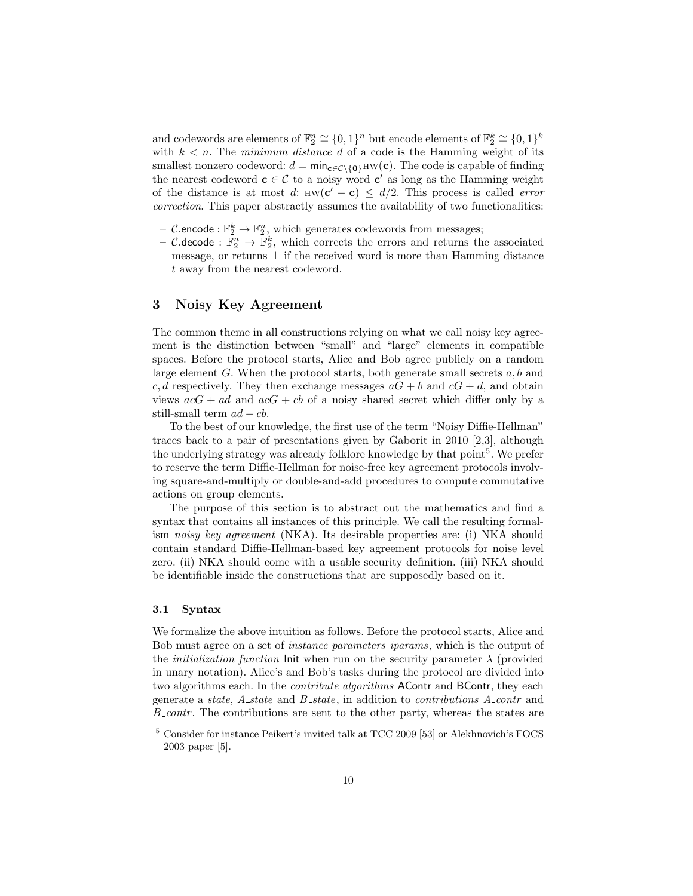and codewords are elements of $\mathbb{F}_2^n \cong \{0,1\}^n$ but encode elements of $\mathbb{F}_2^k \cong \{0,1\}^k$ with $k < n$. The *minimum distance* $d$ of a code is the Hamming weight of its smallest nonzero codeword: $d = \min_{\mathbf{c} \in \mathcal{C} \setminus \{\mathbf{0}\}} \text{HW}(\mathbf{c})$. The code is capable of finding the nearest codeword $\mathbf{c} \in \mathcal{C}$ to a noisy word $\mathbf{c}'$ as long as the Hamming weight of the distance is at most $d$: $\text{HW}(\mathbf{c}' - \mathbf{c}) \leq d/2$. This process is called *error correction*. This paper abstractly assumes the availability of two functionalities:

- $\mathcal{C}.\mathsf{encode} : \mathbb{F}_2^k \to \mathbb{F}_2^n$, which generates codewords from messages;
- $\mathcal{C}.\mathsf{decode} : \mathbb{F}_2^n \to \mathbb{F}_2^k$, which corrects the errors and returns the associated message, or returns $\perp$ if the received word is more than Hamming distance $t$ away from the nearest codeword.

## 3 Noisy Key Agreement

The common theme in all constructions relying on what we call noisy key agreement is the distinction between "small" and "large" elements in compatible spaces. Before the protocol starts, Alice and Bob agree publicly on a random large element $G$. When the protocol starts, both generate small secrets $a, b$ and $c, d$ respectively. They then exchange messages $aG + b$ and $cG + d$, and obtain views $acG + ad$ and $acG + cb$ of a noisy shared secret which differ only by a still-small term $ad - cb$.

To the best of our knowledge, the first use of the term "Noisy Diffie-Hellman" traces back to a pair of presentations given by Gaborit in 2010 [2,3], although the underlying strategy was already folklore knowledge by that point[5]. We prefer to reserve the term Diffie-Hellman for noise-free key agreement protocols involving square-and-multiply or double-and-add procedures to compute commutative actions on group elements.

The purpose of this section is to abstract out the mathematics and find a syntax that contains all instances of this principle. We call the resulting formalism *noisy key agreement* (NKA). Its desirable properties are: (i) NKA should contain standard Diffie-Hellman-based key agreement protocols for noise level zero. (ii) NKA should come with a usable security definition. (iii) NKA should be identifiable inside the constructions that are supposedly based on it.

### 3.1 Syntax

We formalize the above intuition as follows. Before the protocol starts, Alice and Bob must agree on a set of *instance parameters iparams*, which is the output of the *initialization function* $\mathsf{Init}$ when run on the security parameter $\lambda$ (provided in unary notation). Alice's and Bob's tasks during the protocol are divided into two algorithms each. In the *contribute algorithms* $\mathsf{AContr}$ and $\mathsf{BContr}$, they each generate a *state*, *A_state* and *B_state*, in addition to *contributions A_contr* and *B_contr*. The contributions are sent to the other party, whereas the states are

[5] Consider for instance Peikert's invited talk at TCC 2009 [53] or Alekhnovich's FOCS 2003 paper [5].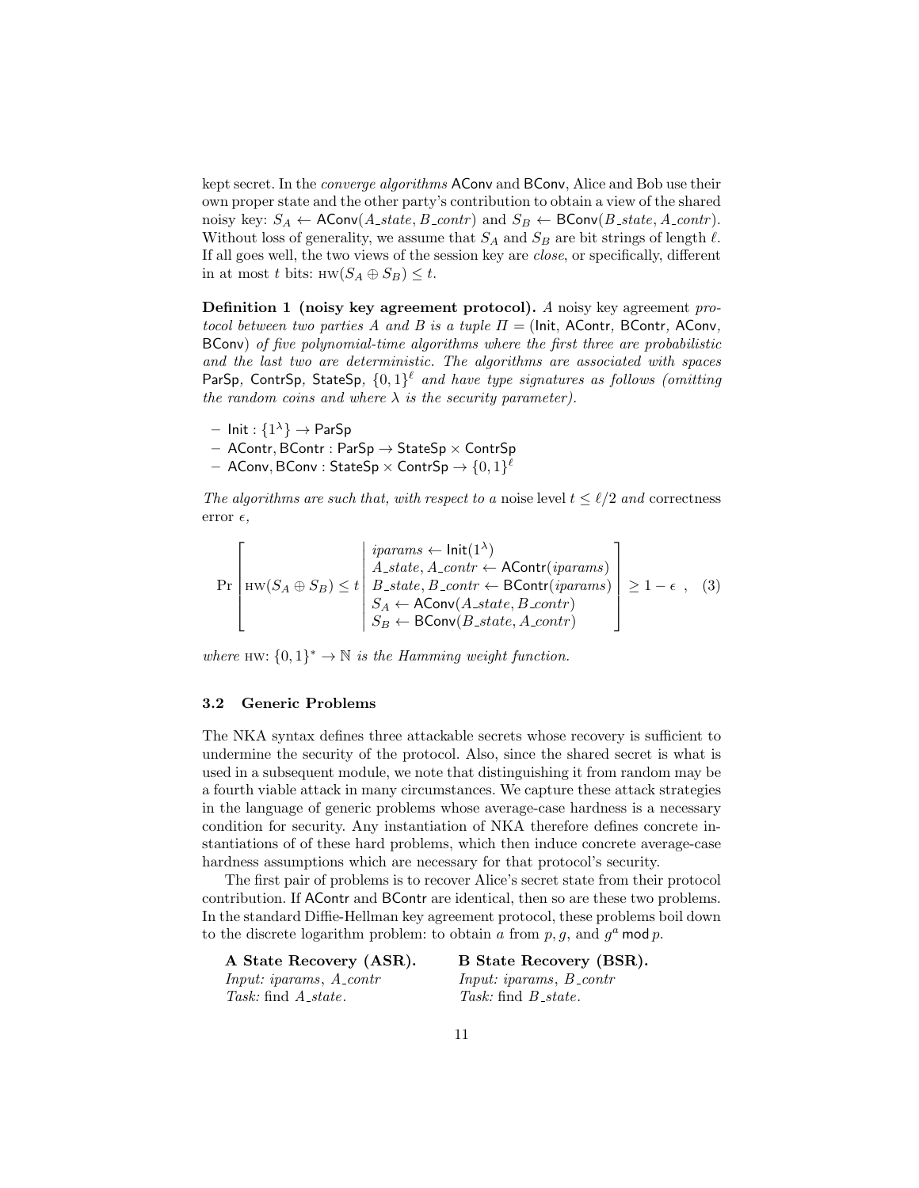kept secret. In the *converge algorithms* $\mathsf{AConv}$ and $\mathsf{BConv}$, Alice and Bob use their own proper state and the other party's contribution to obtain a view of the shared noisy key: $S_A \leftarrow \mathsf{AConv}(A\_state, B\_contr)$ and $S_B \leftarrow \mathsf{BConv}(B\_state, A\_contr)$. Without loss of generality, we assume that $S_A$ and $S_B$ are bit strings of length $\ell$. If all goes well, the two views of the session key are *close*, or specifically, different in at most $t$ bits: $\textsc{hw}(S_A \oplus S_B) \leq t$.

**Definition 1 (noisy key agreement protocol).** *A noisy key agreement protocol between two parties $A$ and $B$ is a tuple $\Pi = (\mathsf{Init}, \mathsf{AContr}, \mathsf{BContr}, \mathsf{AConv}, \mathsf{BConv})$ of five polynomial-time algorithms where the first three are probabilistic and the last two are deterministic. The algorithms are associated with spaces $\mathsf{ParSp}$, $\mathsf{ContrSp}$, $\mathsf{StateSp}$, $\{0,1\}^\ell$ and have type signatures as follows (omitting the random coins and where $\lambda$ is the security parameter).*

- $\mathsf{Init} : \{1^\lambda\} \rightarrow \mathsf{ParSp}$
- $\mathsf{AContr}, \mathsf{BContr} : \mathsf{ParSp} \rightarrow \mathsf{StateSp} \times \mathsf{ContrSp}$
- $\mathsf{AConv}, \mathsf{BConv} : \mathsf{StateSp} \times \mathsf{ContrSp} \rightarrow \{0,1\}^\ell$

*The algorithms are such that, with respect to a* noise level $t \leq \ell/2$ *and* correctness error $\epsilon$,

$$\Pr\left[ \textsc{hw}(S_A \oplus S_B) \leq t \;\middle|\; \begin{array}{l} iparams \leftarrow \mathsf{Init}(1^\lambda) \\ A\_state, A\_contr \leftarrow \mathsf{AContr}(iparams) \\ B\_state, B\_contr \leftarrow \mathsf{BContr}(iparams) \\ S_A \leftarrow \mathsf{AConv}(A\_state, B\_contr) \\ S_B \leftarrow \mathsf{BConv}(B\_state, A\_contr) \end{array} \right] \geq 1 - \epsilon \enspace , \quad (3)$$

*where* $\textsc{hw}\colon \{0,1\}^* \rightarrow \mathbb{N}$ *is the Hamming weight function.*

### 3.2 Generic Problems

The NKA syntax defines three attackable secrets whose recovery is sufficient to undermine the security of the protocol. Also, since the shared secret is what is used in a subsequent module, we note that distinguishing it from random may be a fourth viable attack in many circumstances. We capture these attack strategies in the language of generic problems whose average-case hardness is a necessary condition for security. Any instantiation of NKA therefore defines concrete instantiations of of these hard problems, which then induce concrete average-case hardness assumptions which are necessary for that protocol's security.

The first pair of problems is to recover Alice's secret state from their protocol contribution. If $\mathsf{AContr}$ and $\mathsf{BContr}$ are identical, then so are these two problems. In the standard Diffie-Hellman key agreement protocol, these problems boil down to the discrete logarithm problem: to obtain $a$ from $p, g$, and $g^a \bmod p$.

**A State Recovery (ASR).**
*Input:* $iparams$, $A\_contr$
*Task:* find $A\_state$.

**B State Recovery (BSR).**
*Input:* $iparams$, $B\_contr$
*Task:* find $B\_state$.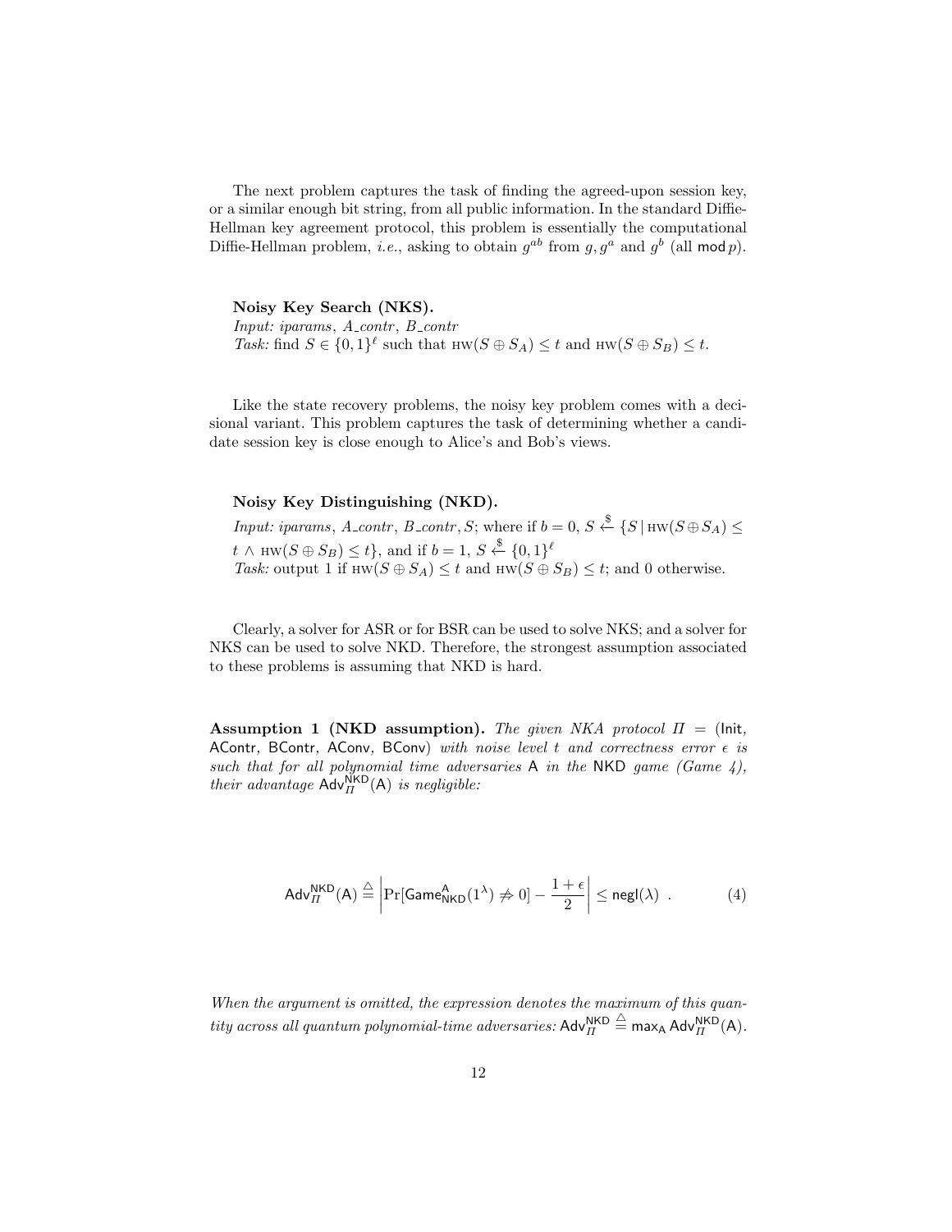The next problem captures the task of finding the agreed-upon session key, or a similar enough bit string, from all public information. In the standard Diffie-Hellman key agreement protocol, this problem is essentially the computational Diffie-Hellman problem, *i.e.*, asking to obtain $g^{ab}$ from $g, g^a$ and $g^b$ (all $\mathsf{mod}\, p$).

**Noisy Key Search (NKS).**
*Input: iparams, A_contr, B_contr*
*Task:* find $S \in \{0,1\}^\ell$ such that $\textsc{hw}(S \oplus S_A) \leq t$ and $\textsc{hw}(S \oplus S_B) \leq t$.

Like the state recovery problems, the noisy key problem comes with a decisional variant. This problem captures the task of determining whether a candidate session key is close enough to Alice's and Bob's views.

**Noisy Key Distinguishing (NKD).**
*Input: iparams, A_contr, B_contr, S; where if* $b = 0$, $S \xleftarrow{\$} \{S \,|\, \textsc{hw}(S \oplus S_A) \leq t \wedge \textsc{hw}(S \oplus S_B) \leq t\}$, and if $b = 1$, $S \xleftarrow{\$} \{0,1\}^\ell$
*Task:* output 1 if $\textsc{hw}(S \oplus S_A) \leq t$ and $\textsc{hw}(S \oplus S_B) \leq t$; and 0 otherwise.

Clearly, a solver for ASR or for BSR can be used to solve NKS; and a solver for NKS can be used to solve NKD. Therefore, the strongest assumption associated to these problems is assuming that NKD is hard.

**Assumption 1 (NKD assumption).** *The given NKA protocol $\Pi = (\mathsf{Init}, \mathsf{AContr}, \mathsf{BContr}, \mathsf{AConv}, \mathsf{BConv})$ with noise level $t$ and correctness error $\epsilon$ is such that for all polynomial time adversaries $\mathsf{A}$ in the $\mathsf{NKD}$ game (Game 4), their advantage $\mathsf{Adv}_{\Pi}^{\mathsf{NKD}}(\mathsf{A})$ is negligible:*

$$\mathsf{Adv}_{\Pi}^{\mathsf{NKD}}(\mathsf{A}) \triangleq \left| \Pr[\mathsf{Game}_{\mathsf{NKD}}^{\mathsf{A}}(1^\lambda) \not\Rightarrow 0] - \frac{1+\epsilon}{2} \right| \leq \mathsf{negl}(\lambda) \ . \tag{4}$$

*When the argument is omitted, the expression denotes the maximum of this quantity across all quantum polynomial-time adversaries:* $\mathsf{Adv}_{\Pi}^{\mathsf{NKD}} \triangleq \max_{\mathsf{A}} \mathsf{Adv}_{\Pi}^{\mathsf{NKD}}(\mathsf{A})$.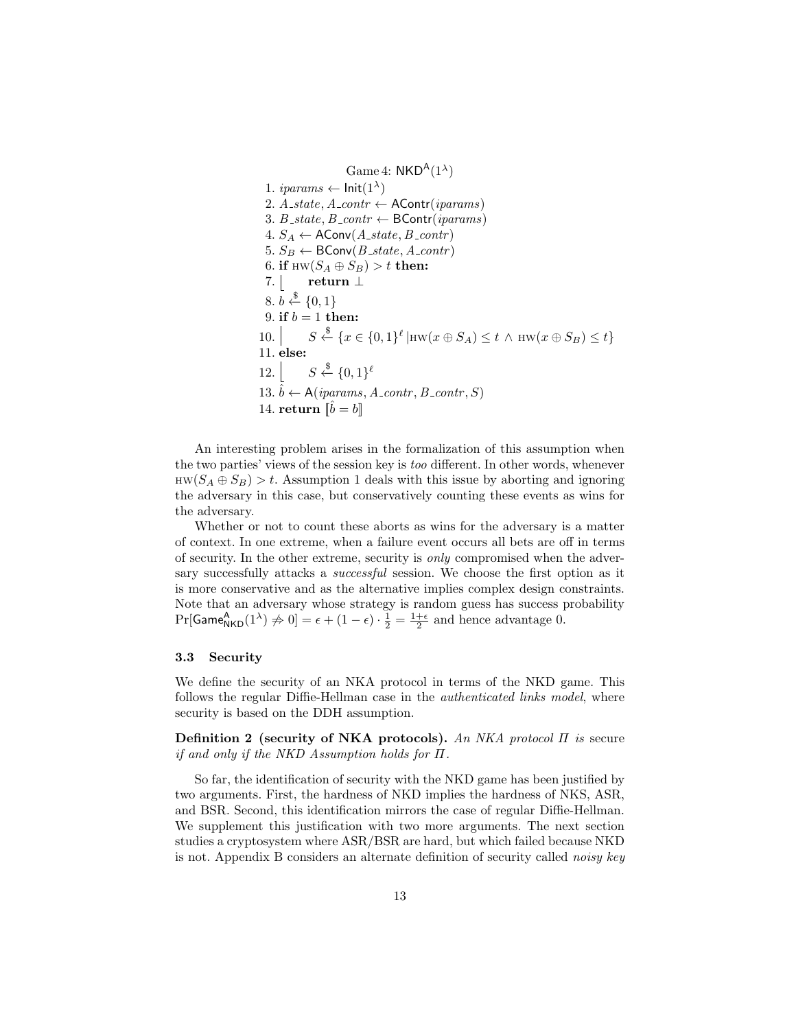Game 4: $\mathsf{NKD}^{\mathsf{A}}(1^\lambda)$

1. $iparams \leftarrow \mathsf{Init}(1^\lambda)$
2. $A\_state, A\_contr \leftarrow \mathsf{AContr}(iparams)$
3. $B\_state, B\_contr \leftarrow \mathsf{BContr}(iparams)$
4. $S_A \leftarrow \mathsf{AConv}(A\_state, B\_contr)$
5. $S_B \leftarrow \mathsf{BConv}(B\_state, A\_contr)$
6. **if** $\textsc{hw}(S_A \oplus S_B) > t$ **then:**
7. $\quad$ **return** $\perp$
8. $b \xleftarrow{\$} \{0,1\}$
9. **if** $b = 1$ **then:**
10. $\quad S \xleftarrow{\$} \{x \in \{0,1\}^\ell \,|\textsc{hw}(x \oplus S_A) \leq t \wedge \textsc{hw}(x \oplus S_B) \leq t\}$
11. **else:**
12. $\quad S \xleftarrow{\$} \{0,1\}^\ell$
13. $\hat{b} \leftarrow \mathsf{A}(iparams, A\_contr, B\_contr, S)$
14. **return** $[\![\hat{b} = b]\!]$

An interesting problem arises in the formalization of this assumption when the two parties' views of the session key is *too* different. In other words, whenever $\textsc{hw}(S_A \oplus S_B) > t$. Assumption 1 deals with this issue by aborting and ignoring the adversary in this case, but conservatively counting these events as wins for the adversary.

Whether or not to count these aborts as wins for the adversary is a matter of context. In one extreme, when a failure event occurs all bets are off in terms of security. In the other extreme, security is *only* compromised when the adversary successfully attacks a *successful* session. We choose the first option as it is more conservative and as the alternative implies complex design constraints. Note that an adversary whose strategy is random guess has success probability $\Pr[\mathsf{Game}^{\mathsf{A}}_{\mathsf{NKD}}(1^\lambda) \not\Rightarrow 0] = \epsilon + (1-\epsilon) \cdot \frac{1}{2} = \frac{1+\epsilon}{2}$ and hence advantage 0.

### 3.3 Security

We define the security of an NKA protocol in terms of the NKD game. This follows the regular Diffie-Hellman case in the *authenticated links model*, where security is based on the DDH assumption.

**Definition 2 (security of NKA protocols).** *An NKA protocol $\Pi$ is* secure *if and only if the NKD Assumption holds for $\Pi$.*

So far, the identification of security with the NKD game has been justified by two arguments. First, the hardness of NKD implies the hardness of NKS, ASR, and BSR. Second, this identification mirrors the case of regular Diffie-Hellman. We supplement this justification with two more arguments. The next section studies a cryptosystem where ASR/BSR are hard, but which failed because NKD is not. Appendix B considers an alternate definition of security called *noisy key*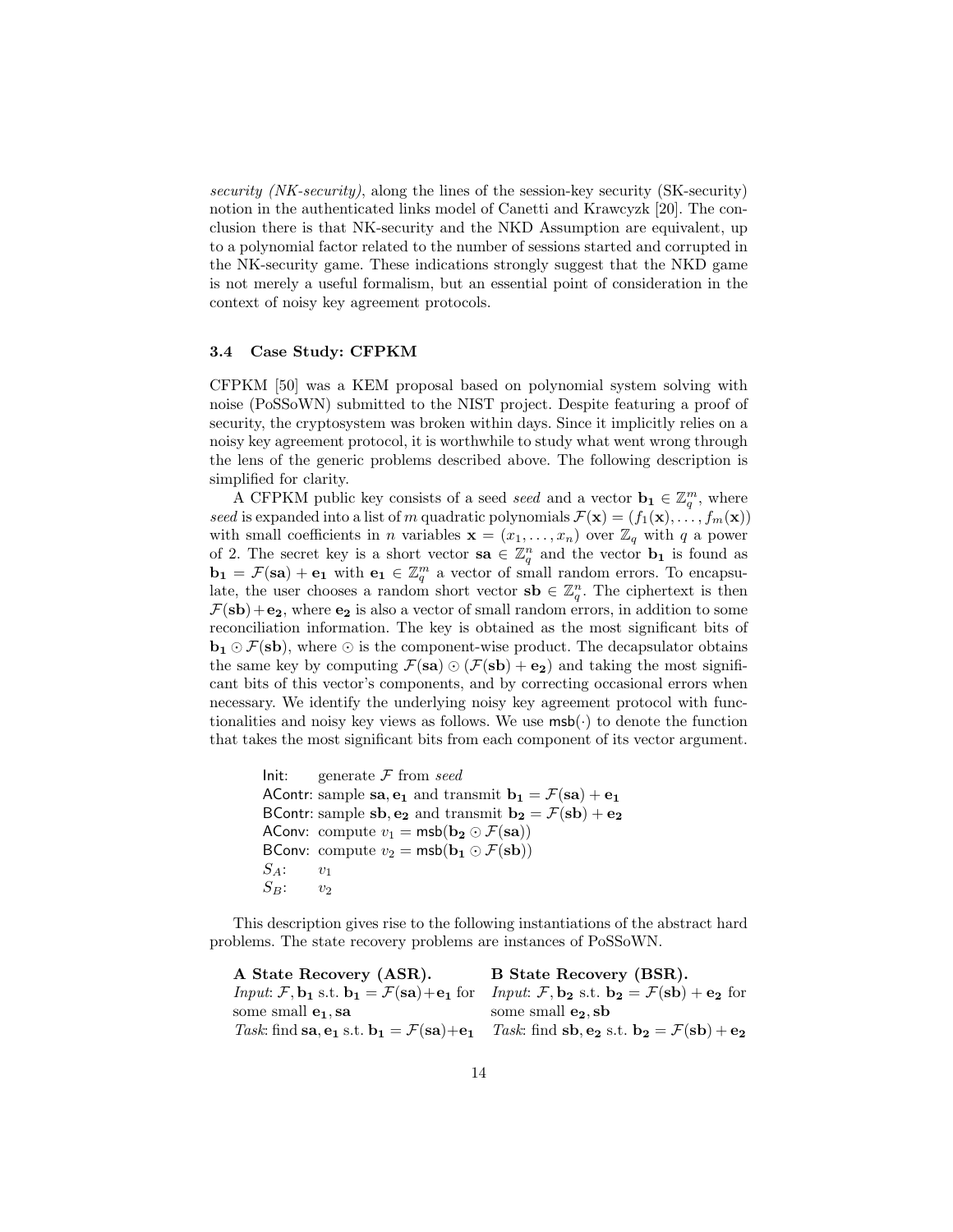*security (NK-security)*, along the lines of the session-key security (SK-security) notion in the authenticated links model of Canetti and Krawcyzk [20]. The conclusion there is that NK-security and the NKD Assumption are equivalent, up to a polynomial factor related to the number of sessions started and corrupted in the NK-security game. These indications strongly suggest that the NKD game is not merely a useful formalism, but an essential point of consideration in the context of noisy key agreement protocols.

### 3.4 Case Study: CFPKM

CFPKM [50] was a KEM proposal based on polynomial system solving with noise (PoSSoWN) submitted to the NIST project. Despite featuring a proof of security, the cryptosystem was broken within days. Since it implicitly relies on a noisy key agreement protocol, it is worthwhile to study what went wrong through the lens of the generic problems described above. The following description is simplified for clarity.

A CFPKM public key consists of a seed *seed* and a vector $\mathbf{b_1} \in \mathbb{Z}_q^m$, where *seed* is expanded into a list of $m$ quadratic polynomials $\mathcal{F}(\mathbf{x}) = (f_1(\mathbf{x}), \ldots, f_m(\mathbf{x}))$ with small coefficients in $n$ variables $\mathbf{x} = (x_1, \ldots, x_n)$ over $\mathbb{Z}_q$ with $q$ a power of 2. The secret key is a short vector $\mathbf{sa} \in \mathbb{Z}_q^n$ and the vector $\mathbf{b_1}$ is found as $\mathbf{b_1} = \mathcal{F}(\mathbf{sa}) + \mathbf{e_1}$ with $\mathbf{e_1} \in \mathbb{Z}_q^m$ a vector of small random errors. To encapsulate, the user chooses a random short vector $\mathbf{sb} \in \mathbb{Z}_q^n$. The ciphertext is then $\mathcal{F}(\mathbf{sb}) + \mathbf{e_2}$, where $\mathbf{e_2}$ is also a vector of small random errors, in addition to some reconciliation information. The key is obtained as the most significant bits of $\mathbf{b_1} \odot \mathcal{F}(\mathbf{sb})$, where $\odot$ is the component-wise product. The decapsulator obtains the same key by computing $\mathcal{F}(\mathbf{sa}) \odot (\mathcal{F}(\mathbf{sb}) + \mathbf{e_2})$ and taking the most significant bits of this vector's components, and by correcting occasional errors when necessary. We identify the underlying noisy key agreement protocol with functionalities and noisy key views as follows. We use $\mathsf{msb}(\cdot)$ to denote the function that takes the most significant bits from each component of its vector argument.

- Init: generate $\mathcal{F}$ from *seed*
- AContr: sample $\mathbf{sa}, \mathbf{e_1}$ and transmit $\mathbf{b_1} = \mathcal{F}(\mathbf{sa}) + \mathbf{e_1}$
- BContr: sample $\mathbf{sb}, \mathbf{e_2}$ and transmit $\mathbf{b_2} = \mathcal{F}(\mathbf{sb}) + \mathbf{e_2}$
- AConv: compute $v_1 = \mathsf{msb}(\mathbf{b_2} \odot \mathcal{F}(\mathbf{sa}))$
- BConv: compute $v_2 = \mathsf{msb}(\mathbf{b_1} \odot \mathcal{F}(\mathbf{sb}))$
- $S_A$: $v_1$
- $S_B$: $v_2$

This description gives rise to the following instantiations of the abstract hard problems. The state recovery problems are instances of PoSSoWN.

**A State Recovery (ASR).**
*Input*: $\mathcal{F}, \mathbf{b_1}$ s.t. $\mathbf{b_1} = \mathcal{F}(\mathbf{sa}) + \mathbf{e_1}$ for some small $\mathbf{e_1}, \mathbf{sa}$
*Task*: find $\mathbf{sa}, \mathbf{e_1}$ s.t. $\mathbf{b_1} = \mathcal{F}(\mathbf{sa}) + \mathbf{e_1}$

**B State Recovery (BSR).**
*Input*: $\mathcal{F}, \mathbf{b_2}$ s.t. $\mathbf{b_2} = \mathcal{F}(\mathbf{sb}) + \mathbf{e_2}$ for some small $\mathbf{e_2}, \mathbf{sb}$
*Task*: find $\mathbf{sb}, \mathbf{e_2}$ s.t. $\mathbf{b_2} = \mathcal{F}(\mathbf{sb}) + \mathbf{e_2}$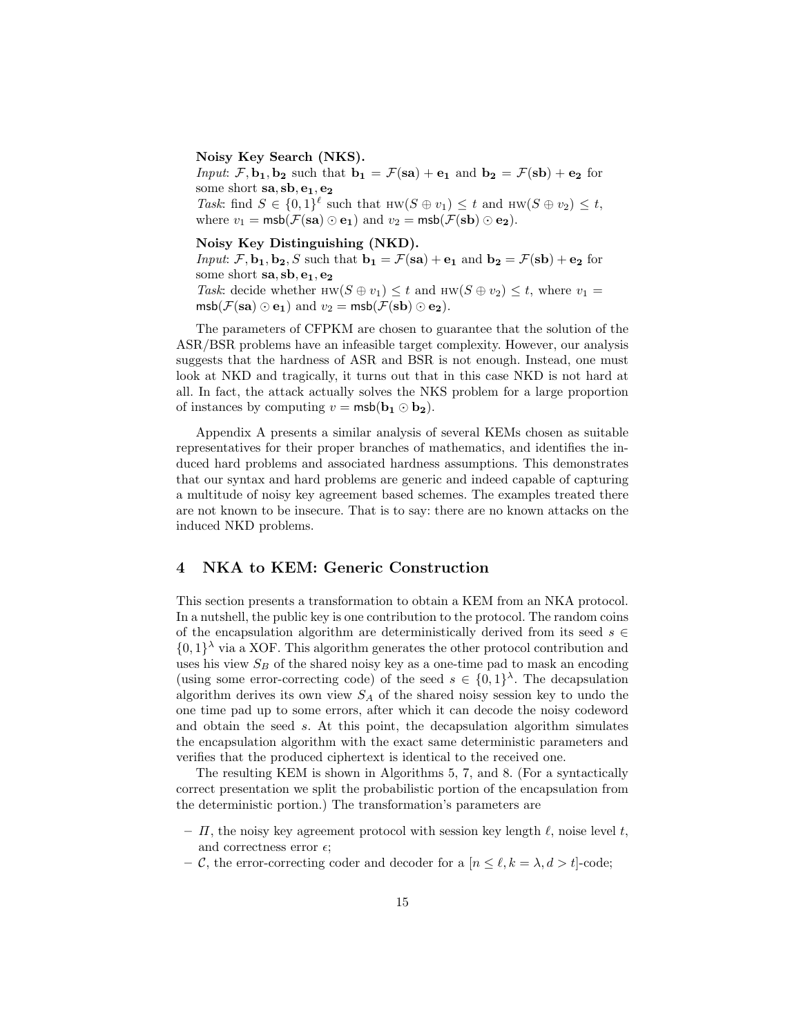**Noisy Key Search (NKS).**
*Input*: $\mathcal{F}, \mathbf{b_1}, \mathbf{b_2}$ such that $\mathbf{b_1} = \mathcal{F}(\mathbf{sa}) + \mathbf{e_1}$ and $\mathbf{b_2} = \mathcal{F}(\mathbf{sb}) + \mathbf{e_2}$ for some short $\mathbf{sa}, \mathbf{sb}, \mathbf{e_1}, \mathbf{e_2}$
*Task*: find $S \in \{0,1\}^\ell$ such that $\textsc{hw}(S \oplus v_1) \leq t$ and $\textsc{hw}(S \oplus v_2) \leq t$, where $v_1 = \mathsf{msb}(\mathcal{F}(\mathbf{sa}) \odot \mathbf{e_1})$ and $v_2 = \mathsf{msb}(\mathcal{F}(\mathbf{sb}) \odot \mathbf{e_2})$.

**Noisy Key Distinguishing (NKD).**
*Input*: $\mathcal{F}, \mathbf{b_1}, \mathbf{b_2}, S$ such that $\mathbf{b_1} = \mathcal{F}(\mathbf{sa}) + \mathbf{e_1}$ and $\mathbf{b_2} = \mathcal{F}(\mathbf{sb}) + \mathbf{e_2}$ for some short $\mathbf{sa}, \mathbf{sb}, \mathbf{e_1}, \mathbf{e_2}$
*Task*: decide whether $\textsc{hw}(S \oplus v_1) \leq t$ and $\textsc{hw}(S \oplus v_2) \leq t$, where $v_1 = \mathsf{msb}(\mathcal{F}(\mathbf{sa}) \odot \mathbf{e_1})$ and $v_2 = \mathsf{msb}(\mathcal{F}(\mathbf{sb}) \odot \mathbf{e_2})$.

The parameters of CFPKM are chosen to guarantee that the solution of the ASR/BSR problems have an infeasible target complexity. However, our analysis suggests that the hardness of ASR and BSR is not enough. Instead, one must look at NKD and tragically, it turns out that in this case NKD is not hard at all. In fact, the attack actually solves the NKS problem for a large proportion of instances by computing $v = \mathsf{msb}(\mathbf{b_1} \odot \mathbf{b_2})$.

Appendix A presents a similar analysis of several KEMs chosen as suitable representatives for their proper branches of mathematics, and identifies the induced hard problems and associated hardness assumptions. This demonstrates that our syntax and hard problems are generic and indeed capable of capturing a multitude of noisy key agreement based schemes. The examples treated there are not known to be insecure. That is to say: there are no known attacks on the induced NKD problems.

## 4 NKA to KEM: Generic Construction

This section presents a transformation to obtain a KEM from an NKA protocol. In a nutshell, the public key is one contribution to the protocol. The random coins of the encapsulation algorithm are deterministically derived from its seed $s \in \{0,1\}^\lambda$ via a XOF. This algorithm generates the other protocol contribution and uses his view $S_B$ of the shared noisy key as a one-time pad to mask an encoding (using some error-correcting code) of the seed $s \in \{0,1\}^\lambda$. The decapsulation algorithm derives its own view $S_A$ of the shared noisy session key to undo the one time pad up to some errors, after which it can decode the noisy codeword and obtain the seed $s$. At this point, the decapsulation algorithm simulates the encapsulation algorithm with the exact same deterministic parameters and verifies that the produced ciphertext is identical to the received one.

The resulting KEM is shown in Algorithms 5, 7, and 8. (For a syntactically correct presentation we split the probabilistic portion of the encapsulation from the deterministic portion.) The transformation's parameters are

- $\Pi$, the noisy key agreement protocol with session key length $\ell$, noise level $t$, and correctness error $\epsilon$;
- $\mathcal{C}$, the error-correcting coder and decoder for a $[n \leq \ell, k = \lambda, d > t]$-code;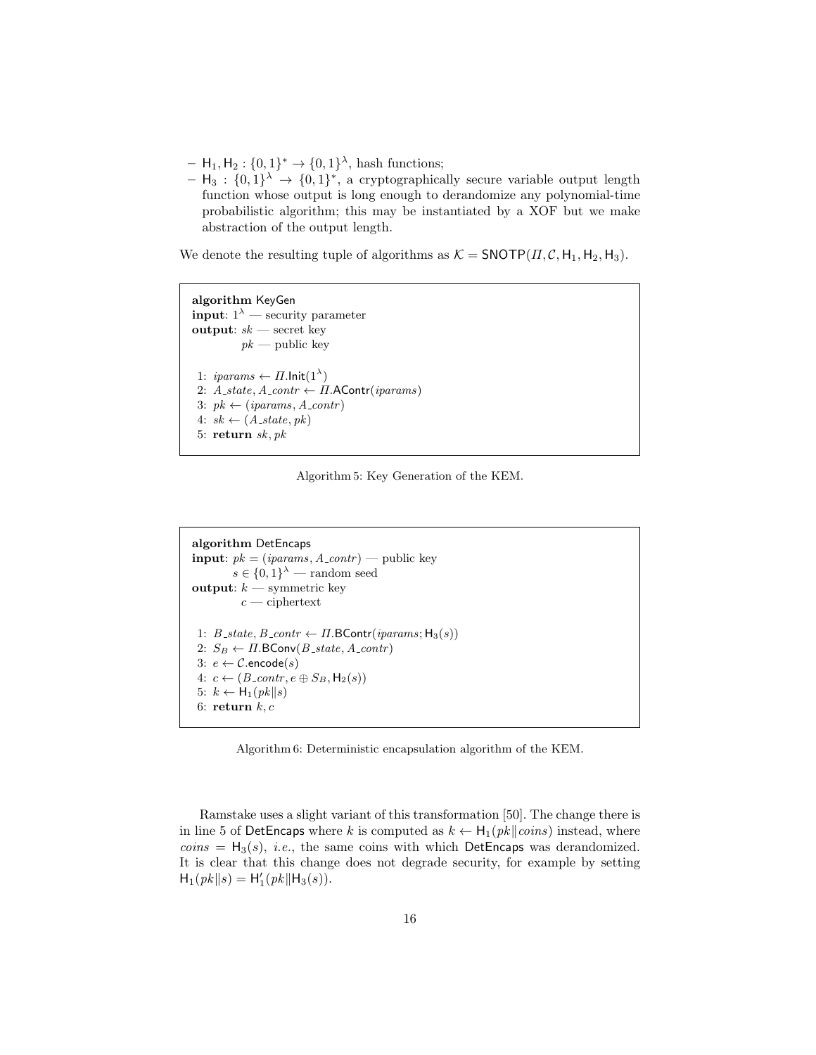- $\mathsf{H}_1, \mathsf{H}_2 : \{0,1\}^* \to \{0,1\}^\lambda$, hash functions;
- $\mathsf{H}_3 : \{0,1\}^\lambda \to \{0,1\}^*$, a cryptographically secure variable output length function whose output is long enough to derandomize any polynomial-time probabilistic algorithm; this may be instantiated by a XOF but we make abstraction of the output length.

We denote the resulting tuple of algorithms as $\mathcal{K} = \mathsf{SNOTP}(\Pi, \mathcal{C}, \mathsf{H}_1, \mathsf{H}_2, \mathsf{H}_3)$.

```
algorithm KeyGen
input: 1^λ — security parameter
output: sk — secret key
        pk — public key

1: iparams ← Π.Init(1^λ)
2: A_state, A_contr ← Π.AContr(iparams)
3: pk ← (iparams, A_contr)
4: sk ← (A_state, pk)
5: return sk, pk
```

Algorithm 5: Key Generation of the KEM.

```
algorithm DetEncaps
input: pk = (iparams, A_contr) — public key
       s ∈ {0,1}^λ — random seed
output: k — symmetric key
        c — ciphertext

1: B_state, B_contr ← Π.BContr(iparams; H_3(s))
2: S_B ← Π.BConv(B_state, A_contr)
3: e ← C.encode(s)
4: c ← (B_contr, e ⊕ S_B, H_2(s))
5: k ← H_1(pk‖s)
6: return k, c
```

Algorithm 6: Deterministic encapsulation algorithm of the KEM.

Ramstake uses a slight variant of this transformation [50]. The change there is in line 5 of DetEncaps where $k$ is computed as $k \leftarrow \mathsf{H}_1(pk \| coins)$ instead, where $coins = \mathsf{H}_3(s)$, *i.e.*, the same coins with which DetEncaps was derandomized. It is clear that this change does not degrade security, for example by setting $\mathsf{H}_1(pk \| s) = \mathsf{H}'_1(pk \| \mathsf{H}_3(s))$.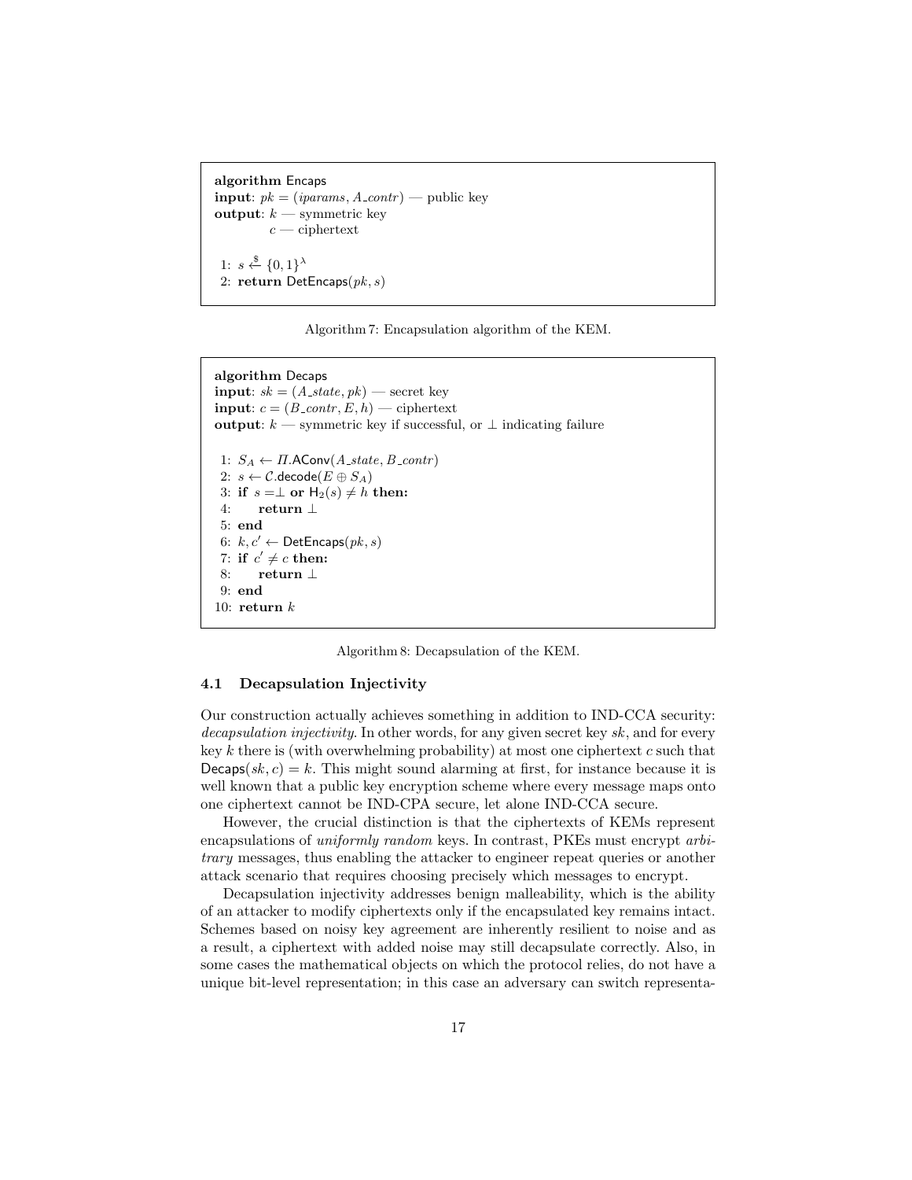```
algorithm Encaps
input: pk = (iparams, A_contr) — public key
output: k — symmetric key
        c — ciphertext

1: s ←$ {0,1}^λ
2: return DetEncaps(pk, s)
```

Algorithm 7: Encapsulation algorithm of the KEM.

```
algorithm Decaps
input: sk = (A_state, pk) — secret key
input: c = (B_contr, E, h) — ciphertext
output: k — symmetric key if successful, or ⊥ indicating failure

 1: S_A ← Π.AConv(A_state, B_contr)
 2: s ← C.decode(E ⊕ S_A)
 3: if s = ⊥ or H_2(s) ≠ h then:
 4:     return ⊥
 5: end
 6: k, c' ← DetEncaps(pk, s)
 7: if c' ≠ c then:
 8:     return ⊥
 9: end
10: return k
```

Algorithm 8: Decapsulation of the KEM.

### 4.1 Decapsulation Injectivity

Our construction actually achieves something in addition to IND-CCA security: *decapsulation injectivity*. In other words, for any given secret key $sk$, and for every key $k$ there is (with overwhelming probability) at most one ciphertext $c$ such that $\mathsf{Decaps}(sk, c) = k$. This might sound alarming at first, for instance because it is well known that a public key encryption scheme where every message maps onto one ciphertext cannot be IND-CPA secure, let alone IND-CCA secure.

However, the crucial distinction is that the ciphertexts of KEMs represent encapsulations of *uniformly random* keys. In contrast, PKEs must encrypt *arbitrary* messages, thus enabling the attacker to engineer repeat queries or another attack scenario that requires choosing precisely which messages to encrypt.

Decapsulation injectivity addresses benign malleability, which is the ability of an attacker to modify ciphertexts only if the encapsulated key remains intact. Schemes based on noisy key agreement are inherently resilient to noise and as a result, a ciphertext with added noise may still decapsulate correctly. Also, in some cases the mathematical objects on which the protocol relies, do not have a unique bit-level representation; in this case an adversary can switch representa-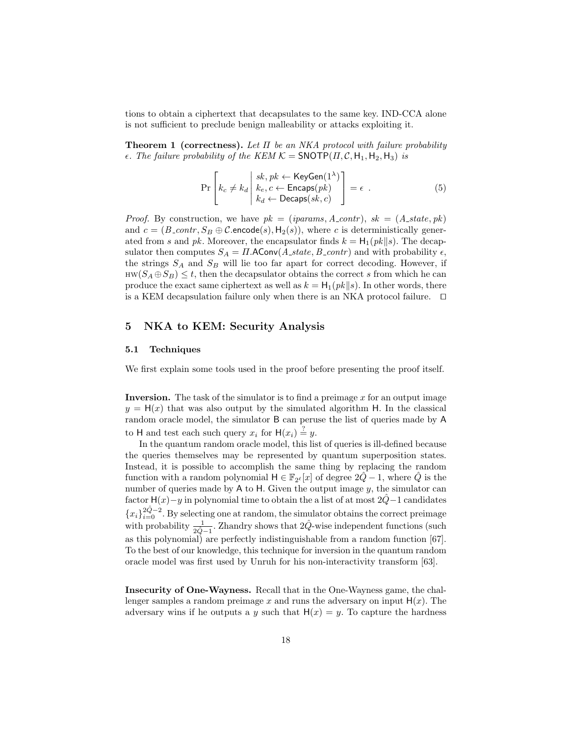tions to obtain a ciphertext that decapsulates to the same key. IND-CCA alone is not sufficient to preclude benign malleability or attacks exploiting it.

**Theorem 1 (correctness).** *Let $\Pi$ be an NKA protocol with failure probability $\epsilon$. The failure probability of the KEM $\mathcal{K} = \mathsf{SNOTP}(\Pi, \mathcal{C}, \mathsf{H}_1, \mathsf{H}_2, \mathsf{H}_3)$ is*

$$\Pr\left[ k_c \neq k_d \;\middle|\; \begin{array}{l} sk, pk \leftarrow \mathsf{KeyGen}(1^\lambda) \\ k_e, c \leftarrow \mathsf{Encaps}(pk) \\ k_d \leftarrow \mathsf{Decaps}(sk, c) \end{array} \right] = \epsilon \ . \tag{5}$$

*Proof.* By construction, we have $pk = (iparams, A\_contr)$, $sk = (A\_state, pk)$ and $c = (B\_contr, S_B \oplus \mathcal{C}.\mathsf{encode}(s), \mathsf{H}_2(s))$, where $c$ is deterministically generated from $s$ and $pk$. Moreover, the encapsulator finds $k = \mathsf{H}_1(pk \| s)$. The decapsulator then computes $S_A = \Pi.\mathsf{AConv}(A\_state, B\_contr)$ and with probability $\epsilon$, the strings $S_A$ and $S_B$ will lie too far apart for correct decoding. However, if $\text{HW}(S_A \oplus S_B) \leq t$, then the decapsulator obtains the correct $s$ from which he can produce the exact same ciphertext as well as $k = \mathsf{H}_1(pk \| s)$. In other words, there is a KEM decapsulation failure only when there is an NKA protocol failure. $\square$

## 5 NKA to KEM: Security Analysis

### 5.1 Techniques

We first explain some tools used in the proof before presenting the proof itself.

**Inversion.** The task of the simulator is to find a preimage $x$ for an output image $y = \mathsf{H}(x)$ that was also output by the simulated algorithm $\mathsf{H}$. In the classical random oracle model, the simulator $\mathsf{B}$ can peruse the list of queries made by $\mathsf{A}$ to $\mathsf{H}$ and test each such query $x_i$ for $\mathsf{H}(x_i) \stackrel{?}{=} y$.

In the quantum random oracle model, this list of queries is ill-defined because the queries themselves may be represented by quantum superposition states. Instead, it is possible to accomplish the same thing by replacing the random function with a random polynomial $\mathsf{H} \in \mathbb{F}_{2^\ell}[x]$ of degree $2\hat{Q} - 1$, where $\hat{Q}$ is the number of queries made by $\mathsf{A}$ to $\mathsf{H}$. Given the output image $y$, the simulator can factor $\mathsf{H}(x) - y$ in polynomial time to obtain the a list of at most $2\hat{Q} - 1$ candidates $\{x_i\}_{i=0}^{2\hat{Q}-2}$. By selecting one at random, the simulator obtains the correct preimage with probability $\frac{1}{2\hat{Q}-1}$. Zhandry shows that $2\hat{Q}$-wise independent functions (such as this polynomial) are perfectly indistinguishable from a random function [67]. To the best of our knowledge, this technique for inversion in the quantum random oracle model was first used by Unruh for his non-interactivity transform [63].

**Insecurity of One-Wayness.** Recall that in the One-Wayness game, the challenger samples a random preimage $x$ and runs the adversary on input $\mathsf{H}(x)$. The adversary wins if he outputs a $y$ such that $\mathsf{H}(x) = y$. To capture the hardness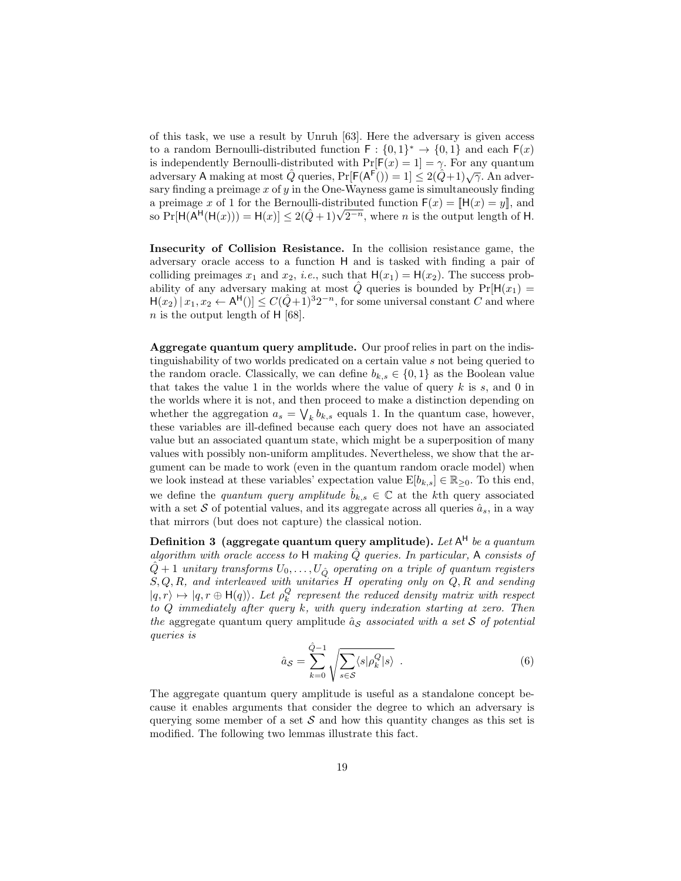of this task, we use a result by Unruh [63]. Here the adversary is given access to a random Bernoulli-distributed function $\mathsf{F} : \{0,1\}^* \to \{0,1\}$ and each $\mathsf{F}(x)$ is independently Bernoulli-distributed with $\Pr[\mathsf{F}(x) = 1] = \gamma$. For any quantum adversary $\mathsf{A}$ making at most $\hat{Q}$ queries, $\Pr[\mathsf{F}(\mathsf{A}^{\mathsf{F}}()) = 1] \leq 2(\hat{Q}+1)\sqrt{\gamma}$. An adversary finding a preimage $x$ of $y$ in the One-Wayness game is simultaneously finding a preimage $x$ of 1 for the Bernoulli-distributed function $\mathsf{F}(x) = [\![\mathsf{H}(x) = y]\!]$, and so $\Pr[\mathsf{H}(\mathsf{A}^{\mathsf{H}}(\mathsf{H}(x))) = \mathsf{H}(x)] \leq 2(\hat{Q}+1)\sqrt{2^{-n}}$, where $n$ is the output length of $\mathsf{H}$.

**Insecurity of Collision Resistance.** In the collision resistance game, the adversary oracle access to a function $\mathsf{H}$ and is tasked with finding a pair of colliding preimages $x_1$ and $x_2$, *i.e.*, such that $\mathsf{H}(x_1) = \mathsf{H}(x_2)$. The success probability of any adversary making at most $\hat{Q}$ queries is bounded by $\Pr[\mathsf{H}(x_1) = \mathsf{H}(x_2) \,|\, x_1, x_2 \leftarrow \mathsf{A}^{\mathsf{H}}()] \leq C(\hat{Q}+1)^3 2^{-n}$, for some universal constant $C$ and where $n$ is the output length of $\mathsf{H}$ [68].

**Aggregate quantum query amplitude.** Our proof relies in part on the indistinguishability of two worlds predicated on a certain value $s$ not being queried to the random oracle. Classically, we can define $b_{k,s} \in \{0,1\}$ as the Boolean value that takes the value 1 in the worlds where the value of query $k$ is $s$, and 0 in the worlds where it is not, and then proceed to make a distinction depending on whether the aggregation $a_s = \bigvee_k b_{k,s}$ equals 1. In the quantum case, however, these variables are ill-defined because each query does not have an associated value but an associated quantum state, which might be a superposition of many values with possibly non-uniform amplitudes. Nevertheless, we show that the argument can be made to work (even in the quantum random oracle model) when we look instead at these variables' expectation value $\mathrm{E}[b_{k,s}] \in \mathbb{R}_{\geq 0}$. To this end, we define the *quantum query amplitude* $\hat{b}_{k,s} \in \mathbb{C}$ at the $k$th query associated with a set $\mathcal{S}$ of potential values, and its aggregate across all queries $\hat{a}_s$, in a way that mirrors (but does not capture) the classical notion.

**Definition 3 (aggregate quantum query amplitude).** *Let $\mathsf{A}^{\mathsf{H}}$ be a quantum algorithm with oracle access to $\mathsf{H}$ making $\hat{Q}$ queries. In particular, $\mathsf{A}$ consists of $\hat{Q}+1$ unitary transforms $U_0, \ldots, U_{\hat{Q}}$ operating on a triple of quantum registers $S, Q, R$, and interleaved with unitaries $H$ operating only on $Q, R$ and sending $|q, r\rangle \mapsto |q, r \oplus \mathsf{H}(q)\rangle$. Let $\rho_k^Q$ represent the reduced density matrix with respect to $Q$ immediately after query $k$, with query indexation starting at zero. Then the* aggregate quantum query amplitude *$\hat{a}_{\mathcal{S}}$ associated with a set $\mathcal{S}$ of potential queries is*

$$\hat{a}_{\mathcal{S}} = \sum_{k=0}^{\hat{Q}-1} \sqrt{\sum_{s \in \mathcal{S}} \langle s | \rho_k^Q | s \rangle} \ . \tag{6}$$

The aggregate quantum query amplitude is useful as a standalone concept because it enables arguments that consider the degree to which an adversary is querying some member of a set $\mathcal{S}$ and how this quantity changes as this set is modified. The following two lemmas illustrate this fact.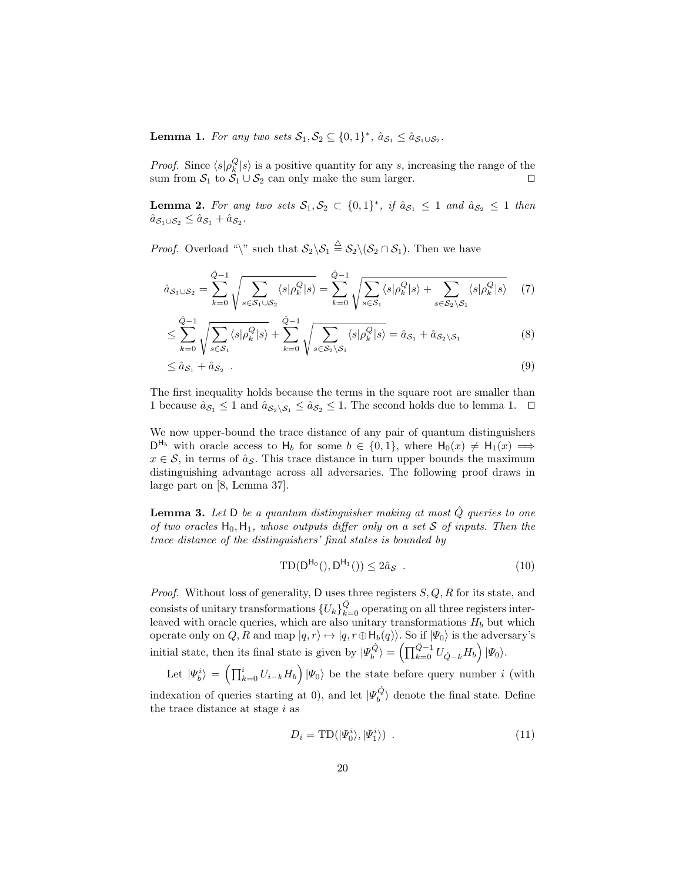**Lemma 1.** *For any two sets $\mathcal{S}_1, \mathcal{S}_2 \subseteq \{0,1\}^*$, $\hat{a}_{\mathcal{S}_1} \leq \hat{a}_{\mathcal{S}_1 \cup \mathcal{S}_2}$.*

*Proof.* Since $\langle s|\rho_k^Q|s\rangle$ is a positive quantity for any $s$, increasing the range of the sum from $\mathcal{S}_1$ to $\mathcal{S}_1 \cup \mathcal{S}_2$ can only make the sum larger. $\square$

**Lemma 2.** *For any two sets $\mathcal{S}_1, \mathcal{S}_2 \subset \{0,1\}^*$, if $\hat{a}_{\mathcal{S}_1} \leq 1$ and $\hat{a}_{\mathcal{S}_2} \leq 1$ then $\hat{a}_{\mathcal{S}_1 \cup \mathcal{S}_2} \leq \hat{a}_{\mathcal{S}_1} + \hat{a}_{\mathcal{S}_2}$.*

*Proof.* Overload "\" such that $\mathcal{S}_2 \backslash \mathcal{S}_1 \stackrel{\triangle}{=} \mathcal{S}_2 \backslash (\mathcal{S}_2 \cap \mathcal{S}_1)$. Then we have

$$\hat{a}_{\mathcal{S}_1 \cup \mathcal{S}_2} = \sum_{k=0}^{\hat{Q}-1} \sqrt{\sum_{s \in \mathcal{S}_1 \cup \mathcal{S}_2} \langle s|\rho_k^Q|s\rangle} = \sum_{k=0}^{\hat{Q}-1} \sqrt{\sum_{s \in \mathcal{S}_1} \langle s|\rho_k^Q|s\rangle + \sum_{s \in \mathcal{S}_2 \backslash \mathcal{S}_1} \langle s|\rho_k^Q|s\rangle} \tag{7}$$

$$\leq \sum_{k=0}^{\hat{Q}-1} \sqrt{\sum_{s \in \mathcal{S}_1} \langle s|\rho_k^Q|s\rangle} + \sum_{k=0}^{\hat{Q}-1} \sqrt{\sum_{s \in \mathcal{S}_2 \backslash \mathcal{S}_1} \langle s|\rho_k^Q|s\rangle} = \hat{a}_{\mathcal{S}_1} + \hat{a}_{\mathcal{S}_2 \backslash \mathcal{S}_1} \tag{8}$$

$$\leq \hat{a}_{\mathcal{S}_1} + \hat{a}_{\mathcal{S}_2} \ . \tag{9}$$

The first inequality holds because the terms in the square root are smaller than 1 because $\hat{a}_{\mathcal{S}_1} \leq 1$ and $\hat{a}_{\mathcal{S}_2 \backslash \mathcal{S}_1} \leq \hat{a}_{\mathcal{S}_2} \leq 1$. The second holds due to lemma 1. $\square$

We now upper-bound the trace distance of any pair of quantum distinguishers $\mathsf{D}^{\mathsf{H}_b}$ with oracle access to $\mathsf{H}_b$ for some $b \in \{0,1\}$, where $\mathsf{H}_0(x) \neq \mathsf{H}_1(x) \implies x \in \mathcal{S}$, in terms of $\hat{a}_{\mathcal{S}}$. This trace distance in turn upper bounds the maximum distinguishing advantage across all adversaries. The following proof draws in large part on [8, Lemma 37].

**Lemma 3.** *Let $\mathsf{D}$ be a quantum distinguisher making at most $\hat{Q}$ queries to one of two oracles $\mathsf{H}_0, \mathsf{H}_1$, whose outputs differ only on a set $\mathcal{S}$ of inputs. Then the trace distance of the distinguishers' final states is bounded by*

$$\mathrm{TD}(\mathsf{D}^{\mathsf{H}_0}(), \mathsf{D}^{\mathsf{H}_1}()) \leq 2\hat{a}_{\mathcal{S}} \ . \tag{10}$$

*Proof.* Without loss of generality, $\mathsf{D}$ uses three registers $S, Q, R$ for its state, and consists of unitary transformations $\{U_k\}_{k=0}^{\hat{Q}}$ operating on all three registers interleaved with oracle queries, which are also unitary transformations $H_b$ but which operate only on $Q, R$ and map $|q, r\rangle \mapsto |q, r \oplus \mathsf{H}_b(q)\rangle$. So if $|\Psi_0\rangle$ is the adversary's initial state, then its final state is given by $|\Psi_b^{\hat{Q}}\rangle = \left(\prod_{k=0}^{\hat{Q}-1} U_{\hat{Q}-k} H_b\right) |\Psi_0\rangle$.

Let $|\Psi_b^i\rangle = \left(\prod_{k=0}^{i} U_{i-k} H_b\right) |\Psi_0\rangle$ be the state before query number $i$ (with indexation of queries starting at 0), and let $|\Psi_b^{\hat{Q}}\rangle$ denote the final state. Define the trace distance at stage $i$ as

$$D_i = \mathrm{TD}(|\Psi_0^i\rangle, |\Psi_1^i\rangle) \ . \tag{11}$$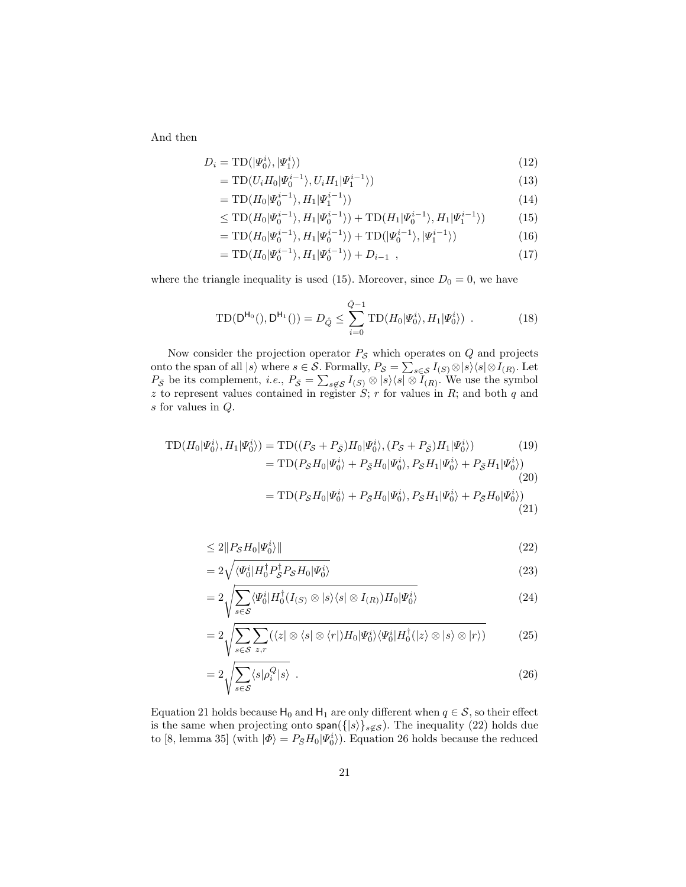And then

$$
\begin{aligned}
D_i &= \mathrm{TD}(|\Psi_0^i\rangle, |\Psi_1^i\rangle) &(12)\\
&= \mathrm{TD}(U_i H_0|\Psi_0^{i-1}\rangle, U_i H_1|\Psi_1^{i-1}\rangle) &(13)\\
&= \mathrm{TD}(H_0|\Psi_0^{i-1}\rangle, H_1|\Psi_1^{i-1}\rangle) &(14)\\
&\leq \mathrm{TD}(H_0|\Psi_0^{i-1}\rangle, H_1|\Psi_0^{i-1}\rangle) + \mathrm{TD}(H_1|\Psi_0^{i-1}\rangle, H_1|\Psi_1^{i-1}\rangle) &(15)\\
&= \mathrm{TD}(H_0|\Psi_0^{i-1}\rangle, H_1|\Psi_0^{i-1}\rangle) + \mathrm{TD}(|\Psi_0^{i-1}\rangle, |\Psi_1^{i-1}\rangle) &(16)\\
&= \mathrm{TD}(H_0|\Psi_0^{i-1}\rangle, H_1|\Psi_0^{i-1}\rangle) + D_{i-1} \ , &(17)
\end{aligned}
$$

where the triangle inequality is used (15). Moreover, since $D_0 = 0$, we have

$$
\mathrm{TD}(\mathsf{D}^{\mathsf{H}_0}(), \mathsf{D}^{\mathsf{H}_1}()) = D_{\hat{Q}} \leq \sum_{i=0}^{\hat{Q}-1} \mathrm{TD}(H_0|\Psi_0^i\rangle, H_1|\Psi_0^i\rangle) \ . \qquad (18)
$$

Now consider the projection operator $P_{\mathcal{S}}$ which operates on $Q$ and projects onto the span of all $|s\rangle$ where $s \in \mathcal{S}$. Formally, $P_{\mathcal{S}} = \sum_{s\in\mathcal{S}} I_{(S)} \otimes |s\rangle\langle s| \otimes I_{(R)}$. Let $P_{\bar{\mathcal{S}}}$ be its complement, *i.e.*, $P_{\bar{\mathcal{S}}} = \sum_{s\notin\mathcal{S}} I_{(S)} \otimes |s\rangle\langle s| \otimes I_{(R)}$. We use the symbol $z$ to represent values contained in register $S$; $r$ for values in $R$; and both $q$ and $s$ for values in $Q$.

$$
\begin{aligned}
\mathrm{TD}(H_0|\Psi_0^i\rangle, H_1|\Psi_0^i\rangle) &= \mathrm{TD}((P_{\mathcal{S}} + P_{\bar{\mathcal{S}}})H_0|\Psi_0^i\rangle, (P_{\mathcal{S}} + P_{\bar{\mathcal{S}}})H_1|\Psi_0^i\rangle) &(19)\\
&= \mathrm{TD}(P_{\mathcal{S}}H_0|\Psi_0^i\rangle + P_{\bar{\mathcal{S}}}H_0|\Psi_0^i\rangle, P_{\mathcal{S}}H_1|\Psi_0^i\rangle + P_{\bar{\mathcal{S}}}H_1|\Psi_0^i\rangle) &(20)\\
&= \mathrm{TD}(P_{\mathcal{S}}H_0|\Psi_0^i\rangle + P_{\bar{\mathcal{S}}}H_0|\Psi_0^i\rangle, P_{\mathcal{S}}H_1|\Psi_0^i\rangle + P_{\bar{\mathcal{S}}}H_0|\Psi_0^i\rangle) &(21)
\end{aligned}
$$

$$
\begin{aligned}
&\leq 2\|P_{\mathcal{S}}H_0|\Psi_0^i\rangle\| &(22)\\
&= 2\sqrt{\langle\Psi_0^i|H_0^\dagger P_{\mathcal{S}}^\dagger P_{\mathcal{S}} H_0|\Psi_0^i\rangle} &(23)\\
&= 2\sqrt{\sum_{s\in\mathcal{S}} \langle\Psi_0^i|H_0^\dagger (I_{(S)} \otimes |s\rangle\langle s| \otimes I_{(R)}) H_0|\Psi_0^i\rangle} &(24)\\
&= 2\sqrt{\sum_{s\in\mathcal{S}} \sum_{z,r} (\langle z| \otimes \langle s| \otimes \langle r|)H_0|\Psi_0^i\rangle\langle\Psi_0^i|H_0^\dagger(|z\rangle \otimes |s\rangle \otimes |r\rangle)} &(25)\\
&= 2\sqrt{\sum_{s\in\mathcal{S}} \langle s|\rho_i^Q|s\rangle} \ . &(26)
\end{aligned}
$$

Equation 21 holds because $\mathsf{H}_0$ and $\mathsf{H}_1$ are only different when $q \in \mathcal{S}$, so their effect is the same when projecting onto $\mathsf{span}(\{|s\rangle\}_{s\notin\mathcal{S}})$. The inequality (22) holds due to [8, lemma 35] (with $|\Phi\rangle = P_{\bar{\mathcal{S}}}H_0|\Psi_0^i\rangle$). Equation 26 holds because the reduced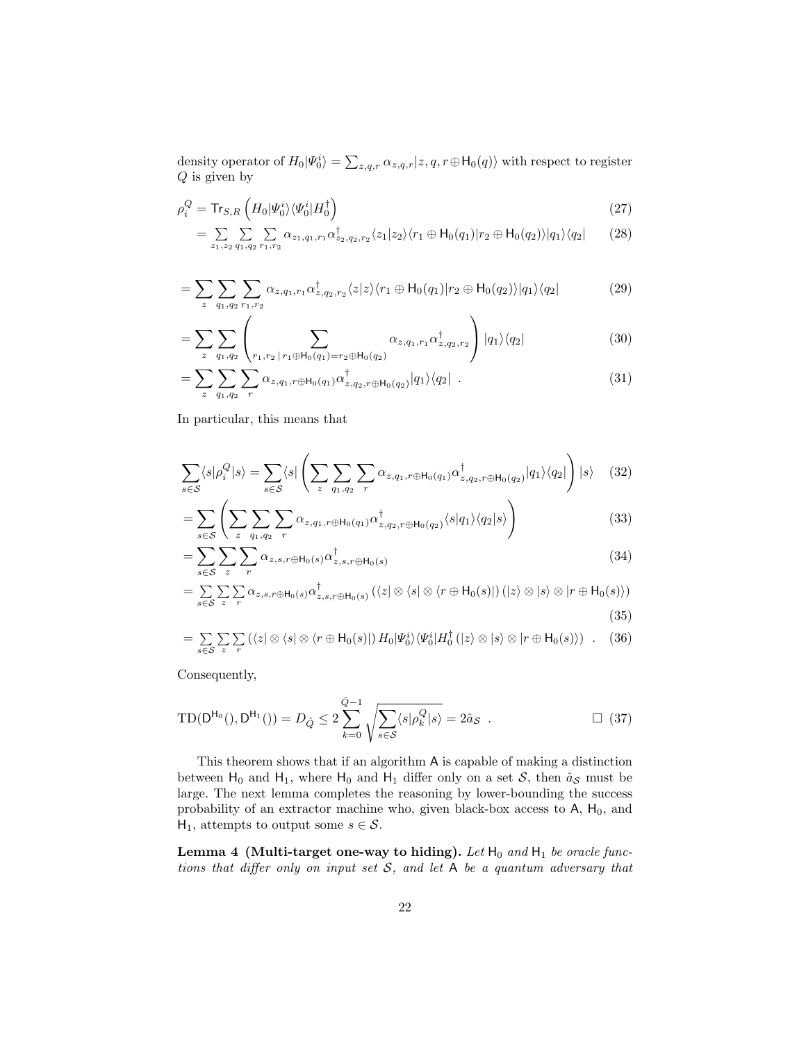density operator of $H_0|\Psi_0^i\rangle = \sum_{z,q,r} \alpha_{z,q,r}|z, q, r \oplus \mathsf{H}_0(q)\rangle$ with respect to register $Q$ is given by

$$\rho_i^Q = \mathsf{Tr}_{S,R}\left(H_0|\Psi_0^i\rangle\langle\Psi_0^i|H_0^\dagger\right) \tag{27}$$

$$= \sum_{z_1,z_2}\sum_{q_1,q_2}\sum_{r_1,r_2} \alpha_{z_1,q_1,r_1}\alpha^\dagger_{z_2,q_2,r_2}\langle z_1|z_2\rangle\langle r_1 \oplus \mathsf{H}_0(q_1)|r_2 \oplus \mathsf{H}_0(q_2)\rangle|q_1\rangle\langle q_2| \tag{28}$$

$$= \sum_{z}\sum_{q_1,q_2}\sum_{r_1,r_2} \alpha_{z,q_1,r_1}\alpha^\dagger_{z,q_2,r_2}\langle z|z\rangle\langle r_1 \oplus \mathsf{H}_0(q_1)|r_2 \oplus \mathsf{H}_0(q_2)\rangle|q_1\rangle\langle q_2| \tag{29}$$

$$= \sum_{z}\sum_{q_1,q_2}\left(\sum_{r_1,r_2\,|\,r_1\oplus\mathsf{H}_0(q_1)=r_2\oplus\mathsf{H}_0(q_2)} \alpha_{z,q_1,r_1}\alpha^\dagger_{z,q_2,r_2}\right)|q_1\rangle\langle q_2| \tag{30}$$

$$= \sum_{z}\sum_{q_1,q_2}\sum_{r} \alpha_{z,q_1,r\oplus\mathsf{H}_0(q_1)}\alpha^\dagger_{z,q_2,r\oplus\mathsf{H}_0(q_2)}|q_1\rangle\langle q_2| \ . \tag{31}$$

In particular, this means that

$$\sum_{s\in\mathcal{S}}\langle s|\rho_i^Q|s\rangle = \sum_{s\in\mathcal{S}}\langle s|\left(\sum_{z}\sum_{q_1,q_2}\sum_{r} \alpha_{z,q_1,r\oplus\mathsf{H}_0(q_1)}\alpha^\dagger_{z,q_2,r\oplus\mathsf{H}_0(q_2)}|q_1\rangle\langle q_2|\right)|s\rangle \tag{32}$$

$$= \sum_{s\in\mathcal{S}}\left(\sum_{z}\sum_{q_1,q_2}\sum_{r} \alpha_{z,q_1,r\oplus\mathsf{H}_0(q_1)}\alpha^\dagger_{z,q_2,r\oplus\mathsf{H}_0(q_2)}\langle s|q_1\rangle\langle q_2|s\rangle\right) \tag{33}$$

$$= \sum_{s\in\mathcal{S}}\sum_{z}\sum_{r} \alpha_{z,s,r\oplus\mathsf{H}_0(s)}\alpha^\dagger_{z,s,r\oplus\mathsf{H}_0(s)} \tag{34}$$

$$= \sum_{s\in\mathcal{S}}\sum_{z}\sum_{r} \alpha_{z,s,r\oplus\mathsf{H}_0(s)}\alpha^\dagger_{z,s,r\oplus\mathsf{H}_0(s)}\left(\langle z|\otimes\langle s|\otimes\langle r\oplus\mathsf{H}_0(s)|\right)\left(|z\rangle\otimes|s\rangle\otimes|r\oplus\mathsf{H}_0(s)\rangle\right) \tag{35}$$

$$= \sum_{s\in\mathcal{S}}\sum_{z}\sum_{r}\left(\langle z|\otimes\langle s|\otimes\langle r\oplus\mathsf{H}_0(s)|\right)H_0|\Psi_0^i\rangle\langle\Psi_0^i|H_0^\dagger\left(|z\rangle\otimes|s\rangle\otimes|r\oplus\mathsf{H}_0(s)\rangle\right) \ . \tag{36}$$

Consequently,

$$\mathrm{TD}(\mathsf{D}^{\mathsf{H}_0}(), \mathsf{D}^{\mathsf{H}_1}()) = D_{\hat{Q}} \leq 2\sum_{k=0}^{\hat{Q}-1}\sqrt{\sum_{s\in\mathcal{S}}\langle s|\rho_k^Q|s\rangle} = 2\hat{a}_{\mathcal{S}} \ . \qquad \square \tag{37}$$

This theorem shows that if an algorithm $\mathsf{A}$ is capable of making a distinction between $\mathsf{H}_0$ and $\mathsf{H}_1$, where $\mathsf{H}_0$ and $\mathsf{H}_1$ differ only on a set $\mathcal{S}$, then $\hat{a}_{\mathcal{S}}$ must be large. The next lemma completes the reasoning by lower-bounding the success probability of an extractor machine who, given black-box access to $\mathsf{A}$, $\mathsf{H}_0$, and $\mathsf{H}_1$, attempts to output some $s \in \mathcal{S}$.

**Lemma 4 (Multi-target one-way to hiding).** *Let $\mathsf{H}_0$ and $\mathsf{H}_1$ be oracle functions that differ only on input set $\mathcal{S}$, and let $\mathsf{A}$ be a quantum adversary that*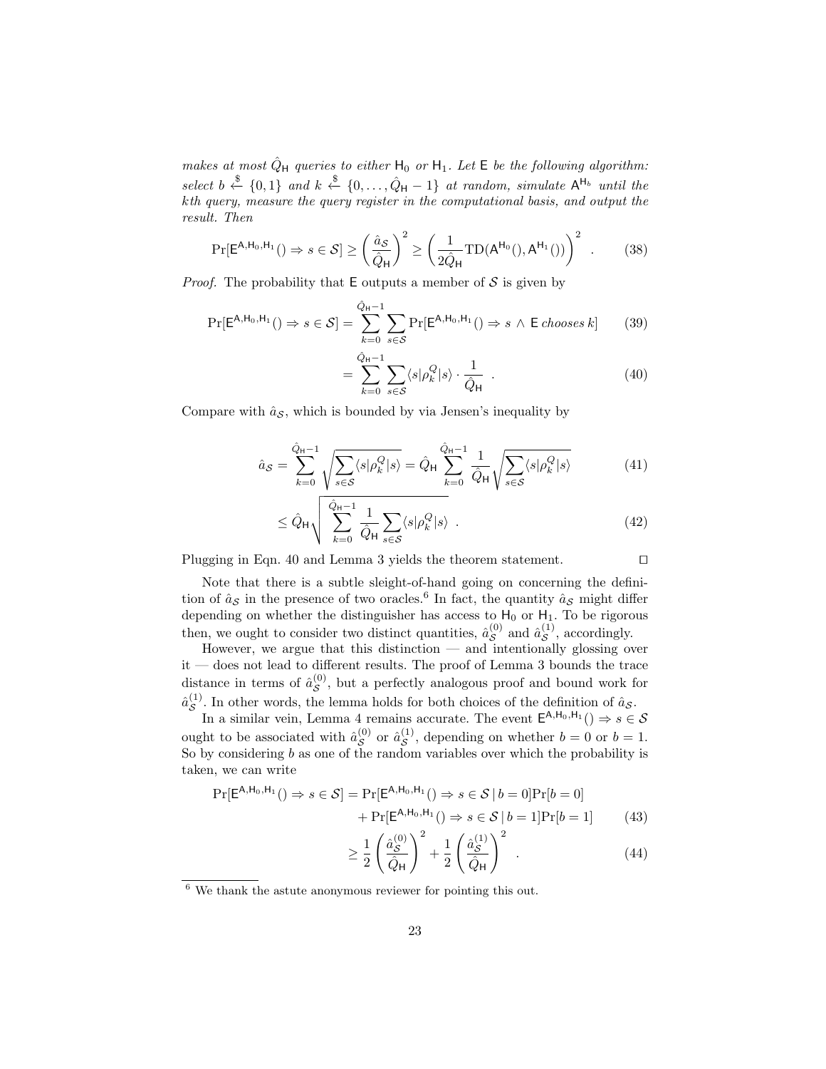*makes at most $\hat{Q}_{\mathsf{H}}$ queries to either $\mathsf{H}_0$ or $\mathsf{H}_1$. Let $\mathsf{E}$ be the following algorithm: select $b \xleftarrow{\$} \{0,1\}$ and $k \xleftarrow{\$} \{0,\ldots,\hat{Q}_{\mathsf{H}}-1\}$ at random, simulate $\mathsf{A}^{\mathsf{H}_b}$ until the kth query, measure the query register in the computational basis, and output the result. Then*

$$\Pr[\mathsf{E}^{\mathsf{A},\mathsf{H}_0,\mathsf{H}_1}() \Rightarrow s \in \mathcal{S}] \geq \left(\frac{\hat{a}_{\mathcal{S}}}{\hat{Q}_{\mathsf{H}}}\right)^2 \geq \left(\frac{1}{2\hat{Q}_{\mathsf{H}}}\mathrm{TD}(\mathsf{A}^{\mathsf{H}_0}(), \mathsf{A}^{\mathsf{H}_1}())\right)^2 \quad . \tag{38}$$

*Proof.* The probability that $\mathsf{E}$ outputs a member of $\mathcal{S}$ is given by

$$\Pr[\mathsf{E}^{\mathsf{A},\mathsf{H}_0,\mathsf{H}_1}() \Rightarrow s \in \mathcal{S}] = \sum_{k=0}^{\hat{Q}_{\mathsf{H}}-1} \sum_{s\in\mathcal{S}} \Pr[\mathsf{E}^{\mathsf{A},\mathsf{H}_0,\mathsf{H}_1}() \Rightarrow s \wedge \mathsf{E} \textit{ chooses } k] \tag{39}$$

$$= \sum_{k=0}^{\hat{Q}_{\mathsf{H}}-1} \sum_{s\in\mathcal{S}} \langle s|\rho_k^Q|s\rangle \cdot \frac{1}{\hat{Q}_{\mathsf{H}}} \quad . \tag{40}$$

Compare with $\hat{a}_{\mathcal{S}}$, which is bounded by via Jensen's inequality by

$$\hat{a}_{\mathcal{S}} = \sum_{k=0}^{\hat{Q}_{\mathsf{H}}-1} \sqrt{\sum_{s\in\mathcal{S}} \langle s|\rho_k^Q|s\rangle} = \hat{Q}_{\mathsf{H}} \sum_{k=0}^{\hat{Q}_{\mathsf{H}}-1} \frac{1}{\hat{Q}_{\mathsf{H}}} \sqrt{\sum_{s\in\mathcal{S}} \langle s|\rho_k^Q|s\rangle} \tag{41}$$

$$\leq \hat{Q}_{\mathsf{H}} \sqrt{\sum_{k=0}^{\hat{Q}_{\mathsf{H}}-1} \frac{1}{\hat{Q}_{\mathsf{H}}} \sum_{s\in\mathcal{S}} \langle s|\rho_k^Q|s\rangle} \quad . \tag{42}$$

Plugging in Eqn. 40 and Lemma 3 yields the theorem statement. $\square$

Note that there is a subtle sleight-of-hand going on concerning the definition of $\hat{a}_{\mathcal{S}}$ in the presence of two oracles.[6] In fact, the quantity $\hat{a}_{\mathcal{S}}$ might differ depending on whether the distinguisher has access to $\mathsf{H}_0$ or $\mathsf{H}_1$. To be rigorous then, we ought to consider two distinct quantities, $\hat{a}_{\mathcal{S}}^{(0)}$ and $\hat{a}_{\mathcal{S}}^{(1)}$, accordingly.

However, we argue that this distinction — and intentionally glossing over it — does not lead to different results. The proof of Lemma 3 bounds the trace distance in terms of $\hat{a}_{\mathcal{S}}^{(0)}$, but a perfectly analogous proof and bound work for $\hat{a}_{\mathcal{S}}^{(1)}$. In other words, the lemma holds for both choices of the definition of $\hat{a}_{\mathcal{S}}$.

In a similar vein, Lemma 4 remains accurate. The event $\mathsf{E}^{\mathsf{A},\mathsf{H}_0,\mathsf{H}_1}() \Rightarrow s \in \mathcal{S}$ ought to be associated with $\hat{a}_{\mathcal{S}}^{(0)}$ or $\hat{a}_{\mathcal{S}}^{(1)}$, depending on whether $b = 0$ or $b = 1$. So by considering $b$ as one of the random variables over which the probability is taken, we can write

$$\Pr[\mathsf{E}^{\mathsf{A},\mathsf{H}_0,\mathsf{H}_1}() \Rightarrow s \in \mathcal{S}] = \Pr[\mathsf{E}^{\mathsf{A},\mathsf{H}_0,\mathsf{H}_1}() \Rightarrow s \in \mathcal{S} \,|\, b = 0]\Pr[b = 0]$$
$$+ \Pr[\mathsf{E}^{\mathsf{A},\mathsf{H}_0,\mathsf{H}_1}() \Rightarrow s \in \mathcal{S} \,|\, b = 1]\Pr[b = 1] \tag{43}$$

$$\geq \frac{1}{2}\left(\frac{\hat{a}_{\mathcal{S}}^{(0)}}{\hat{Q}_{\mathsf{H}}}\right)^2 + \frac{1}{2}\left(\frac{\hat{a}_{\mathcal{S}}^{(1)}}{\hat{Q}_{\mathsf{H}}}\right)^2 \quad . \tag{44}$$

[6] We thank the astute anonymous reviewer for pointing this out.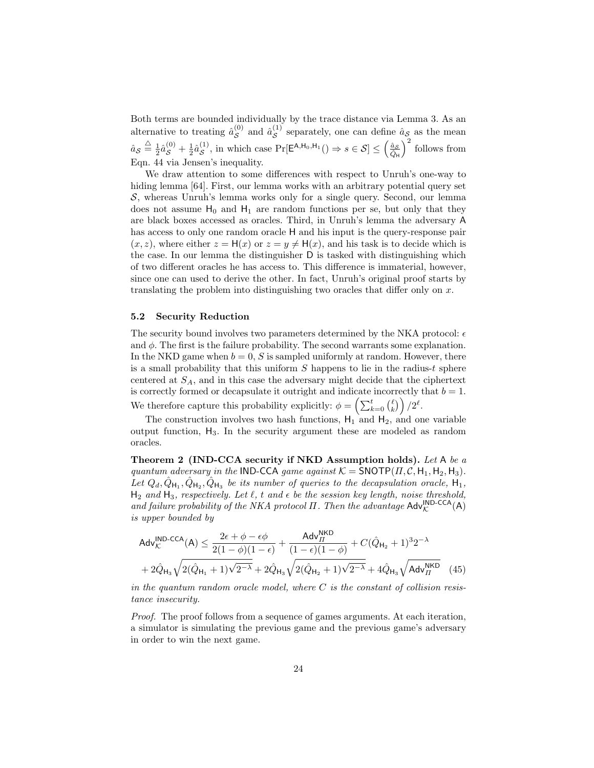Both terms are bounded individually by the trace distance via Lemma 3. As an alternative to treating $\hat{a}^{(0)}_{\mathcal{S}}$ and $\hat{a}^{(1)}_{\mathcal{S}}$ separately, one can define $\hat{a}_{\mathcal{S}}$ as the mean $\hat{a}_{\mathcal{S}} \stackrel{\triangle}{=} \frac{1}{2}\hat{a}^{(0)}_{\mathcal{S}} + \frac{1}{2}\hat{a}^{(1)}_{\mathcal{S}}$, in which case $\Pr[\mathsf{E}^{\mathsf{A},\mathsf{H}_0,\mathsf{H}_1}() \Rightarrow s \in \mathcal{S}] \leq \left(\frac{\hat{a}_{\mathcal{S}}}{\hat{Q}_{\mathsf{H}}}\right)^2$ follows from Eqn. 44 via Jensen's inequality.

We draw attention to some differences with respect to Unruh's one-way to hiding lemma [64]. First, our lemma works with an arbitrary potential query set $\mathcal{S}$, whereas Unruh's lemma works only for a single query. Second, our lemma does not assume $\mathsf{H}_0$ and $\mathsf{H}_1$ are random functions per se, but only that they are black boxes accessed as oracles. Third, in Unruh's lemma the adversary $\mathsf{A}$ has access to only one random oracle $\mathsf{H}$ and his input is the query-response pair $(x, z)$, where either $z = \mathsf{H}(x)$ or $z = y \neq \mathsf{H}(x)$, and his task is to decide which is the case. In our lemma the distinguisher $\mathsf{D}$ is tasked with distinguishing which of two different oracles he has access to. This difference is immaterial, however, since one can used to derive the other. In fact, Unruh's original proof starts by translating the problem into distinguishing two oracles that differ only on $x$.

### 5.2 Security Reduction

The security bound involves two parameters determined by the NKA protocol: $\epsilon$ and $\phi$. The first is the failure probability. The second warrants some explanation. In the NKD game when $b = 0$, $S$ is sampled uniformly at random. However, there is a small probability that this uniform $S$ happens to lie in the radius-$t$ sphere centered at $S_A$, and in this case the adversary might decide that the ciphertext is correctly formed or decapsulate it outright and indicate incorrectly that $b = 1$. We therefore capture this probability explicitly: $\phi = \left(\sum_{k=0}^{t} \binom{\ell}{k}\right) / 2^{\ell}$.

The construction involves two hash functions, $\mathsf{H}_1$ and $\mathsf{H}_2$, and one variable output function, $\mathsf{H}_3$. In the security argument these are modeled as random oracles.

**Theorem 2 (IND-CCA security if NKD Assumption holds).** *Let $\mathsf{A}$ be a quantum adversary in the $\mathsf{IND\text{-}CCA}$ game against $\mathcal{K} = \mathsf{SNOTP}(\Pi, \mathcal{C}, \mathsf{H}_1, \mathsf{H}_2, \mathsf{H}_3)$. Let $Q_d, \hat{Q}_{\mathsf{H}_1}, \hat{Q}_{\mathsf{H}_2}, \hat{Q}_{\mathsf{H}_3}$ be its number of queries to the decapsulation oracle, $\mathsf{H}_1$, $\mathsf{H}_2$ and $\mathsf{H}_3$, respectively. Let $\ell$, $t$ and $\epsilon$ be the session key length, noise threshold, and failure probability of the NKA protocol $\Pi$. Then the advantage $\mathsf{Adv}^{\mathsf{IND\text{-}CCA}}_{\mathcal{K}}(\mathsf{A})$ is upper bounded by*

$$
\begin{aligned}
\mathsf{Adv}^{\mathsf{IND\text{-}CCA}}_{\mathcal{K}}(\mathsf{A}) &\leq \frac{2\epsilon + \phi - \epsilon\phi}{2(1-\phi)(1-\epsilon)} + \frac{\mathsf{Adv}^{\mathsf{NKD}}_{\Pi}}{(1-\epsilon)(1-\phi)} + C(\hat{Q}_{\mathsf{H}_2} + 1)^3 2^{-\lambda} \\
&+ 2\hat{Q}_{\mathsf{H}_3}\sqrt{2(\hat{Q}_{\mathsf{H}_1} + 1)\sqrt{2^{-\lambda}}} + 2\hat{Q}_{\mathsf{H}_3}\sqrt{2(\hat{Q}_{\mathsf{H}_2} + 1)\sqrt{2^{-\lambda}}} + 4\hat{Q}_{\mathsf{H}_3}\sqrt{\mathsf{Adv}^{\mathsf{NKD}}_{\Pi}} \quad (45)
\end{aligned}
$$

*in the quantum random oracle model, where $C$ is the constant of collision resistance insecurity.*

*Proof.* The proof follows from a sequence of games arguments. At each iteration, a simulator is simulating the previous game and the previous game's adversary in order to win the next game.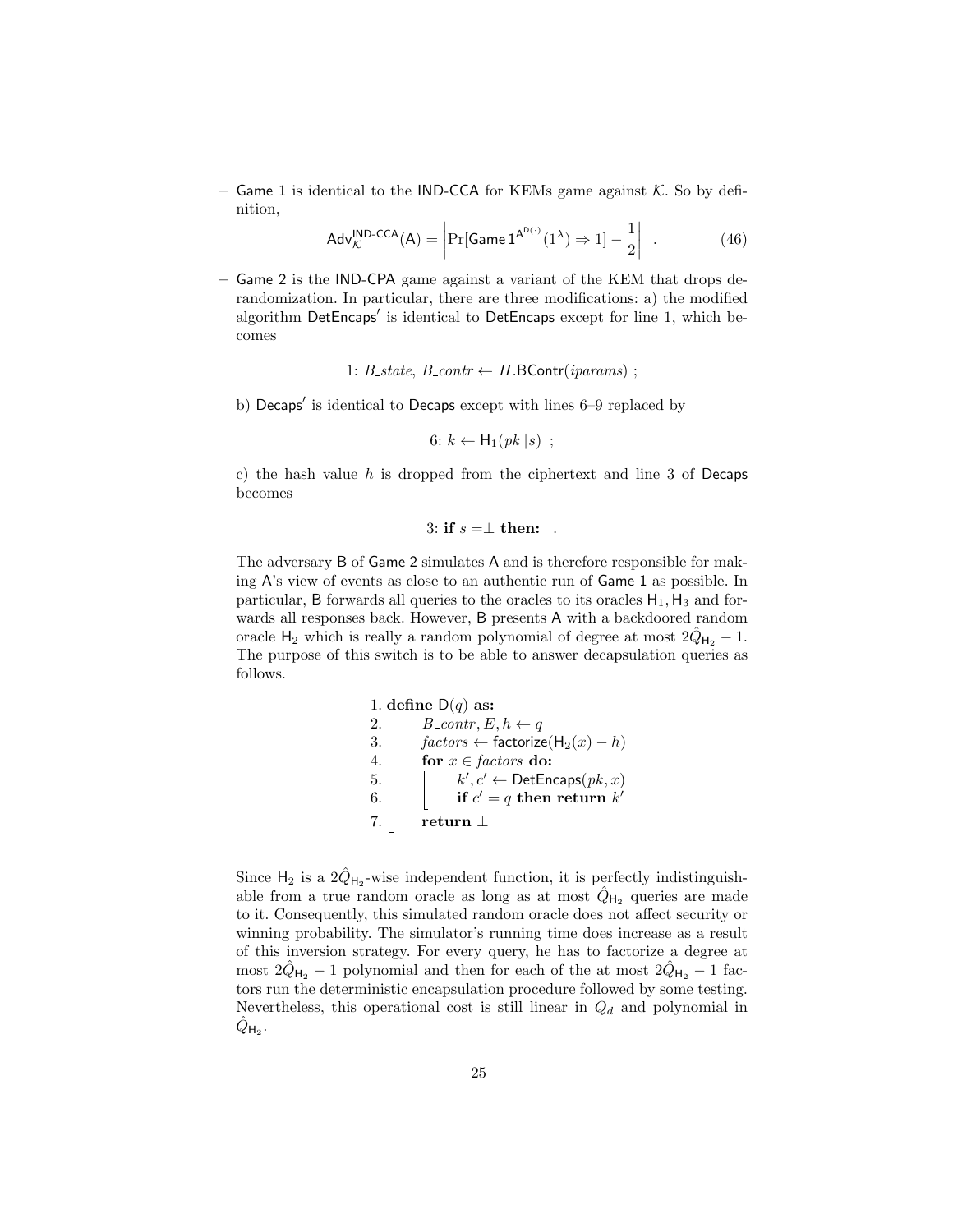- Game 1 is identical to the IND-CCA for KEMs game against $\mathcal{K}$. So by definition,

$$\mathsf{Adv}^{\mathsf{IND\text{-}CCA}}_{\mathcal{K}}(\mathsf{A}) = \left| \Pr[\mathsf{Game\,1}^{\mathsf{A}^{\mathsf{D}(\cdot)}}(1^\lambda) \Rightarrow 1] - \frac{1}{2} \right| \quad . \tag{46}$$

- Game 2 is the IND-CPA game against a variant of the KEM that drops derandomization. In particular, there are three modifications: a) the modified algorithm $\mathsf{DetEncaps}'$ is identical to $\mathsf{DetEncaps}$ except for line 1, which becomes

  1: $B\_state,\ B\_contr \leftarrow \Pi.\mathsf{BContr}(iparams)$ ;

  b) $\mathsf{Decaps}'$ is identical to $\mathsf{Decaps}$ except with lines 6–9 replaced by

  6: $k \leftarrow \mathsf{H}_1(pk \| s)$ ;

  c) the hash value $h$ is dropped from the ciphertext and line 3 of $\mathsf{Decaps}$ becomes

  3: **if** $s = \perp$ **then:** .

  The adversary B of Game 2 simulates A and is therefore responsible for making A's view of events as close to an authentic run of Game 1 as possible. In particular, B forwards all queries to the oracles to its oracles $\mathsf{H}_1, \mathsf{H}_3$ and forwards all responses back. However, B presents A with a backdoored random oracle $\mathsf{H}_2$ which is really a random polynomial of degree at most $2\hat{Q}_{\mathsf{H}_2} - 1$. The purpose of this switch is to be able to answer decapsulation queries as follows.

```
1. define D(q) as:
2.     B_contr, E, h ← q
3.     factors ← factorize(H_2(x) − h)
4.     for x ∈ factors do:
5.         k′, c′ ← DetEncaps(pk, x)
6.         if c′ = q then return k′
7.     return ⊥
```

  Since $\mathsf{H}_2$ is a $2\hat{Q}_{\mathsf{H}_2}$-wise independent function, it is perfectly indistinguishable from a true random oracle as long as at most $\hat{Q}_{\mathsf{H}_2}$ queries are made to it. Consequently, this simulated random oracle does not affect security or winning probability. The simulator's running time does increase as a result of this inversion strategy. For every query, he has to factorize a degree at most $2\hat{Q}_{\mathsf{H}_2} - 1$ polynomial and then for each of the at most $2\hat{Q}_{\mathsf{H}_2} - 1$ factors run the deterministic encapsulation procedure followed by some testing. Nevertheless, this operational cost is still linear in $Q_d$ and polynomial in $\hat{Q}_{\mathsf{H}_2}$.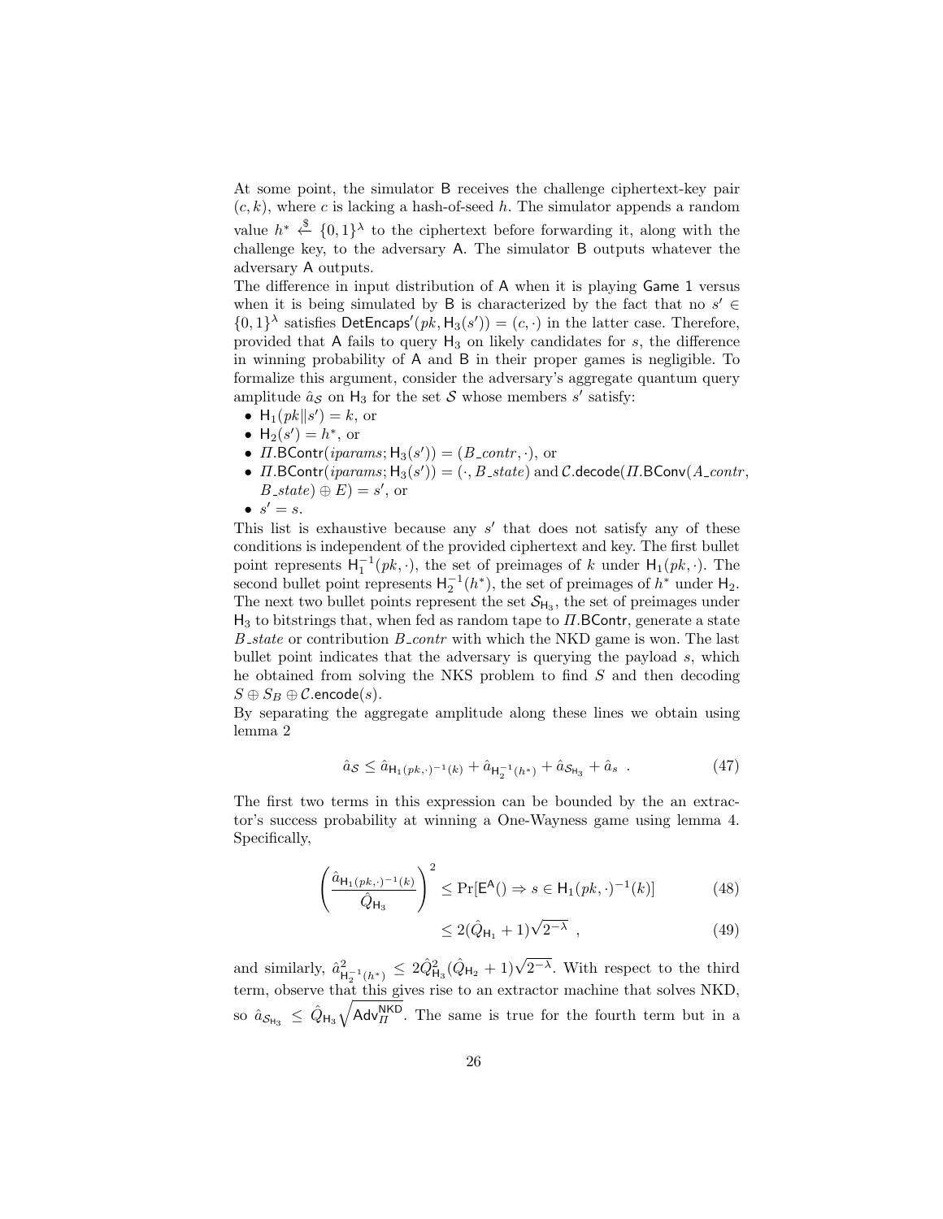At some point, the simulator $\mathsf{B}$ receives the challenge ciphertext-key pair $(c, k)$, where $c$ is lacking a hash-of-seed $h$. The simulator appends a random value $h^* \xleftarrow{\$} \{0,1\}^\lambda$ to the ciphertext before forwarding it, along with the challenge key, to the adversary $\mathsf{A}$. The simulator $\mathsf{B}$ outputs whatever the adversary $\mathsf{A}$ outputs.

The difference in input distribution of $\mathsf{A}$ when it is playing $\mathsf{Game\ 1}$ versus when it is being simulated by $\mathsf{B}$ is characterized by the fact that no $s' \in \{0,1\}^\lambda$ satisfies $\mathsf{DetEncaps}'(pk, \mathsf{H}_3(s')) = (c, \cdot)$ in the latter case. Therefore, provided that $\mathsf{A}$ fails to query $\mathsf{H}_3$ on likely candidates for $s$, the difference in winning probability of $\mathsf{A}$ and $\mathsf{B}$ in their proper games is negligible. To formalize this argument, consider the adversary's aggregate quantum query amplitude $\hat{a}_{\mathcal{S}}$ on $\mathsf{H}_3$ for the set $\mathcal{S}$ whose members $s'$ satisfy:

- $\mathsf{H}_1(pk \| s') = k$, or
- $\mathsf{H}_2(s') = h^*$, or
- $\mathit{\Pi}.\mathsf{BContr}(iparams; \mathsf{H}_3(s')) = (B\_contr, \cdot)$, or
- $\mathit{\Pi}.\mathsf{BContr}(iparams; \mathsf{H}_3(s')) = (\cdot, B\_state)$ and $\mathcal{C}.\mathsf{decode}(\mathit{\Pi}.\mathsf{BConv}(A\_contr, B\_state) \oplus E) = s'$, or
- $s' = s$.

This list is exhaustive because any $s'$ that does not satisfy any of these conditions is independent of the provided ciphertext and key. The first bullet point represents $\mathsf{H}_1^{-1}(pk, \cdot)$, the set of preimages of $k$ under $\mathsf{H}_1(pk, \cdot)$. The second bullet point represents $\mathsf{H}_2^{-1}(h^*)$, the set of preimages of $h^*$ under $\mathsf{H}_2$. The next two bullet points represent the set $\mathcal{S}_{\mathsf{H}_3}$, the set of preimages under $\mathsf{H}_3$ to bitstrings that, when fed as random tape to $\mathit{\Pi}.\mathsf{BContr}$, generate a state $B\_state$ or contribution $B\_contr$ with which the NKD game is won. The last bullet point indicates that the adversary is querying the payload $s$, which he obtained from solving the NKS problem to find $S$ and then decoding $S \oplus S_B \oplus \mathcal{C}.\mathsf{encode}(s)$.

By separating the aggregate amplitude along these lines we obtain using lemma 2

$$\hat{a}_{\mathcal{S}} \leq \hat{a}_{\mathsf{H}_1(pk,\cdot)^{-1}(k)} + \hat{a}_{\mathsf{H}_2^{-1}(h^*)} + \hat{a}_{\mathcal{S}_{\mathsf{H}_3}} + \hat{a}_s \ . \tag{47}$$

The first two terms in this expression can be bounded by the an extractor's success probability at winning a One-Wayness game using lemma 4. Specifically,

$$\left( \frac{\hat{a}_{\mathsf{H}_1(pk,\cdot)^{-1}(k)}}{\hat{Q}_{\mathsf{H}_3}} \right)^2 \leq \Pr[\mathsf{E}^{\mathsf{A}}() \Rightarrow s \in \mathsf{H}_1(pk, \cdot)^{-1}(k)] \tag{48}$$

$$\leq 2(\hat{Q}_{\mathsf{H}_1} + 1)\sqrt{2^{-\lambda}} \ , \tag{49}$$

and similarly, $\hat{a}^2_{\mathsf{H}_2^{-1}(h^*)} \leq 2\hat{Q}^2_{\mathsf{H}_3}(\hat{Q}_{\mathsf{H}_2} + 1)\sqrt{2^{-\lambda}}$. With respect to the third term, observe that this gives rise to an extractor machine that solves NKD, so $\hat{a}_{\mathcal{S}_{\mathsf{H}_3}} \leq \hat{Q}_{\mathsf{H}_3}\sqrt{\mathsf{Adv}^{\mathsf{NKD}}_{\mathit{\Pi}}}$. The same is true for the fourth term but in a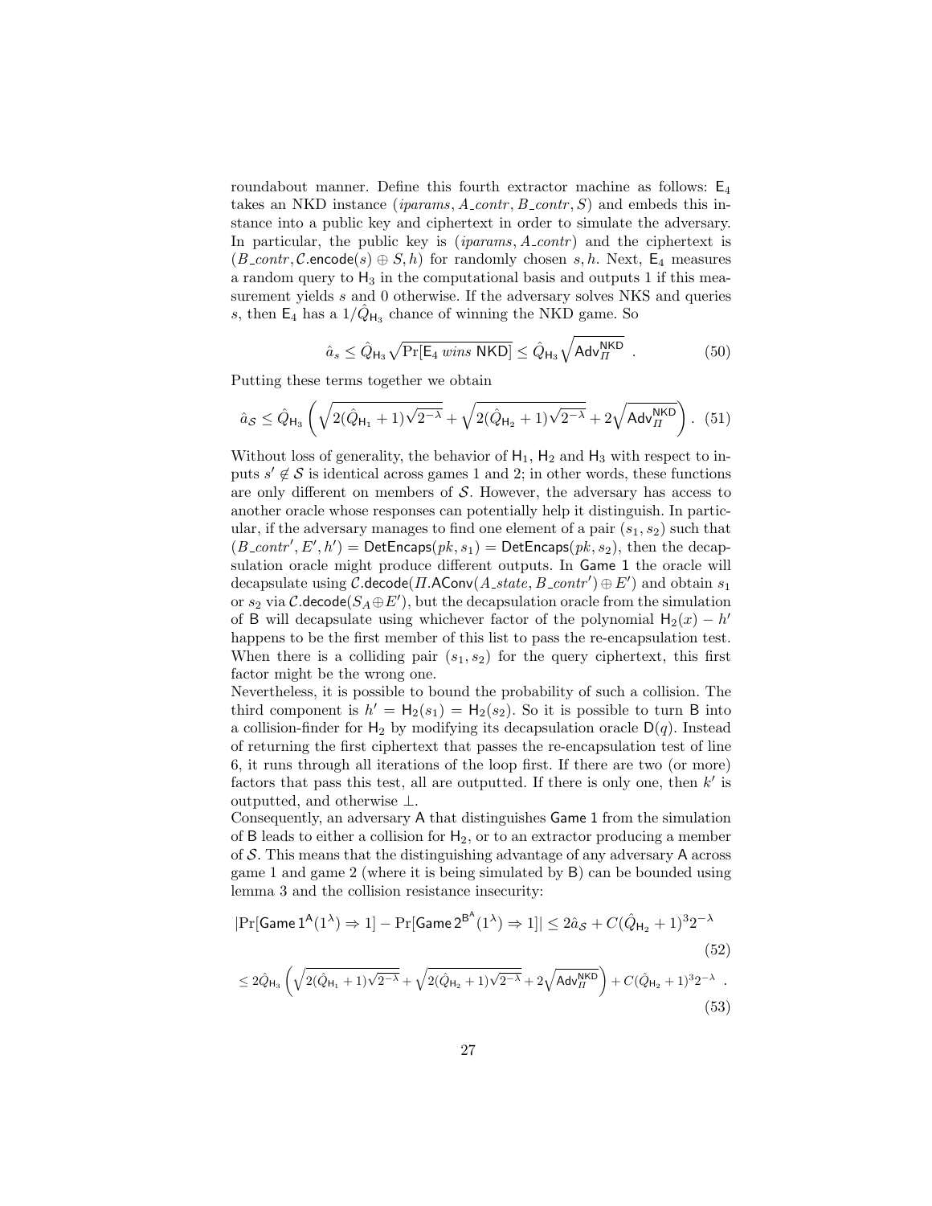roundabout manner. Define this fourth extractor machine as follows: $\mathsf{E}_4$ takes an NKD instance $(iparams, A\_contr, B\_contr, S)$ and embeds this instance into a public key and ciphertext in order to simulate the adversary. In particular, the public key is $(iparams, A\_contr)$ and the ciphertext is $(B\_contr, \mathcal{C}.\mathsf{encode}(s) \oplus S, h)$ for randomly chosen $s, h$. Next, $\mathsf{E}_4$ measures a random query to $\mathsf{H}_3$ in the computational basis and outputs 1 if this measurement yields $s$ and 0 otherwise. If the adversary solves NKS and queries $s$, then $\mathsf{E}_4$ has a $1/\hat{Q}_{\mathsf{H}_3}$ chance of winning the NKD game. So

$$\hat{a}_s \leq \hat{Q}_{\mathsf{H}_3} \sqrt{\Pr[\mathsf{E}_4 \; wins \; \mathsf{NKD}]} \leq \hat{Q}_{\mathsf{H}_3} \sqrt{\mathsf{Adv}_{\Pi}^{\mathsf{NKD}}} \; . \tag{50}$$

Putting these terms together we obtain

$$\hat{a}_{\mathcal{S}} \leq \hat{Q}_{\mathsf{H}_3} \left( \sqrt{2(\hat{Q}_{\mathsf{H}_1} + 1)\sqrt{2^{-\lambda}}} + \sqrt{2(\hat{Q}_{\mathsf{H}_2} + 1)\sqrt{2^{-\lambda}}} + 2\sqrt{\mathsf{Adv}_{\Pi}^{\mathsf{NKD}}} \right) . \tag{51}$$

Without loss of generality, the behavior of $\mathsf{H}_1$, $\mathsf{H}_2$ and $\mathsf{H}_3$ with respect to inputs $s' \notin \mathcal{S}$ is identical across games 1 and 2; in other words, these functions are only different on members of $\mathcal{S}$. However, the adversary has access to another oracle whose responses can potentially help it distinguish. In particular, if the adversary manages to find one element of a pair $(s_1, s_2)$ such that $(B\_contr', E', h') = \mathsf{DetEncaps}(pk, s_1) = \mathsf{DetEncaps}(pk, s_2)$, then the decapsulation oracle might produce different outputs. In $\mathsf{Game\ 1}$ the oracle will decapsulate using $\mathcal{C}.\mathsf{decode}(\Pi.\mathsf{AConv}(A\_state, B\_contr') \oplus E')$ and obtain $s_1$ or $s_2$ via $\mathcal{C}.\mathsf{decode}(S_A \oplus E')$, but the decapsulation oracle from the simulation of $\mathsf{B}$ will decapsulate using whichever factor of the polynomial $\mathsf{H}_2(x) - h'$ happens to be the first member of this list to pass the re-encapsulation test. When there is a colliding pair $(s_1, s_2)$ for the query ciphertext, this first factor might be the wrong one.

Nevertheless, it is possible to bound the probability of such a collision. The third component is $h' = \mathsf{H}_2(s_1) = \mathsf{H}_2(s_2)$. So it is possible to turn $\mathsf{B}$ into a collision-finder for $\mathsf{H}_2$ by modifying its decapsulation oracle $\mathsf{D}(q)$. Instead of returning the first ciphertext that passes the re-encapsulation test of line 6, it runs through all iterations of the loop first. If there are two (or more) factors that pass this test, all are outputted. If there is only one, then $k'$ is outputted, and otherwise $\perp$.

Consequently, an adversary $\mathsf{A}$ that distinguishes $\mathsf{Game\ 1}$ from the simulation of $\mathsf{B}$ leads to either a collision for $\mathsf{H}_2$, or to an extractor producing a member of $\mathcal{S}$. This means that the distinguishing advantage of any adversary $\mathsf{A}$ across game 1 and game 2 (where it is being simulated by $\mathsf{B}$) can be bounded using lemma 3 and the collision resistance insecurity:

$$|\Pr[\mathsf{Game\ 1}^{\mathsf{A}}(1^\lambda) \Rightarrow 1] - \Pr[\mathsf{Game\ 2}^{\mathsf{B}^{\mathsf{A}}}(1^\lambda) \Rightarrow 1]| \leq 2\hat{a}_{\mathcal{S}} + C(\hat{Q}_{\mathsf{H}_2} + 1)^3 2^{-\lambda} \tag{52}$$

$$\leq 2\hat{Q}_{\mathsf{H}_3} \left( \sqrt{2(\hat{Q}_{\mathsf{H}_1} + 1)\sqrt{2^{-\lambda}}} + \sqrt{2(\hat{Q}_{\mathsf{H}_2} + 1)\sqrt{2^{-\lambda}}} + 2\sqrt{\mathsf{Adv}_{\Pi}^{\mathsf{NKD}}} \right) + C(\hat{Q}_{\mathsf{H}_2} + 1)^3 2^{-\lambda} \; . \tag{53}$$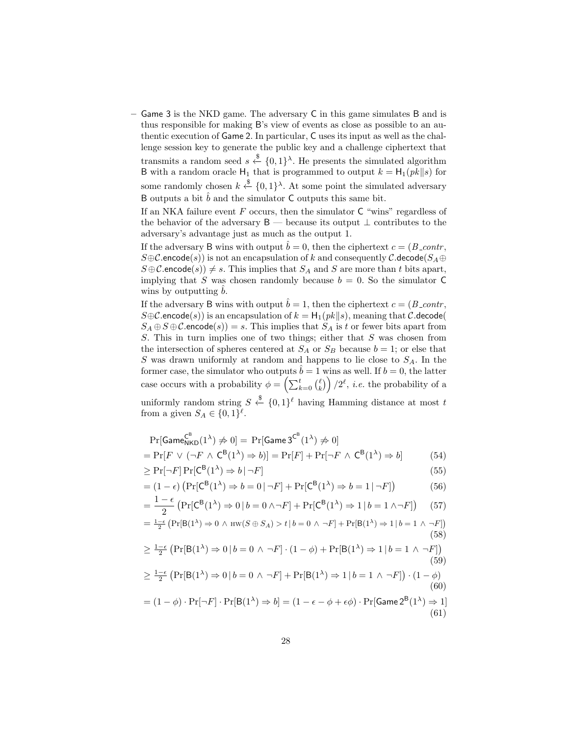– Game 3 is the NKD game. The adversary C in this game simulates B and is thus responsible for making B's view of events as close as possible to an authentic execution of Game 2. In particular, C uses its input as well as the challenge session key to generate the public key and a challenge ciphertext that transmits a random seed $s \xleftarrow{\$} \{0,1\}^\lambda$. He presents the simulated algorithm B with a random oracle $\mathsf{H}_1$ that is programmed to output $k = \mathsf{H}_1(pk\|s)$ for some randomly chosen $k \xleftarrow{\$} \{0,1\}^\lambda$. At some point the simulated adversary B outputs a bit $\hat{b}$ and the simulator C outputs this same bit.

  If an NKA failure event $F$ occurs, then the simulator C "wins" regardless of the behavior of the adversary B — because its output $\perp$ contributes to the adversary's advantage just as much as the output 1.

  If the adversary B wins with output $\hat{b} = 0$, then the ciphertext $c = (B\_contr, S \oplus \mathcal{C}.\mathsf{encode}(s))$ is not an encapsulation of $k$ and consequently $\mathcal{C}.\mathsf{decode}(S_A \oplus S \oplus \mathcal{C}.\mathsf{encode}(s)) \neq s$. This implies that $S_A$ and $S$ are more than $t$ bits apart, implying that $S$ was chosen randomly because $b = 0$. So the simulator C wins by outputting $\hat{b}$.

  If the adversary B wins with output $\hat{b} = 1$, then the ciphertext $c = (B\_contr, S \oplus \mathcal{C}.\mathsf{encode}(s))$ is an encapsulation of $k = \mathsf{H}_1(pk\|s)$, meaning that $\mathcal{C}.\mathsf{decode}(S_A \oplus S \oplus \mathcal{C}.\mathsf{encode}(s)) = s$. This implies that $S_A$ is $t$ or fewer bits apart from $S$. This in turn implies one of two things; either that $S$ was chosen from the intersection of spheres centered at $S_A$ or $S_B$ because $b = 1$; or else that $S$ was drawn uniformly at random and happens to lie close to $S_A$. In the former case, the simulator who outputs $\hat{b} = 1$ wins as well. If $b = 0$, the latter case occurs with a probability $\phi = \left(\sum_{k=0}^{t} \binom{\ell}{k}\right) / 2^\ell$, *i.e.* the probability of a uniformly random string $S \xleftarrow{\$} \{0,1\}^\ell$ having Hamming distance at most $t$ from a given $S_A \in \{0,1\}^\ell$.

$$
\begin{aligned}
&\Pr[\mathsf{Game}_{\mathsf{NKD}}^{\mathsf{C}^{\mathsf{B}}}(1^\lambda) \not\Rightarrow 0] = \Pr[\mathsf{Game\,3}^{\mathsf{C}^{\mathsf{B}}}(1^\lambda) \not\Rightarrow 0] \\
&= \Pr[F \,\vee\, (\neg F \,\wedge\, \mathsf{C}^{\mathsf{B}}(1^\lambda) \Rightarrow b)] = \Pr[F] + \Pr[\neg F \,\wedge\, \mathsf{C}^{\mathsf{B}}(1^\lambda) \Rightarrow b] && (54) \\
&\geq \Pr[\neg F] \Pr[\mathsf{C}^{\mathsf{B}}(1^\lambda) \Rightarrow b \,|\, \neg F] && (55) \\
&= (1-\epsilon) \left( \Pr[\mathsf{C}^{\mathsf{B}}(1^\lambda) \Rightarrow b = 0 \,|\, \neg F] + \Pr[\mathsf{C}^{\mathsf{B}}(1^\lambda) \Rightarrow b = 1 \,|\, \neg F] \right) && (56) \\
&= \frac{1-\epsilon}{2} \left( \Pr[\mathsf{C}^{\mathsf{B}}(1^\lambda) \Rightarrow 0 \,|\, b = 0 \wedge \neg F] + \Pr[\mathsf{C}^{\mathsf{B}}(1^\lambda) \Rightarrow 1 \,|\, b = 1 \wedge \neg F] \right) && (57) \\
&= \tfrac{1-\epsilon}{2} \left( \Pr[\mathsf{B}(1^\lambda) \Rightarrow 0 \,\wedge\, \mathrm{HW}(S \oplus S_A) > t \,|\, b = 0 \,\wedge\, \neg F] + \Pr[\mathsf{B}(1^\lambda) \Rightarrow 1 \,|\, b = 1 \,\wedge\, \neg F] \right) && (58) \\
&\geq \tfrac{1-\epsilon}{2} \left( \Pr[\mathsf{B}(1^\lambda) \Rightarrow 0 \,|\, b = 0 \,\wedge\, \neg F] \cdot (1-\phi) + \Pr[\mathsf{B}(1^\lambda) \Rightarrow 1 \,|\, b = 1 \,\wedge\, \neg F] \right) && (59) \\
&\geq \tfrac{1-\epsilon}{2} \left( \Pr[\mathsf{B}(1^\lambda) \Rightarrow 0 \,|\, b = 0 \,\wedge\, \neg F] + \Pr[\mathsf{B}(1^\lambda) \Rightarrow 1 \,|\, b = 1 \,\wedge\, \neg F] \right) \cdot (1-\phi) && (60) \\
&= (1-\phi) \cdot \Pr[\neg F] \cdot \Pr[\mathsf{B}(1^\lambda) \Rightarrow b] = (1 - \epsilon - \phi + \epsilon\phi) \cdot \Pr[\mathsf{Game\,2}^{\mathsf{B}}(1^\lambda) \Rightarrow 1] && (61)
\end{aligned}
$$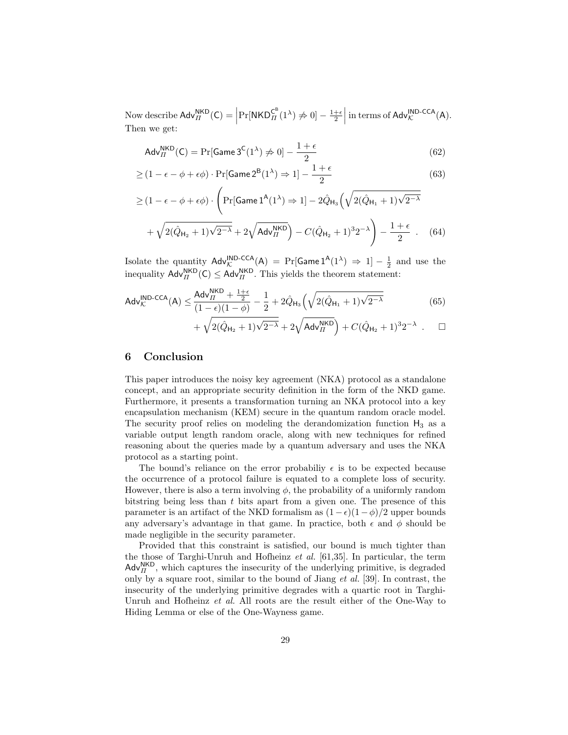Now describe $\mathsf{Adv}^{\mathsf{NKD}}_{\Pi}(\mathsf{C}) = \left|\Pr[\mathsf{NKD}^{\mathsf{C}^{\mathsf{B}}}_{\Pi}(1^\lambda) \not\Rightarrow 0] - \frac{1+\epsilon}{2}\right|$ in terms of $\mathsf{Adv}^{\mathsf{IND\text{-}CCA}}_{\mathcal{K}}(\mathsf{A})$. Then we get:

$$\mathsf{Adv}^{\mathsf{NKD}}_{\Pi}(\mathsf{C}) = \Pr[\mathsf{Game}\,3^{\mathsf{C}}(1^\lambda) \not\Rightarrow 0] - \frac{1+\epsilon}{2} \tag{62}$$

$$\geq (1-\epsilon-\phi+\epsilon\phi)\cdot\Pr[\mathsf{Game}\,2^{\mathsf{B}}(1^\lambda) \Rightarrow 1] - \frac{1+\epsilon}{2} \tag{63}$$

$$\geq (1-\epsilon-\phi+\epsilon\phi)\cdot\Bigg(\Pr[\mathsf{Game}\,1^{\mathsf{A}}(1^\lambda) \Rightarrow 1] - 2\hat{Q}_{\mathsf{H}_3}\Big(\sqrt{2(\hat{Q}_{\mathsf{H}_1}+1)\sqrt{2^{-\lambda}}} + \sqrt{2(\hat{Q}_{\mathsf{H}_2}+1)\sqrt{2^{-\lambda}}} + 2\sqrt{\mathsf{Adv}^{\mathsf{NKD}}_{\Pi}}\Big) - C(\hat{Q}_{\mathsf{H}_2}+1)^3 2^{-\lambda}\Bigg) - \frac{1+\epsilon}{2}\ . \tag{64}$$

Isolate the quantity $\mathsf{Adv}^{\mathsf{IND\text{-}CCA}}_{\mathcal{K}}(\mathsf{A}) = \Pr[\mathsf{Game}\,1^{\mathsf{A}}(1^\lambda) \Rightarrow 1] - \frac{1}{2}$ and use the inequality $\mathsf{Adv}^{\mathsf{NKD}}_{\Pi}(\mathsf{C}) \leq \mathsf{Adv}^{\mathsf{NKD}}_{\Pi}$. This yields the theorem statement:

$$\mathsf{Adv}^{\mathsf{IND\text{-}CCA}}_{\mathcal{K}}(\mathsf{A}) \leq \frac{\mathsf{Adv}^{\mathsf{NKD}}_{\Pi} + \frac{1+\epsilon}{2}}{(1-\epsilon)(1-\phi)} - \frac{1}{2} + 2\hat{Q}_{\mathsf{H}_3}\Big(\sqrt{2(\hat{Q}_{\mathsf{H}_1}+1)\sqrt{2^{-\lambda}}} + \sqrt{2(\hat{Q}_{\mathsf{H}_2}+1)\sqrt{2^{-\lambda}}} + 2\sqrt{\mathsf{Adv}^{\mathsf{NKD}}_{\Pi}}\Big) + C(\hat{Q}_{\mathsf{H}_2}+1)^3 2^{-\lambda}\ . \tag{65}$$

□

## 6 Conclusion

This paper introduces the noisy key agreement (NKA) protocol as a standalone concept, and an appropriate security definition in the form of the NKD game. Furthermore, it presents a transformation turning an NKA protocol into a key encapsulation mechanism (KEM) secure in the quantum random oracle model. The security proof relies on modeling the derandomization function $\mathsf{H}_3$ as a variable output length random oracle, along with new techniques for refined reasoning about the queries made by a quantum adversary and uses the NKA protocol as a starting point.

The bound's reliance on the error probabiliy $\epsilon$ is to be expected because the occurrence of a protocol failure is equated to a complete loss of security. However, there is also a term involving $\phi$, the probability of a uniformly random bitstring being less than $t$ bits apart from a given one. The presence of this parameter is an artifact of the NKD formalism as $(1-\epsilon)(1-\phi)/2$ upper bounds any adversary's advantage in that game. In practice, both $\epsilon$ and $\phi$ should be made negligible in the security parameter.

Provided that this constraint is satisfied, our bound is much tighter than the those of Targhi-Unruh and Hofheinz *et al.* [61,35]. In particular, the term $\mathsf{Adv}^{\mathsf{NKD}}_{\Pi}$, which captures the insecurity of the underlying primitive, is degraded only by a square root, similar to the bound of Jiang *et al.* [39]. In contrast, the insecurity of the underlying primitive degrades with a quartic root in Targhi-Unruh and Hofheinz *et al.* All roots are the result either of the One-Way to Hiding Lemma or else of the One-Wayness game.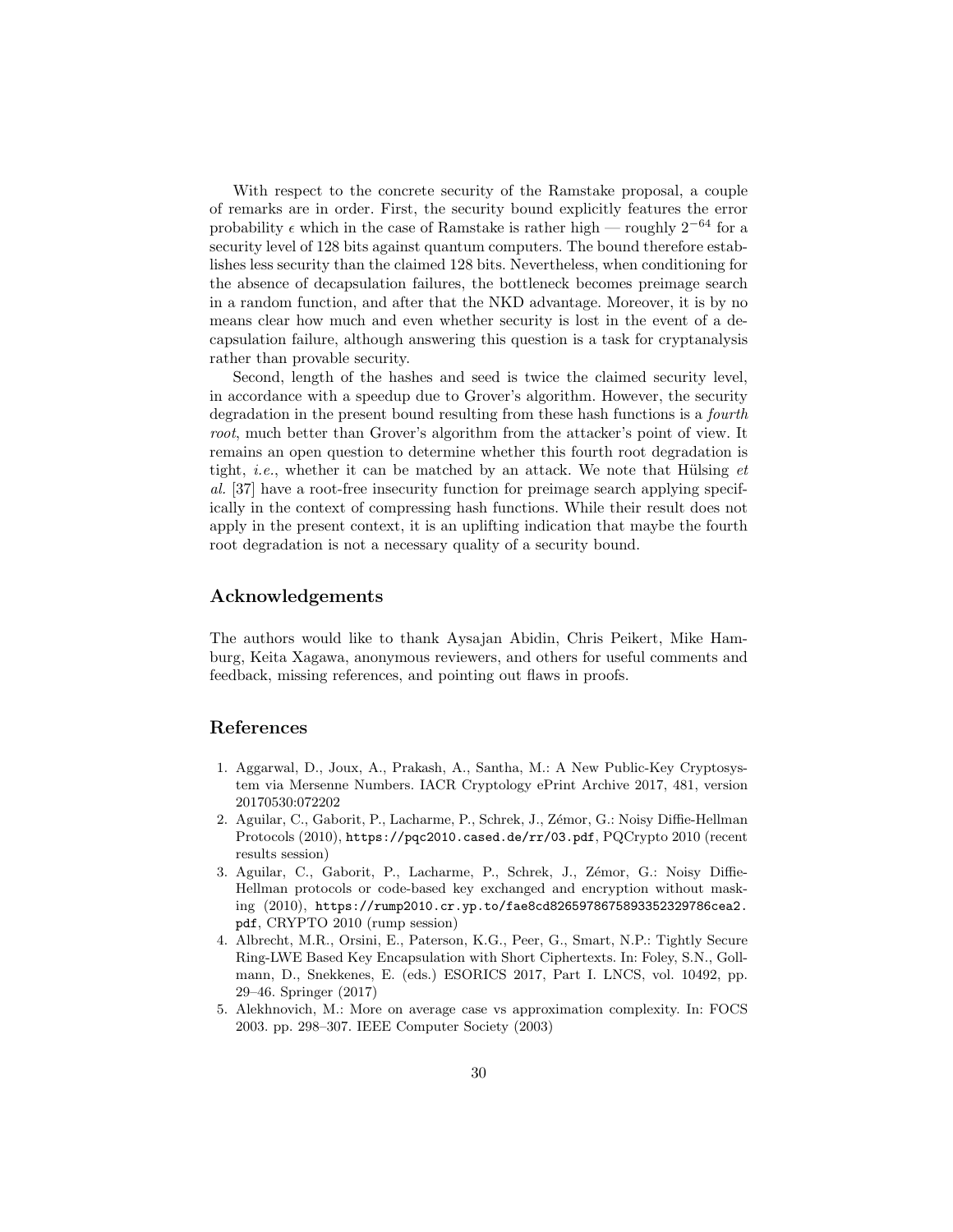With respect to the concrete security of the Ramstake proposal, a couple of remarks are in order. First, the security bound explicitly features the error probability $\epsilon$ which in the case of Ramstake is rather high — roughly $2^{-64}$ for a security level of 128 bits against quantum computers. The bound therefore establishes less security than the claimed 128 bits. Nevertheless, when conditioning for the absence of decapsulation failures, the bottleneck becomes preimage search in a random function, and after that the NKD advantage. Moreover, it is by no means clear how much and even whether security is lost in the event of a decapsulation failure, although answering this question is a task for cryptanalysis rather than provable security.

Second, length of the hashes and seed is twice the claimed security level, in accordance with a speedup due to Grover's algorithm. However, the security degradation in the present bound resulting from these hash functions is a *fourth root*, much better than Grover's algorithm from the attacker's point of view. It remains an open question to determine whether this fourth root degradation is tight, *i.e.*, whether it can be matched by an attack. We note that Hülsing *et al.* [37] have a root-free insecurity function for preimage search applying specifically in the context of compressing hash functions. While their result does not apply in the present context, it is an uplifting indication that maybe the fourth root degradation is not a necessary quality of a security bound.

## Acknowledgements

The authors would like to thank Aysajan Abidin, Chris Peikert, Mike Hamburg, Keita Xagawa, anonymous reviewers, and others for useful comments and feedback, missing references, and pointing out flaws in proofs.

## References

1. Aggarwal, D., Joux, A., Prakash, A., Santha, M.: A New Public-Key Cryptosystem via Mersenne Numbers. IACR Cryptology ePrint Archive 2017, 481, version 20170530:072202
2. Aguilar, C., Gaborit, P., Lacharme, P., Schrek, J., Zémor, G.: Noisy Diffie-Hellman Protocols (2010), `https://pqc2010.cased.de/rr/03.pdf`, PQCrypto 2010 (recent results session)
3. Aguilar, C., Gaborit, P., Lacharme, P., Schrek, J., Zémor, G.: Noisy Diffie-Hellman protocols or code-based key exchanged and encryption without masking (2010), `https://rump2010.cr.yp.to/fae8cd8265978675893352329786cea2.pdf`, CRYPTO 2010 (rump session)
4. Albrecht, M.R., Orsini, E., Paterson, K.G., Peer, G., Smart, N.P.: Tightly Secure Ring-LWE Based Key Encapsulation with Short Ciphertexts. In: Foley, S.N., Gollmann, D., Snekkenes, E. (eds.) ESORICS 2017, Part I. LNCS, vol. 10492, pp. 29–46. Springer (2017)
5. Alekhnovich, M.: More on average case vs approximation complexity. In: FOCS 2003. pp. 298–307. IEEE Computer Society (2003)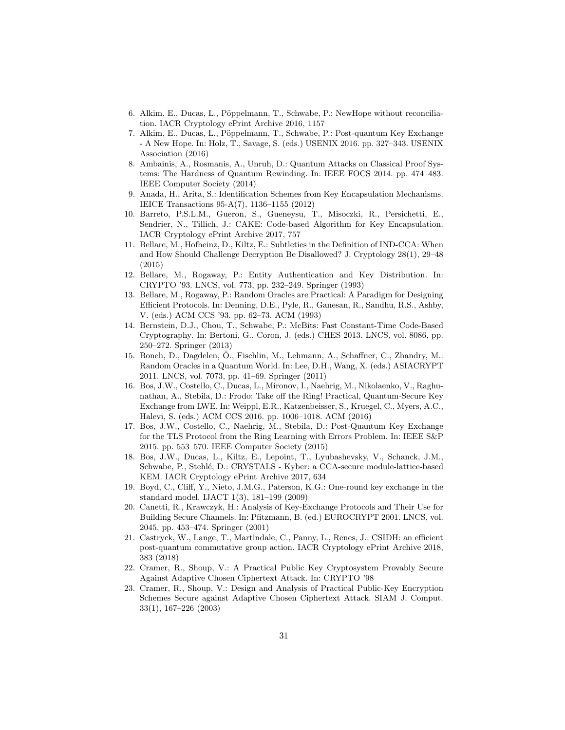6. Alkim, E., Ducas, L., Pöppelmann, T., Schwabe, P.: NewHope without reconciliation. IACR Cryptology ePrint Archive 2016, 1157
7. Alkim, E., Ducas, L., Pöppelmann, T., Schwabe, P.: Post-quantum Key Exchange - A New Hope. In: Holz, T., Savage, S. (eds.) USENIX 2016. pp. 327–343. USENIX Association (2016)
8. Ambainis, A., Rosmanis, A., Unruh, D.: Quantum Attacks on Classical Proof Systems: The Hardness of Quantum Rewinding. In: IEEE FOCS 2014. pp. 474–483. IEEE Computer Society (2014)
9. Anada, H., Arita, S.: Identification Schemes from Key Encapsulation Mechanisms. IEICE Transactions 95-A(7), 1136–1155 (2012)
10. Barreto, P.S.L.M., Gueron, S., Gueneysu, T., Misoczki, R., Persichetti, E., Sendrier, N., Tillich, J.: CAKE: Code-based Algorithm for Key Encapsulation. IACR Cryptology ePrint Archive 2017, 757
11. Bellare, M., Hofheinz, D., Kiltz, E.: Subtleties in the Definition of IND-CCA: When and How Should Challenge Decryption Be Disallowed? J. Cryptology 28(1), 29–48 (2015)
12. Bellare, M., Rogaway, P.: Entity Authentication and Key Distribution. In: CRYPTO '93. LNCS, vol. 773, pp. 232–249. Springer (1993)
13. Bellare, M., Rogaway, P.: Random Oracles are Practical: A Paradigm for Designing Efficient Protocols. In: Denning, D.E., Pyle, R., Ganesan, R., Sandhu, R.S., Ashby, V. (eds.) ACM CCS '93. pp. 62–73. ACM (1993)
14. Bernstein, D.J., Chou, T., Schwabe, P.: McBits: Fast Constant-Time Code-Based Cryptography. In: Bertoni, G., Coron, J. (eds.) CHES 2013. LNCS, vol. 8086, pp. 250–272. Springer (2013)
15. Boneh, D., Dagdelen, Ö., Fischlin, M., Lehmann, A., Schaffner, C., Zhandry, M.: Random Oracles in a Quantum World. In: Lee, D.H., Wang, X. (eds.) ASIACRYPT 2011. LNCS, vol. 7073, pp. 41–69. Springer (2011)
16. Bos, J.W., Costello, C., Ducas, L., Mironov, I., Naehrig, M., Nikolaenko, V., Raghunathan, A., Stebila, D.: Frodo: Take off the Ring! Practical, Quantum-Secure Key Exchange from LWE. In: Weippl, E.R., Katzenbeisser, S., Kruegel, C., Myers, A.C., Halevi, S. (eds.) ACM CCS 2016. pp. 1006–1018. ACM (2016)
17. Bos, J.W., Costello, C., Naehrig, M., Stebila, D.: Post-Quantum Key Exchange for the TLS Protocol from the Ring Learning with Errors Problem. In: IEEE S&P 2015. pp. 553–570. IEEE Computer Society (2015)
18. Bos, J.W., Ducas, L., Kiltz, E., Lepoint, T., Lyubashevsky, V., Schanck, J.M., Schwabe, P., Stehlé, D.: CRYSTALS - Kyber: a CCA-secure module-lattice-based KEM. IACR Cryptology ePrint Archive 2017, 634
19. Boyd, C., Cliff, Y., Nieto, J.M.G., Paterson, K.G.: One-round key exchange in the standard model. IJACT 1(3), 181–199 (2009)
20. Canetti, R., Krawczyk, H.: Analysis of Key-Exchange Protocols and Their Use for Building Secure Channels. In: Pfitzmann, B. (ed.) EUROCRYPT 2001. LNCS, vol. 2045, pp. 453–474. Springer (2001)
21. Castryck, W., Lange, T., Martindale, C., Panny, L., Renes, J.: CSIDH: an efficient post-quantum commutative group action. IACR Cryptology ePrint Archive 2018, 383 (2018)
22. Cramer, R., Shoup, V.: A Practical Public Key Cryptosystem Provably Secure Against Adaptive Chosen Ciphertext Attack. In: CRYPTO '98
23. Cramer, R., Shoup, V.: Design and Analysis of Practical Public-Key Encryption Schemes Secure against Adaptive Chosen Ciphertext Attack. SIAM J. Comput. 33(1), 167–226 (2003)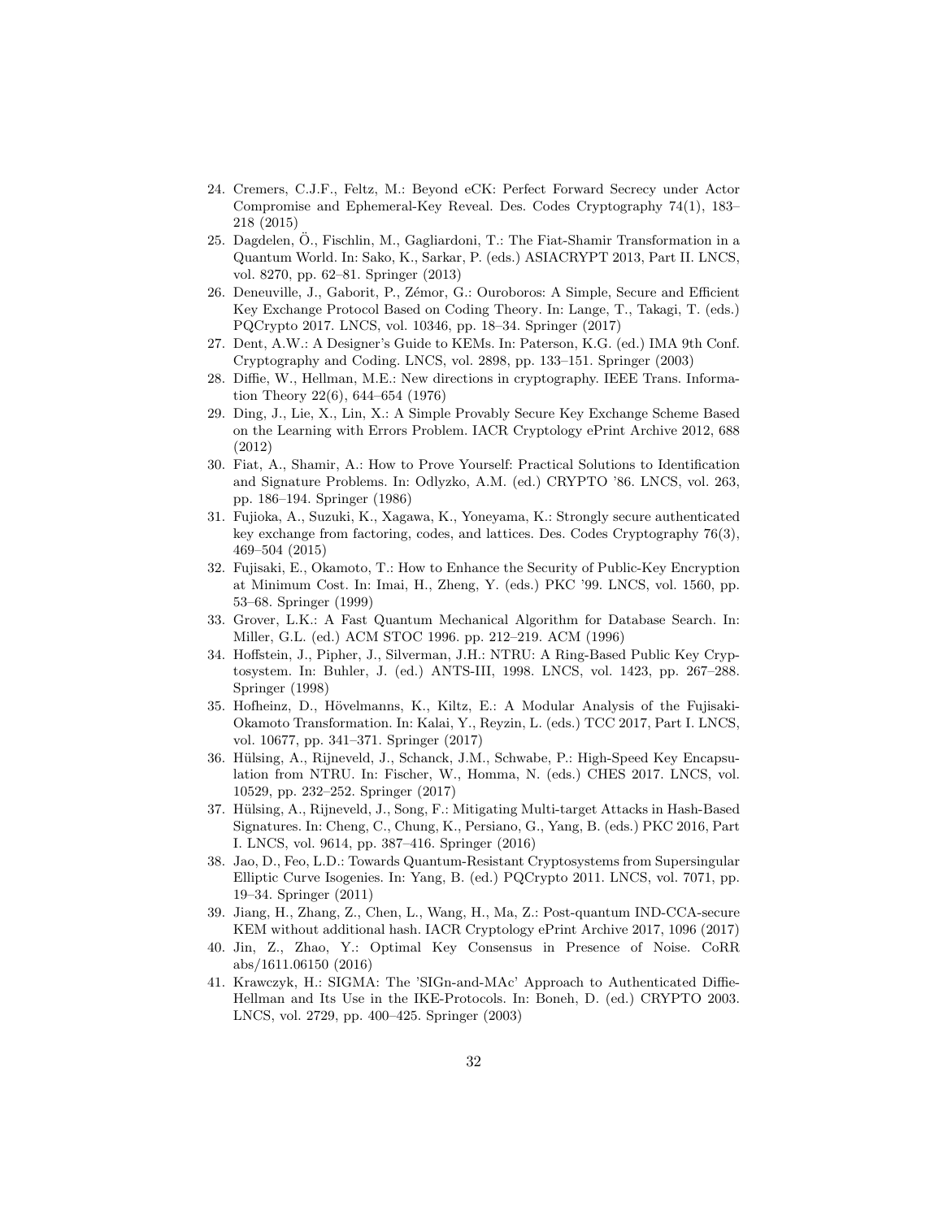24. Cremers, C.J.F., Feltz, M.: Beyond eCK: Perfect Forward Secrecy under Actor Compromise and Ephemeral-Key Reveal. Des. Codes Cryptography 74(1), 183–218 (2015)
25. Dagdelen, Ö., Fischlin, M., Gagliardoni, T.: The Fiat-Shamir Transformation in a Quantum World. In: Sako, K., Sarkar, P. (eds.) ASIACRYPT 2013, Part II. LNCS, vol. 8270, pp. 62–81. Springer (2013)
26. Deneuville, J., Gaborit, P., Zémor, G.: Ouroboros: A Simple, Secure and Efficient Key Exchange Protocol Based on Coding Theory. In: Lange, T., Takagi, T. (eds.) PQCrypto 2017. LNCS, vol. 10346, pp. 18–34. Springer (2017)
27. Dent, A.W.: A Designer's Guide to KEMs. In: Paterson, K.G. (ed.) IMA 9th Conf. Cryptography and Coding. LNCS, vol. 2898, pp. 133–151. Springer (2003)
28. Diffie, W., Hellman, M.E.: New directions in cryptography. IEEE Trans. Information Theory 22(6), 644–654 (1976)
29. Ding, J., Lie, X., Lin, X.: A Simple Provably Secure Key Exchange Scheme Based on the Learning with Errors Problem. IACR Cryptology ePrint Archive 2012, 688 (2012)
30. Fiat, A., Shamir, A.: How to Prove Yourself: Practical Solutions to Identification and Signature Problems. In: Odlyzko, A.M. (ed.) CRYPTO '86. LNCS, vol. 263, pp. 186–194. Springer (1986)
31. Fujioka, A., Suzuki, K., Xagawa, K., Yoneyama, K.: Strongly secure authenticated key exchange from factoring, codes, and lattices. Des. Codes Cryptography 76(3), 469–504 (2015)
32. Fujisaki, E., Okamoto, T.: How to Enhance the Security of Public-Key Encryption at Minimum Cost. In: Imai, H., Zheng, Y. (eds.) PKC '99. LNCS, vol. 1560, pp. 53–68. Springer (1999)
33. Grover, L.K.: A Fast Quantum Mechanical Algorithm for Database Search. In: Miller, G.L. (ed.) ACM STOC 1996. pp. 212–219. ACM (1996)
34. Hoffstein, J., Pipher, J., Silverman, J.H.: NTRU: A Ring-Based Public Key Cryptosystem. In: Buhler, J. (ed.) ANTS-III, 1998. LNCS, vol. 1423, pp. 267–288. Springer (1998)
35. Hofheinz, D., Hövelmanns, K., Kiltz, E.: A Modular Analysis of the Fujisaki-Okamoto Transformation. In: Kalai, Y., Reyzin, L. (eds.) TCC 2017, Part I. LNCS, vol. 10677, pp. 341–371. Springer (2017)
36. Hülsing, A., Rijneveld, J., Schanck, J.M., Schwabe, P.: High-Speed Key Encapsulation from NTRU. In: Fischer, W., Homma, N. (eds.) CHES 2017. LNCS, vol. 10529, pp. 232–252. Springer (2017)
37. Hülsing, A., Rijneveld, J., Song, F.: Mitigating Multi-target Attacks in Hash-Based Signatures. In: Cheng, C., Chung, K., Persiano, G., Yang, B. (eds.) PKC 2016, Part I. LNCS, vol. 9614, pp. 387–416. Springer (2016)
38. Jao, D., Feo, L.D.: Towards Quantum-Resistant Cryptosystems from Supersingular Elliptic Curve Isogenies. In: Yang, B. (ed.) PQCrypto 2011. LNCS, vol. 7071, pp. 19–34. Springer (2011)
39. Jiang, H., Zhang, Z., Chen, L., Wang, H., Ma, Z.: Post-quantum IND-CCA-secure KEM without additional hash. IACR Cryptology ePrint Archive 2017, 1096 (2017)
40. Jin, Z., Zhao, Y.: Optimal Key Consensus in Presence of Noise. CoRR abs/1611.06150 (2016)
41. Krawczyk, H.: SIGMA: The 'SIGn-and-MAc' Approach to Authenticated Diffie-Hellman and Its Use in the IKE-Protocols. In: Boneh, D. (ed.) CRYPTO 2003. LNCS, vol. 2729, pp. 400–425. Springer (2003)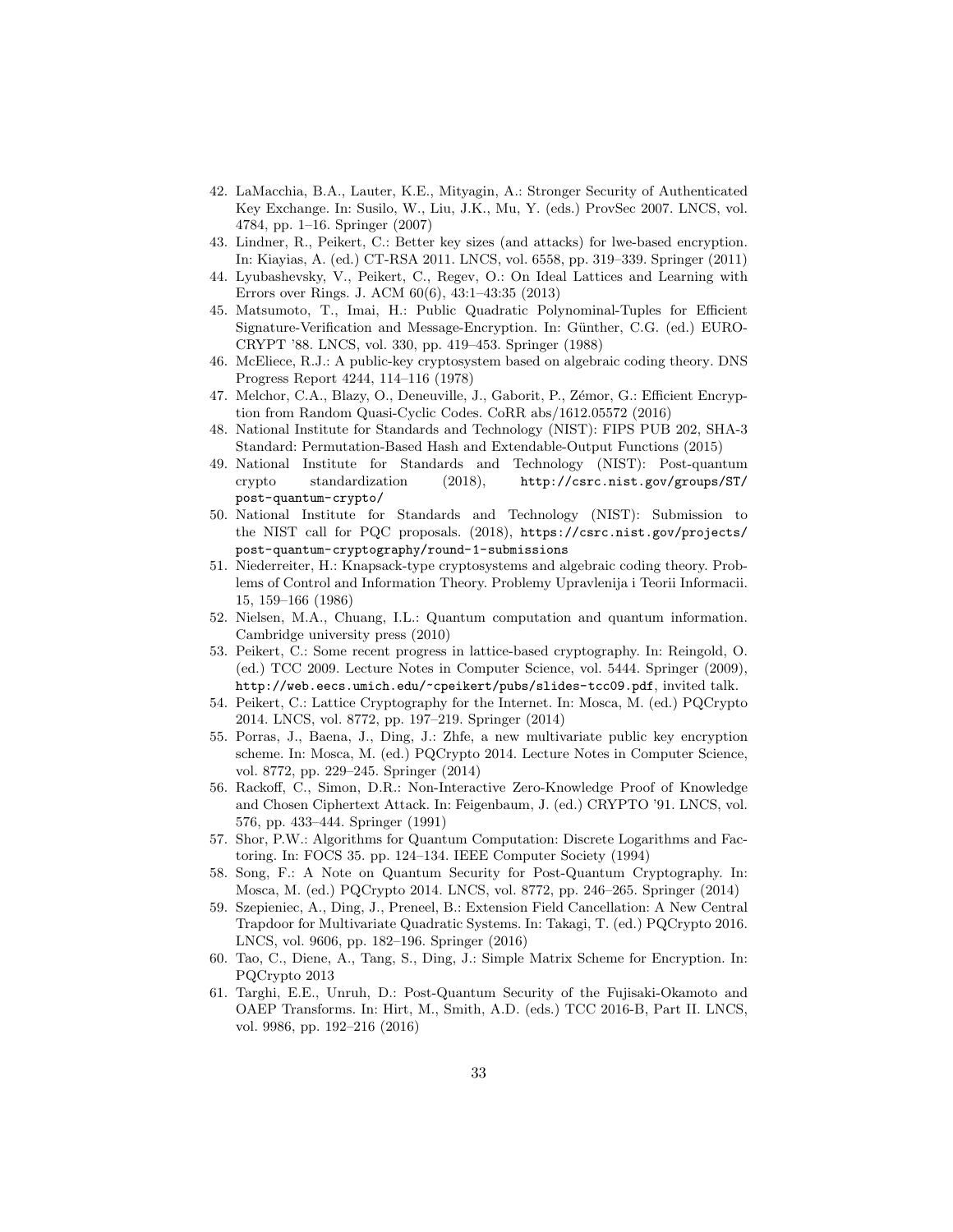42. LaMacchia, B.A., Lauter, K.E., Mityagin, A.: Stronger Security of Authenticated Key Exchange. In: Susilo, W., Liu, J.K., Mu, Y. (eds.) ProvSec 2007. LNCS, vol. 4784, pp. 1–16. Springer (2007)
43. Lindner, R., Peikert, C.: Better key sizes (and attacks) for lwe-based encryption. In: Kiayias, A. (ed.) CT-RSA 2011. LNCS, vol. 6558, pp. 319–339. Springer (2011)
44. Lyubashevsky, V., Peikert, C., Regev, O.: On Ideal Lattices and Learning with Errors over Rings. J. ACM 60(6), 43:1–43:35 (2013)
45. Matsumoto, T., Imai, H.: Public Quadratic Polynominal-Tuples for Efficient Signature-Verification and Message-Encryption. In: Günther, C.G. (ed.) EUROCRYPT '88. LNCS, vol. 330, pp. 419–453. Springer (1988)
46. McEliece, R.J.: A public-key cryptosystem based on algebraic coding theory. DNS Progress Report 4244, 114–116 (1978)
47. Melchor, C.A., Blazy, O., Deneuville, J., Gaborit, P., Zémor, G.: Efficient Encryption from Random Quasi-Cyclic Codes. CoRR abs/1612.05572 (2016)
48. National Institute for Standards and Technology (NIST): FIPS PUB 202, SHA-3 Standard: Permutation-Based Hash and Extendable-Output Functions (2015)
49. National Institute for Standards and Technology (NIST): Post-quantum crypto standardization (2018), http://csrc.nist.gov/groups/ST/post-quantum-crypto/
50. National Institute for Standards and Technology (NIST): Submission to the NIST call for PQC proposals. (2018), https://csrc.nist.gov/projects/post-quantum-cryptography/round-1-submissions
51. Niederreiter, H.: Knapsack-type cryptosystems and algebraic coding theory. Problems of Control and Information Theory. Problemy Upravlenija i Teorii Informacii. 15, 159–166 (1986)
52. Nielsen, M.A., Chuang, I.L.: Quantum computation and quantum information. Cambridge university press (2010)
53. Peikert, C.: Some recent progress in lattice-based cryptography. In: Reingold, O. (ed.) TCC 2009. Lecture Notes in Computer Science, vol. 5444. Springer (2009), http://web.eecs.umich.edu/~cpeikert/pubs/slides-tcc09.pdf, invited talk.
54. Peikert, C.: Lattice Cryptography for the Internet. In: Mosca, M. (ed.) PQCrypto 2014. LNCS, vol. 8772, pp. 197–219. Springer (2014)
55. Porras, J., Baena, J., Ding, J.: Zhfe, a new multivariate public key encryption scheme. In: Mosca, M. (ed.) PQCrypto 2014. Lecture Notes in Computer Science, vol. 8772, pp. 229–245. Springer (2014)
56. Rackoff, C., Simon, D.R.: Non-Interactive Zero-Knowledge Proof of Knowledge and Chosen Ciphertext Attack. In: Feigenbaum, J. (ed.) CRYPTO '91. LNCS, vol. 576, pp. 433–444. Springer (1991)
57. Shor, P.W.: Algorithms for Quantum Computation: Discrete Logarithms and Factoring. In: FOCS 35. pp. 124–134. IEEE Computer Society (1994)
58. Song, F.: A Note on Quantum Security for Post-Quantum Cryptography. In: Mosca, M. (ed.) PQCrypto 2014. LNCS, vol. 8772, pp. 246–265. Springer (2014)
59. Szepieniec, A., Ding, J., Preneel, B.: Extension Field Cancellation: A New Central Trapdoor for Multivariate Quadratic Systems. In: Takagi, T. (ed.) PQCrypto 2016. LNCS, vol. 9606, pp. 182–196. Springer (2016)
60. Tao, C., Diene, A., Tang, S., Ding, J.: Simple Matrix Scheme for Encryption. In: PQCrypto 2013
61. Targhi, E.E., Unruh, D.: Post-Quantum Security of the Fujisaki-Okamoto and OAEP Transforms. In: Hirt, M., Smith, A.D. (eds.) TCC 2016-B, Part II. LNCS, vol. 9986, pp. 192–216 (2016)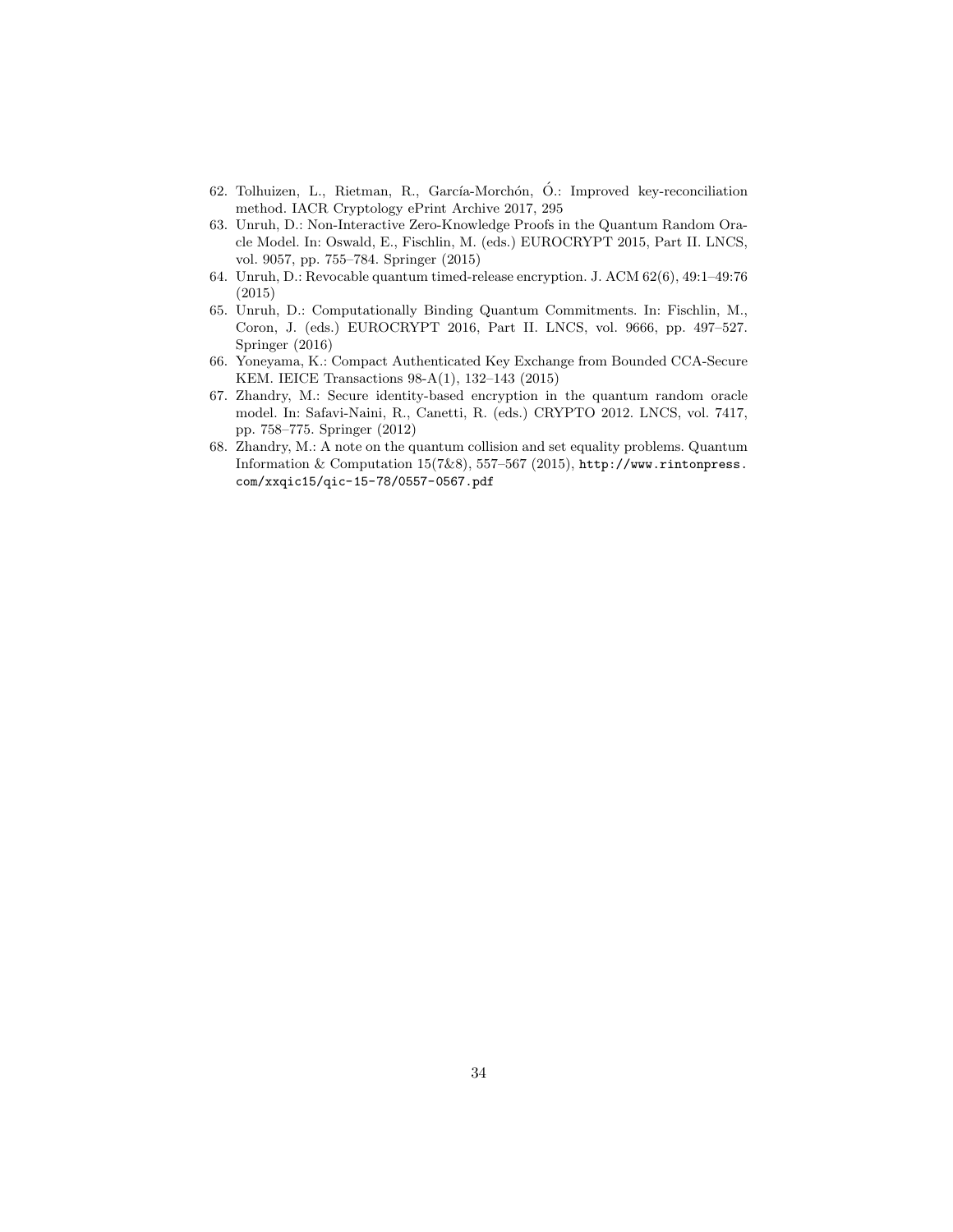62. Tolhuizen, L., Rietman, R., García-Morchón, Ó.: Improved key-reconciliation method. IACR Cryptology ePrint Archive 2017, 295
63. Unruh, D.: Non-Interactive Zero-Knowledge Proofs in the Quantum Random Oracle Model. In: Oswald, E., Fischlin, M. (eds.) EUROCRYPT 2015, Part II. LNCS, vol. 9057, pp. 755–784. Springer (2015)
64. Unruh, D.: Revocable quantum timed-release encryption. J. ACM 62(6), 49:1–49:76 (2015)
65. Unruh, D.: Computationally Binding Quantum Commitments. In: Fischlin, M., Coron, J. (eds.) EUROCRYPT 2016, Part II. LNCS, vol. 9666, pp. 497–527. Springer (2016)
66. Yoneyama, K.: Compact Authenticated Key Exchange from Bounded CCA-Secure KEM. IEICE Transactions 98-A(1), 132–143 (2015)
67. Zhandry, M.: Secure identity-based encryption in the quantum random oracle model. In: Safavi-Naini, R., Canetti, R. (eds.) CRYPTO 2012. LNCS, vol. 7417, pp. 758–775. Springer (2012)
68. Zhandry, M.: A note on the quantum collision and set equality problems. Quantum Information & Computation 15(7&8), 557–567 (2015), http://www.rintonpress.com/xxqic15/qic-15-78/0557-0567.pdf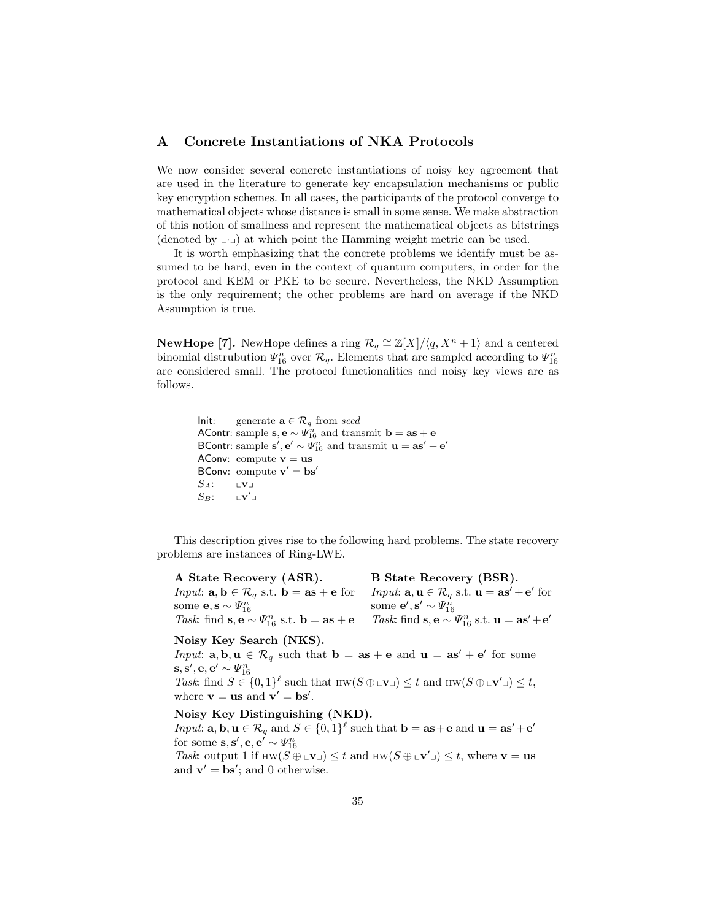## A Concrete Instantiations of NKA Protocols

We now consider several concrete instantiations of noisy key agreement that are used in the literature to generate key encapsulation mechanisms or public key encryption schemes. In all cases, the participants of the protocol converge to mathematical objects whose distance is small in some sense. We make abstraction of this notion of smallness and represent the mathematical objects as bitstrings (denoted by $\llcorner\cdot\lrcorner$) at which point the Hamming weight metric can be used.

It is worth emphasizing that the concrete problems we identify must be assumed to be hard, even in the context of quantum computers, in order for the protocol and KEM or PKE to be secure. Nevertheless, the NKD Assumption is the only requirement; the other problems are hard on average if the NKD Assumption is true.

**NewHope [7].** NewHope defines a ring $\mathcal{R}_q \cong \mathbb{Z}[X]/\langle q, X^n + 1\rangle$ and a centered binomial distrubution $\Psi_{16}^n$ over $\mathcal{R}_q$. Elements that are sampled according to $\Psi_{16}^n$ are considered small. The protocol functionalities and noisy key views are as follows.

- Init: generate $\mathbf{a} \in \mathcal{R}_q$ from *seed*
- AContr: sample $\mathbf{s}, \mathbf{e} \sim \Psi_{16}^n$ and transmit $\mathbf{b} = \mathbf{a}\mathbf{s} + \mathbf{e}$
- BContr: sample $\mathbf{s}', \mathbf{e}' \sim \Psi_{16}^n$ and transmit $\mathbf{u} = \mathbf{a}\mathbf{s}' + \mathbf{e}'$
- AConv: compute $\mathbf{v} = \mathbf{u}\mathbf{s}$
- BConv: compute $\mathbf{v}' = \mathbf{b}\mathbf{s}'$
- $S_A$: $\llcorner\mathbf{v}\lrcorner$
- $S_B$: $\llcorner\mathbf{v}'\lrcorner$

This description gives rise to the following hard problems. The state recovery problems are instances of Ring-LWE.

**A State Recovery (ASR).**
*Input*: $\mathbf{a}, \mathbf{b} \in \mathcal{R}_q$ s.t. $\mathbf{b} = \mathbf{a}\mathbf{s} + \mathbf{e}$ for some $\mathbf{e}, \mathbf{s} \sim \Psi_{16}^n$
*Task*: find $\mathbf{s}, \mathbf{e} \sim \Psi_{16}^n$ s.t. $\mathbf{b} = \mathbf{a}\mathbf{s} + \mathbf{e}$

**B State Recovery (BSR).**
*Input*: $\mathbf{a}, \mathbf{u} \in \mathcal{R}_q$ s.t. $\mathbf{u} = \mathbf{a}\mathbf{s}' + \mathbf{e}'$ for some $\mathbf{e}', \mathbf{s}' \sim \Psi_{16}^n$
*Task*: find $\mathbf{s}, \mathbf{e} \sim \Psi_{16}^n$ s.t. $\mathbf{u} = \mathbf{a}\mathbf{s}' + \mathbf{e}'$

**Noisy Key Search (NKS).**
*Input*: $\mathbf{a}, \mathbf{b}, \mathbf{u} \in \mathcal{R}_q$ such that $\mathbf{b} = \mathbf{a}\mathbf{s} + \mathbf{e}$ and $\mathbf{u} = \mathbf{a}\mathbf{s}' + \mathbf{e}'$ for some $\mathbf{s}, \mathbf{s}', \mathbf{e}, \mathbf{e}' \sim \Psi_{16}^n$
*Task*: find $S \in \{0,1\}^\ell$ such that $\text{HW}(S \oplus \llcorner\mathbf{v}\lrcorner) \leq t$ and $\text{HW}(S \oplus \llcorner\mathbf{v}'\lrcorner) \leq t$, where $\mathbf{v} = \mathbf{u}\mathbf{s}$ and $\mathbf{v}' = \mathbf{b}\mathbf{s}'$.

**Noisy Key Distinguishing (NKD).**
*Input*: $\mathbf{a}, \mathbf{b}, \mathbf{u} \in \mathcal{R}_q$ and $S \in \{0,1\}^\ell$ such that $\mathbf{b} = \mathbf{a}\mathbf{s} + \mathbf{e}$ and $\mathbf{u} = \mathbf{a}\mathbf{s}' + \mathbf{e}'$ for some $\mathbf{s}, \mathbf{s}', \mathbf{e}, \mathbf{e}' \sim \Psi_{16}^n$
*Task*: output 1 if $\text{HW}(S \oplus \llcorner\mathbf{v}\lrcorner) \leq t$ and $\text{HW}(S \oplus \llcorner\mathbf{v}'\lrcorner) \leq t$, where $\mathbf{v} = \mathbf{u}\mathbf{s}$ and $\mathbf{v}' = \mathbf{b}\mathbf{s}'$; and 0 otherwise.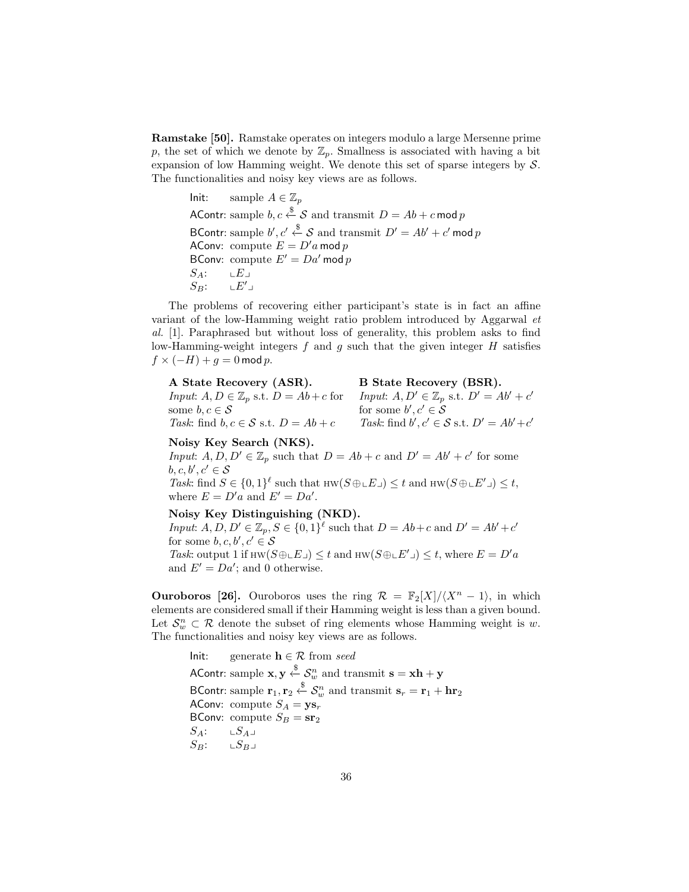**Ramstake [50].** Ramstake operates on integers modulo a large Mersenne prime $p$, the set of which we denote by $\mathbb{Z}_p$. Smallness is associated with having a bit expansion of low Hamming weight. We denote this set of sparse integers by $\mathcal{S}$. The functionalities and noisy key views are as follows.

Init: sample $A \in \mathbb{Z}_p$
AContr: sample $b, c \xleftarrow{\$} \mathcal{S}$ and transmit $D = Ab + c \bmod p$
BContr: sample $b', c' \xleftarrow{\$} \mathcal{S}$ and transmit $D' = Ab' + c' \bmod p$
AConv: compute $E = D'a \bmod p$
BConv: compute $E' = Da' \bmod p$
$S_A$: $\llcorner E \lrcorner$
$S_B$: $\llcorner E' \lrcorner$

The problems of recovering either participant's state is in fact an affine variant of the low-Hamming weight ratio problem introduced by Aggarwal *et al.* [1]. Paraphrased but without loss of generality, this problem asks to find low-Hamming-weight integers $f$ and $g$ such that the given integer $H$ satisfies $f \times (-H) + g = 0 \bmod p$.

**A State Recovery (ASR).**
*Input*: $A, D \in \mathbb{Z}_p$ s.t. $D = Ab + c$ for some $b, c \in \mathcal{S}$
*Task*: find $b, c \in \mathcal{S}$ s.t. $D = Ab + c$

**B State Recovery (BSR).**
*Input*: $A, D' \in \mathbb{Z}_p$ s.t. $D' = Ab' + c'$ for some $b', c' \in \mathcal{S}$
*Task*: find $b', c' \in \mathcal{S}$ s.t. $D' = Ab' + c'$

**Noisy Key Search (NKS).**
*Input*: $A, D, D' \in \mathbb{Z}_p$ such that $D = Ab + c$ and $D' = Ab' + c'$ for some $b, c, b', c' \in \mathcal{S}$
*Task*: find $S \in \{0,1\}^\ell$ such that $\text{HW}(S \oplus \llcorner E \lrcorner) \leq t$ and $\text{HW}(S \oplus \llcorner E' \lrcorner) \leq t$, where $E = D'a$ and $E' = Da'$.

**Noisy Key Distinguishing (NKD).**
*Input*: $A, D, D' \in \mathbb{Z}_p, S \in \{0,1\}^\ell$ such that $D = Ab + c$ and $D' = Ab' + c'$ for some $b, c, b', c' \in \mathcal{S}$
*Task*: output 1 if $\text{HW}(S \oplus \llcorner E \lrcorner) \leq t$ and $\text{HW}(S \oplus \llcorner E' \lrcorner) \leq t$, where $E = D'a$ and $E' = Da'$; and 0 otherwise.

**Ouroboros [26].** Ouroboros uses the ring $\mathcal{R} = \mathbb{F}_2[X]/\langle X^n - 1 \rangle$, in which elements are considered small if their Hamming weight is less than a given bound. Let $\mathcal{S}_w^n \subset \mathcal{R}$ denote the subset of ring elements whose Hamming weight is $w$. The functionalities and noisy key views are as follows.

Init: generate $\mathbf{h} \in \mathcal{R}$ from *seed*
AContr: sample $\mathbf{x}, \mathbf{y} \xleftarrow{\$} \mathcal{S}_w^n$ and transmit $\mathbf{s} = \mathbf{x}\mathbf{h} + \mathbf{y}$
BContr: sample $\mathbf{r}_1, \mathbf{r}_2 \xleftarrow{\$} \mathcal{S}_w^n$ and transmit $\mathbf{s}_r = \mathbf{r}_1 + \mathbf{h}\mathbf{r}_2$
AConv: compute $S_A = \mathbf{y}\mathbf{s}_r$
BConv: compute $S_B = \mathbf{s}\mathbf{r}_2$
$S_A$: $\llcorner S_A \lrcorner$
$S_B$: $\llcorner S_B \lrcorner$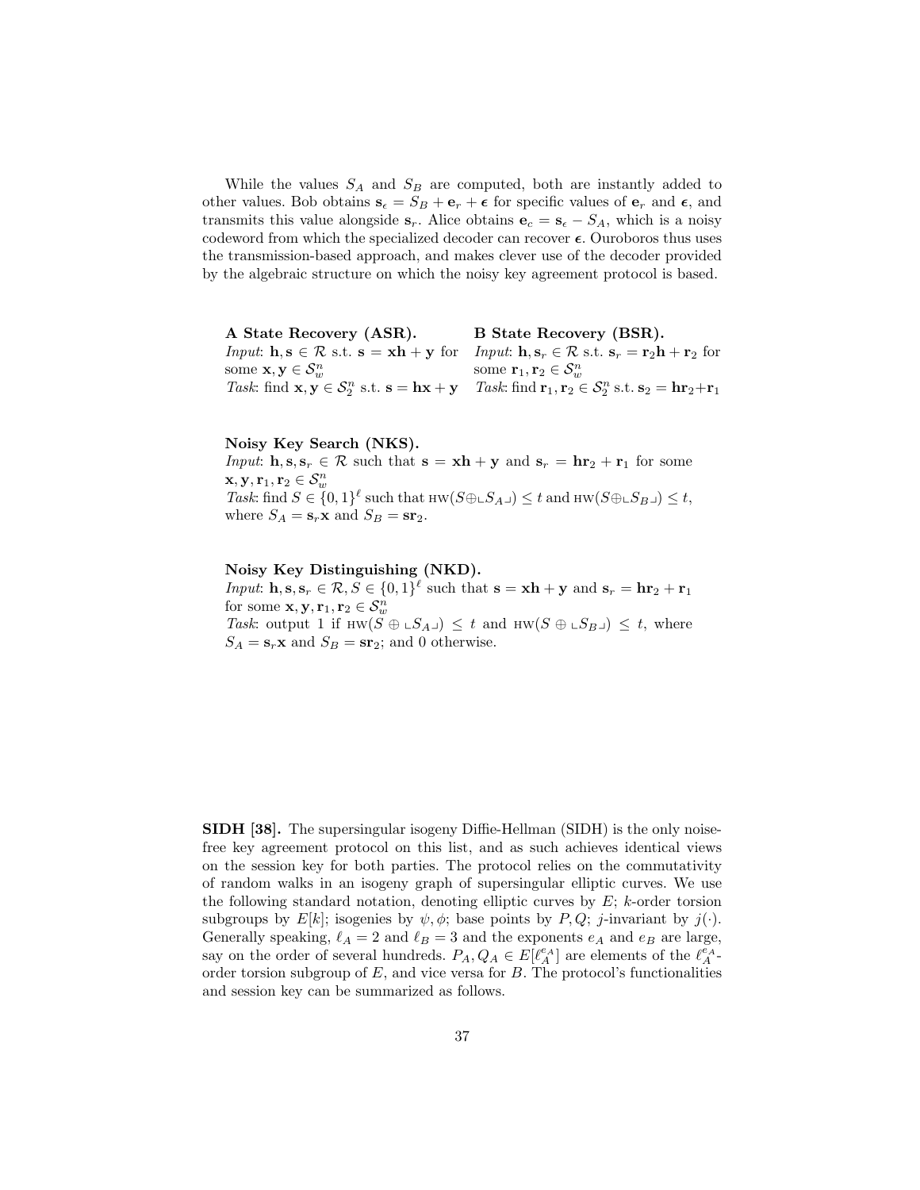While the values $S_A$ and $S_B$ are computed, both are instantly added to other values. Bob obtains $\mathbf{s}_\epsilon = S_B + \mathbf{e}_r + \boldsymbol{\epsilon}$ for specific values of $\mathbf{e}_r$ and $\boldsymbol{\epsilon}$, and transmits this value alongside $\mathbf{s}_r$. Alice obtains $\mathbf{e}_c = \mathbf{s}_\epsilon - S_A$, which is a noisy codeword from which the specialized decoder can recover $\boldsymbol{\epsilon}$. Ouroboros thus uses the transmission-based approach, and makes clever use of the decoder provided by the algebraic structure on which the noisy key agreement protocol is based.

**A State Recovery (ASR).**
*Input*: $\mathbf{h}, \mathbf{s} \in \mathcal{R}$ s.t. $\mathbf{s} = \mathbf{x}\mathbf{h} + \mathbf{y}$ for some $\mathbf{x}, \mathbf{y} \in \mathcal{S}_w^n$
*Task*: find $\mathbf{x}, \mathbf{y} \in \mathcal{S}_2^n$ s.t. $\mathbf{s} = \mathbf{h}\mathbf{x} + \mathbf{y}$

**B State Recovery (BSR).**
*Input*: $\mathbf{h}, \mathbf{s}_r \in \mathcal{R}$ s.t. $\mathbf{s}_r = \mathbf{r}_2\mathbf{h} + \mathbf{r}_2$ for some $\mathbf{r}_1, \mathbf{r}_2 \in \mathcal{S}_w^n$
*Task*: find $\mathbf{r}_1, \mathbf{r}_2 \in \mathcal{S}_2^n$ s.t. $\mathbf{s}_2 = \mathbf{h}\mathbf{r}_2 + \mathbf{r}_1$

**Noisy Key Search (NKS).**
*Input*: $\mathbf{h}, \mathbf{s}, \mathbf{s}_r \in \mathcal{R}$ such that $\mathbf{s} = \mathbf{x}\mathbf{h} + \mathbf{y}$ and $\mathbf{s}_r = \mathbf{h}\mathbf{r}_2 + \mathbf{r}_1$ for some $\mathbf{x}, \mathbf{y}, \mathbf{r}_1, \mathbf{r}_2 \in \mathcal{S}_w^n$
*Task*: find $S \in \{0,1\}^\ell$ such that $\textsc{hw}(S \oplus \llcorner S_A \lrcorner) \leq t$ and $\textsc{hw}(S \oplus \llcorner S_B \lrcorner) \leq t$, where $S_A = \mathbf{s}_r\mathbf{x}$ and $S_B = \mathbf{s}\mathbf{r}_2$.

**Noisy Key Distinguishing (NKD).**
*Input*: $\mathbf{h}, \mathbf{s}, \mathbf{s}_r \in \mathcal{R}, S \in \{0,1\}^\ell$ such that $\mathbf{s} = \mathbf{x}\mathbf{h} + \mathbf{y}$ and $\mathbf{s}_r = \mathbf{h}\mathbf{r}_2 + \mathbf{r}_1$ for some $\mathbf{x}, \mathbf{y}, \mathbf{r}_1, \mathbf{r}_2 \in \mathcal{S}_w^n$
*Task*: output 1 if $\textsc{hw}(S \oplus \llcorner S_A \lrcorner) \leq t$ and $\textsc{hw}(S \oplus \llcorner S_B \lrcorner) \leq t$, where $S_A = \mathbf{s}_r\mathbf{x}$ and $S_B = \mathbf{s}\mathbf{r}_2$; and 0 otherwise.

**SIDH [38].** The supersingular isogeny Diffie-Hellman (SIDH) is the only noise-free key agreement protocol on this list, and as such achieves identical views on the session key for both parties. The protocol relies on the commutativity of random walks in an isogeny graph of supersingular elliptic curves. We use the following standard notation, denoting elliptic curves by $E$; $k$-order torsion subgroups by $E[k]$; isogenies by $\psi, \phi$; base points by $P, Q$; $j$-invariant by $j(\cdot)$. Generally speaking, $\ell_A = 2$ and $\ell_B = 3$ and the exponents $e_A$ and $e_B$ are large, say on the order of several hundreds. $P_A, Q_A \in E[\ell_A^{e_A}]$ are elements of the $\ell_A^{e_A}$-order torsion subgroup of $E$, and vice versa for $B$. The protocol's functionalities and session key can be summarized as follows.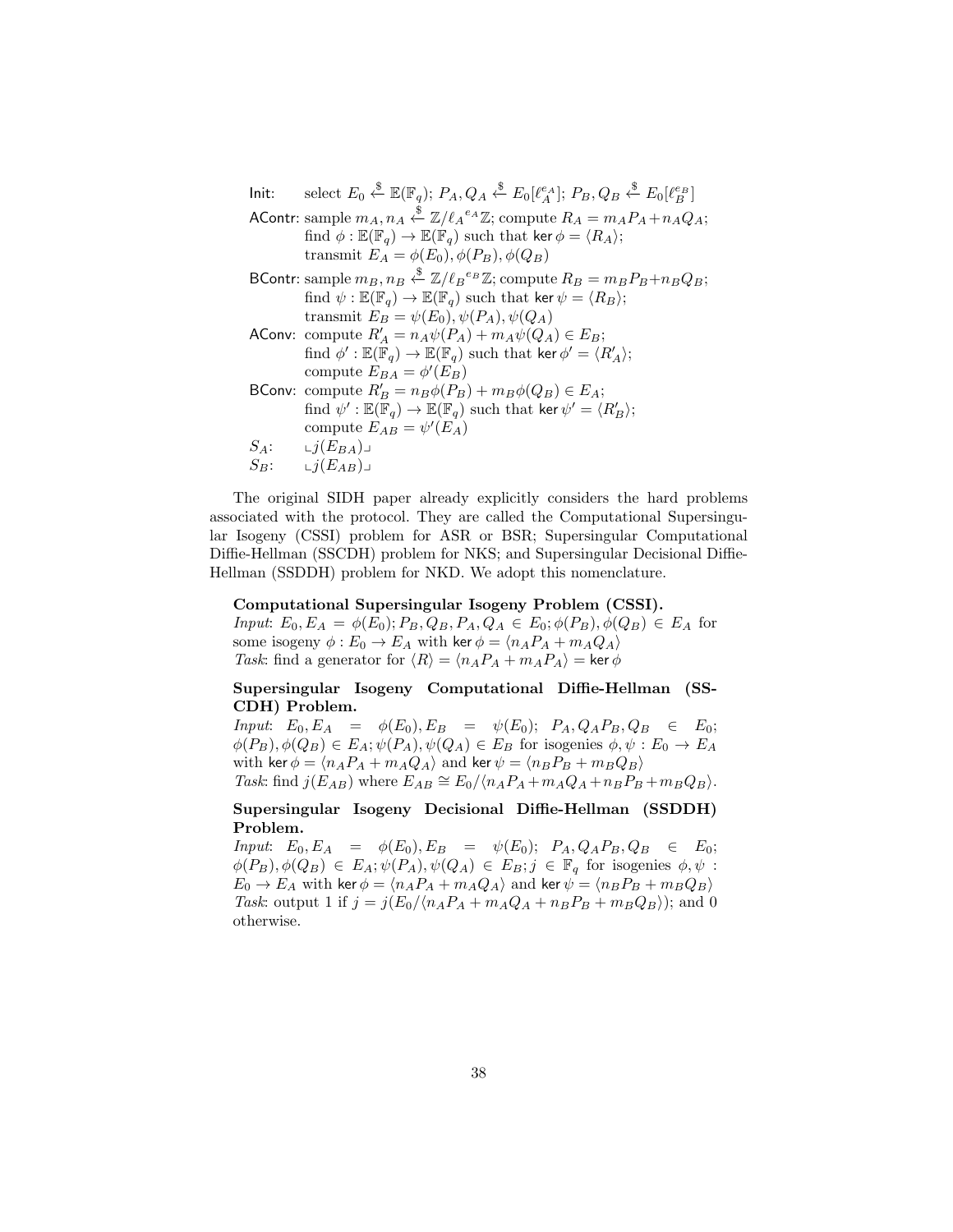Init: select $E_0 \xleftarrow{\$} \mathbb{E}(\mathbb{F}_q)$; $P_A, Q_A \xleftarrow{\$} E_0[\ell_A^{e_A}]$; $P_B, Q_B \xleftarrow{\$} E_0[\ell_B^{e_B}]$

AContr: sample $m_A, n_A \xleftarrow{\$} \mathbb{Z}/{\ell_A}^{e_A}\mathbb{Z}$; compute $R_A = m_A P_A + n_A Q_A$;
find $\phi : \mathbb{E}(\mathbb{F}_q) \to \mathbb{E}(\mathbb{F}_q)$ such that $\ker \phi = \langle R_A \rangle$;
transmit $E_A = \phi(E_0), \phi(P_B), \phi(Q_B)$

BContr: sample $m_B, n_B \xleftarrow{\$} \mathbb{Z}/{\ell_B}^{e_B}\mathbb{Z}$; compute $R_B = m_B P_B + n_B Q_B$;
find $\psi : \mathbb{E}(\mathbb{F}_q) \to \mathbb{E}(\mathbb{F}_q)$ such that $\ker \psi = \langle R_B \rangle$;
transmit $E_B = \psi(E_0), \psi(P_A), \psi(Q_A)$

AConv: compute $R'_A = n_A \psi(P_A) + m_A \psi(Q_A) \in E_B$;
find $\phi' : \mathbb{E}(\mathbb{F}_q) \to \mathbb{E}(\mathbb{F}_q)$ such that $\ker \phi' = \langle R'_A \rangle$;
compute $E_{BA} = \phi'(E_B)$

BConv: compute $R'_B = n_B \phi(P_B) + m_B \phi(Q_B) \in E_A$;
find $\psi' : \mathbb{E}(\mathbb{F}_q) \to \mathbb{E}(\mathbb{F}_q)$ such that $\ker \psi' = \langle R'_B \rangle$;
compute $E_{AB} = \psi'(E_A)$

$S_A$: $\llcorner j(E_{BA}) \lrcorner$

$S_B$: $\llcorner j(E_{AB}) \lrcorner$

The original SIDH paper already explicitly considers the hard problems associated with the protocol. They are called the Computational Supersingular Isogeny (CSSI) problem for ASR or BSR; Supersingular Computational Diffie-Hellman (SSCDH) problem for NKS; and Supersingular Decisional Diffie-Hellman (SSDDH) problem for NKD. We adopt this nomenclature.

**Computational Supersingular Isogeny Problem (CSSI).**
*Input*: $E_0, E_A = \phi(E_0); P_B, Q_B, P_A, Q_A \in E_0; \phi(P_B), \phi(Q_B) \in E_A$ for some isogeny $\phi : E_0 \to E_A$ with $\ker \phi = \langle n_A P_A + m_A Q_A \rangle$
*Task*: find a generator for $\langle R \rangle = \langle n_A P_A + m_A P_A \rangle = \ker \phi$

**Supersingular Isogeny Computational Diffie-Hellman (SS-CDH) Problem.**
*Input*: $E_0, E_A = \phi(E_0), E_B = \psi(E_0)$; $P_A, Q_A P_B, Q_B \in E_0$; $\phi(P_B), \phi(Q_B) \in E_A; \psi(P_A), \psi(Q_A) \in E_B$ for isogenies $\phi, \psi : E_0 \to E_A$ with $\ker \phi = \langle n_A P_A + m_A Q_A \rangle$ and $\ker \psi = \langle n_B P_B + m_B Q_B \rangle$
*Task*: find $j(E_{AB})$ where $E_{AB} \cong E_0 / \langle n_A P_A + m_A Q_A + n_B P_B + m_B Q_B \rangle$.

**Supersingular Isogeny Decisional Diffie-Hellman (SSDDH) Problem.**
*Input*: $E_0, E_A = \phi(E_0), E_B = \psi(E_0)$; $P_A, Q_A P_B, Q_B \in E_0$; $\phi(P_B), \phi(Q_B) \in E_A; \psi(P_A), \psi(Q_A) \in E_B; j \in \mathbb{F}_q$ for isogenies $\phi, \psi : E_0 \to E_A$ with $\ker \phi = \langle n_A P_A + m_A Q_A \rangle$ and $\ker \psi = \langle n_B P_B + m_B Q_B \rangle$
*Task*: output 1 if $j = j(E_0 / \langle n_A P_A + m_A Q_A + n_B P_B + m_B Q_B \rangle)$; and 0 otherwise.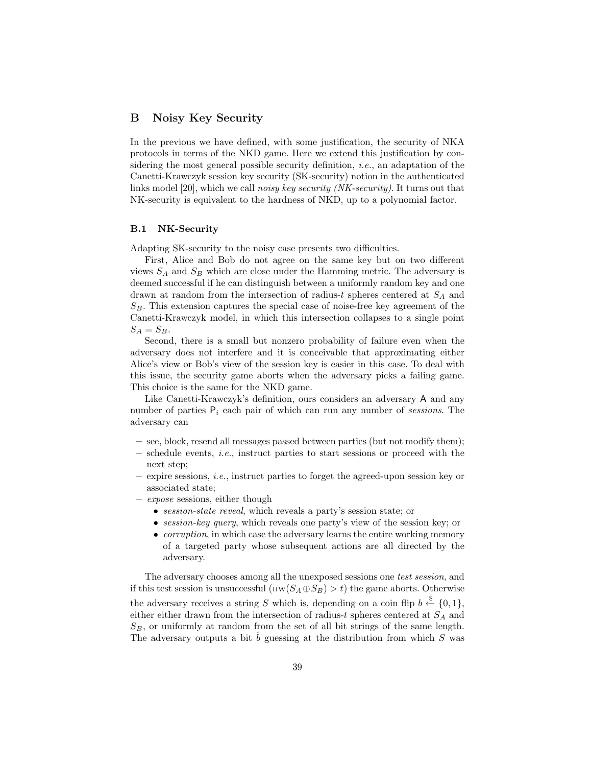## B Noisy Key Security

In the previous we have defined, with some justification, the security of NKA protocols in terms of the NKD game. Here we extend this justification by considering the most general possible security definition, *i.e.*, an adaptation of the Canetti-Krawczyk session key security (SK-security) notion in the authenticated links model [20], which we call *noisy key security (NK-security)*. It turns out that NK-security is equivalent to the hardness of NKD, up to a polynomial factor.

### B.1 NK-Security

Adapting SK-security to the noisy case presents two difficulties.

First, Alice and Bob do not agree on the same key but on two different views $S_A$ and $S_B$ which are close under the Hamming metric. The adversary is deemed successful if he can distinguish between a uniformly random key and one drawn at random from the intersection of radius-$t$ spheres centered at $S_A$ and $S_B$. This extension captures the special case of noise-free key agreement of the Canetti-Krawczyk model, in which this intersection collapses to a single point $S_A = S_B$.

Second, there is a small but nonzero probability of failure even when the adversary does not interfere and it is conceivable that approximating either Alice's view or Bob's view of the session key is easier in this case. To deal with this issue, the security game aborts when the adversary picks a failing game. This choice is the same for the NKD game.

Like Canetti-Krawczyk's definition, ours considers an adversary $\mathsf{A}$ and any number of parties $\mathsf{P}_i$ each pair of which can run any number of *sessions*. The adversary can

- see, block, resend all messages passed between parties (but not modify them);
- schedule events, *i.e.*, instruct parties to start sessions or proceed with the next step;
- expire sessions, *i.e.*, instruct parties to forget the agreed-upon session key or associated state;
- *expose* sessions, either though
  - *session-state reveal*, which reveals a party's session state; or
  - *session-key query*, which reveals one party's view of the session key; or
  - *corruption*, in which case the adversary learns the entire working memory of a targeted party whose subsequent actions are all directed by the adversary.

The adversary chooses among all the unexposed sessions one *test session*, and if this test session is unsuccessful ($\text{HW}(S_A \oplus S_B) > t$) the game aborts. Otherwise the adversary receives a string $S$ which is, depending on a coin flip $b \xleftarrow{\$} \{0, 1\}$, either either drawn from the intersection of radius-$t$ spheres centered at $S_A$ and $S_B$, or uniformly at random from the set of all bit strings of the same length. The adversary outputs a bit $\hat{b}$ guessing at the distribution from which $S$ was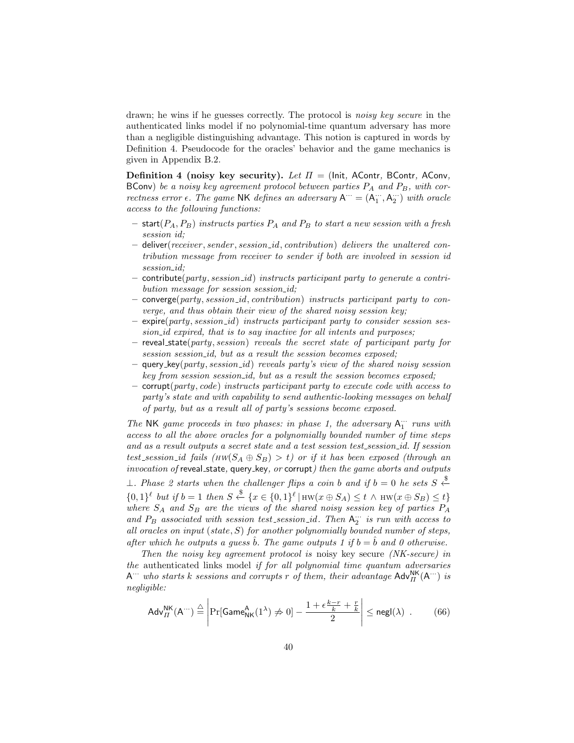drawn; he wins if he guesses correctly. The protocol is *noisy key secure* in the authenticated links model if no polynomial-time quantum adversary has more than a negligible distinguishing advantage. This notion is captured in words by Definition 4. Pseudocode for the oracles' behavior and the game mechanics is given in Appendix B.2.

**Definition 4 (noisy key security).** *Let $\Pi$ = (Init, AContr, BContr, AConv, BConv) be a noisy key agreement protocol between parties $P_A$ and $P_B$, with correctness error $\epsilon$. The game* NK *defines an adversary $\mathsf{A}^{\cdots} = (\mathsf{A}_1^{\cdots}, \mathsf{A}_2^{\cdots})$ with oracle access to the following functions:*

- $\mathsf{start}(P_A, P_B)$ *instructs parties $P_A$ and $P_B$ to start a new session with a fresh session id;*
- $\mathsf{deliver}(receiver, sender, session\_id, contribution)$ *delivers the unaltered contribution message from receiver to sender if both are involved in session id session_id;*
- $\mathsf{contribute}(party, session\_id)$ *instructs participant party to generate a contribution message for session session_id;*
- $\mathsf{converge}(party, session\_id, contribution)$ *instructs participant party to converge, and thus obtain their view of the shared noisy session key;*
- $\mathsf{expire}(party, session\_id)$ *instructs participant party to consider session session_id expired, that is to say inactive for all intents and purposes;*
- $\mathsf{reveal\_state}(party, session)$ *reveals the secret state of participant party for session session_id, but as a result the session becomes exposed;*
- $\mathsf{query\_key}(party, session\_id)$ *reveals party's view of the shared noisy session key from session session_id, but as a result the session becomes exposed;*
- $\mathsf{corrupt}(party, code)$ *instructs participant party to execute code with access to party's state and with capability to send authentic-looking messages on behalf of party, but as a result all of party's sessions become exposed.*

*The* NK *game proceeds in two phases: in phase 1, the adversary $\mathsf{A}_1^{\cdots}$ runs with access to all the above oracles for a polynomially bounded number of time steps and as a result outputs a secret state and a test session test_session_id. If session test_session_id fails ($\textsc{hw}(S_A \oplus S_B) > t$) or if it has been exposed (through an invocation of* reveal_state, query_key, *or* corrupt*) then the game aborts and outputs $\perp$. Phase 2 starts when the challenger flips a coin $b$ and if $b = 0$ he sets $S \xleftarrow{\$} \{0,1\}^\ell$ but if $b = 1$ then $S \xleftarrow{\$} \{x \in \{0,1\}^\ell \,|\, \textsc{hw}(x \oplus S_A) \leq t \wedge \textsc{hw}(x \oplus S_B) \leq t\}$ where $S_A$ and $S_B$ are the views of the shared noisy session key of parties $P_A$ and $P_B$ associated with session test_session_id. Then $\mathsf{A}_2^{\cdots}$ is run with access to all oracles on input $(state, S)$ for another polynomially bounded number of steps, after which he outputs a guess $\hat{b}$. The game outputs 1 if $b = \hat{b}$ and 0 otherwise.*

*Then the noisy key agreement protocol is* noisy key secure *(NK-secure) in the* authenticated links model *if for all polynomial time quantum adversaries $\mathsf{A}^{\cdots}$ who starts $k$ sessions and corrupts $r$ of them, their advantage $\mathsf{Adv}_{\Pi}^{\mathsf{NK}}(\mathsf{A}^{\cdots})$ is negligible:*

$$\mathsf{Adv}_{\Pi}^{\mathsf{NK}}(\mathsf{A}^{\cdots}) \triangleq \left| \Pr[\mathsf{Game}_{\mathsf{NK}}^{\mathsf{A}}(1^\lambda) \not\to 0] - \frac{1 + \epsilon \frac{k-r}{k} + \frac{r}{k}}{2} \right| \leq \mathsf{negl}(\lambda) \ . \tag{66}$$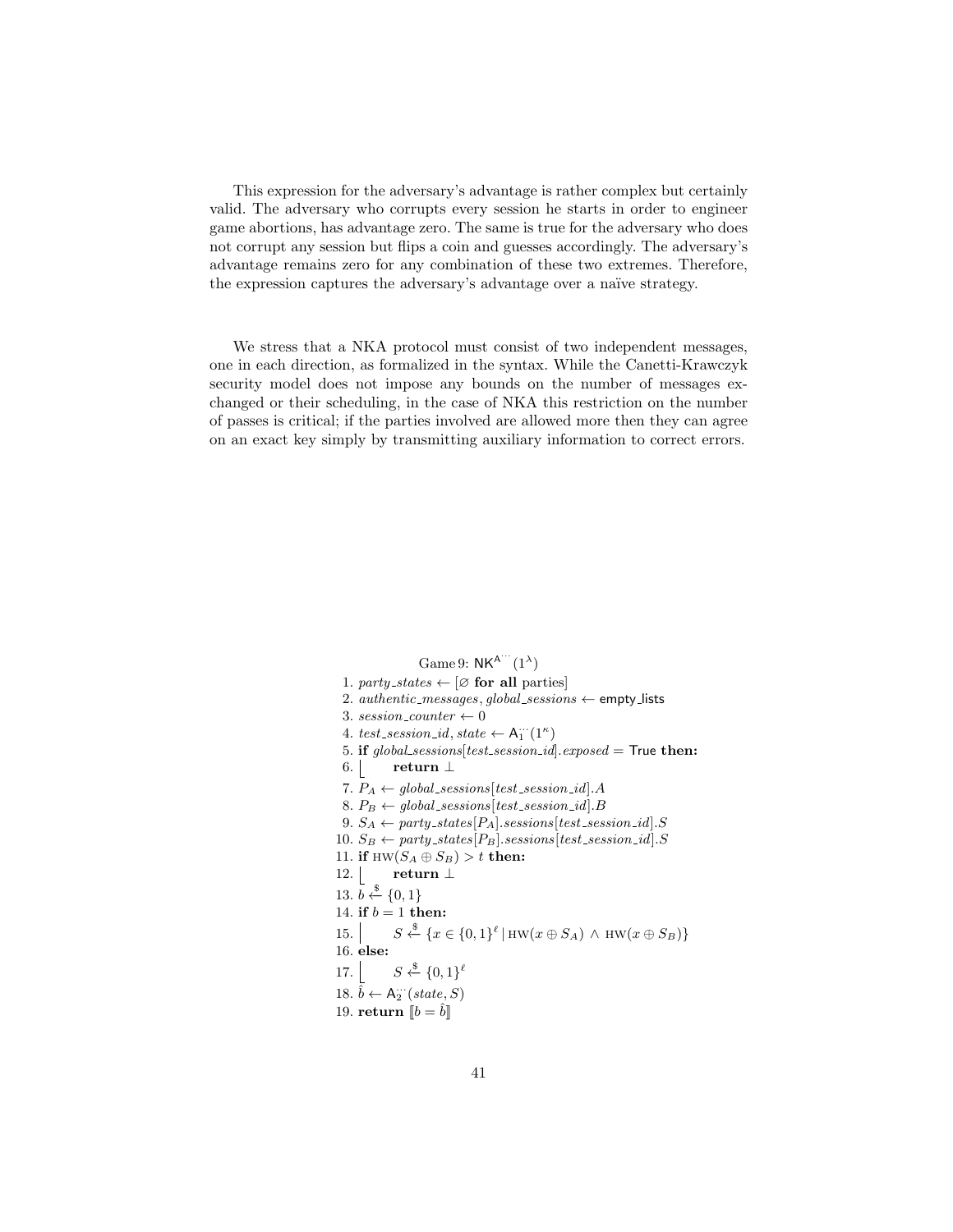This expression for the adversary's advantage is rather complex but certainly valid. The adversary who corrupts every session he starts in order to engineer game abortions, has advantage zero. The same is true for the adversary who does not corrupt any session but flips a coin and guesses accordingly. The adversary's advantage remains zero for any combination of these two extremes. Therefore, the expression captures the adversary's advantage over a naïve strategy.

We stress that a NKA protocol must consist of two independent messages, one in each direction, as formalized in the syntax. While the Canetti-Krawczyk security model does not impose any bounds on the number of messages exchanged or their scheduling, in the case of NKA this restriction on the number of passes is critical; if the parties involved are allowed more then they can agree on an exact key simply by transmitting auxiliary information to correct errors.

Game 9: $\mathsf{NK}^{\mathsf{A}^{\cdots}}(1^\lambda)$

1. $party\_states \leftarrow [\varnothing$ **for all** parties$]$
2. $authentic\_messages, global\_sessions \leftarrow \mathsf{empty\_lists}$
3. $session\_counter \leftarrow 0$
4. $test\_session\_id, state \leftarrow \mathsf{A}_1^{\cdots}(1^\kappa)$
5. **if** $global\_sessions[test\_session\_id].exposed = \mathsf{True}$ **then:**
6. &nbsp;&nbsp;&nbsp;&nbsp;**return** $\bot$
7. $P_A \leftarrow global\_sessions[test\_session\_id].A$
8. $P_B \leftarrow global\_sessions[test\_session\_id].B$
9. $S_A \leftarrow party\_states[P_A].sessions[test\_session\_id].S$
10. $S_B \leftarrow party\_states[P_B].sessions[test\_session\_id].S$
11. **if** $\textsc{hw}(S_A \oplus S_B) > t$ **then:**
12. &nbsp;&nbsp;&nbsp;&nbsp;**return** $\bot$
13. $b \xleftarrow{\$} \{0,1\}$
14. **if** $b = 1$ **then:**
15. &nbsp;&nbsp;&nbsp;&nbsp;$S \xleftarrow{\$} \{x \in \{0,1\}^\ell \,|\, \textsc{hw}(x \oplus S_A) \wedge \textsc{hw}(x \oplus S_B)\}$
16. **else:**
17. &nbsp;&nbsp;&nbsp;&nbsp;$S \xleftarrow{\$} \{0,1\}^\ell$
18. $\hat{b} \leftarrow \mathsf{A}_2^{\cdots}(state, S)$
19. **return** $[\![b = \hat{b}]\!]$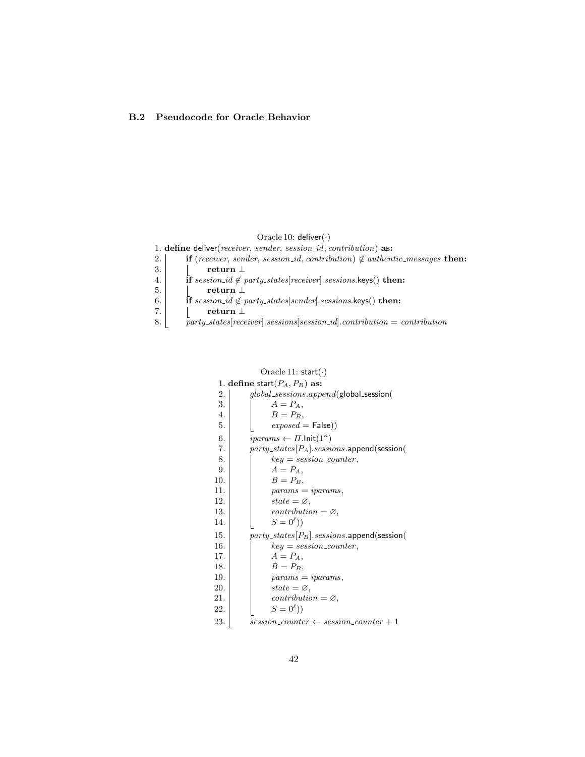### B.2 Pseudocode for Oracle Behavior

Oracle 10: deliver(·)

```
1. define deliver(receiver, sender, session_id, contribution) as:
2.     if (receiver, sender, session_id, contribution) ∉ authentic_messages then:
3.         return ⊥
4.     if session_id ∉ party_states[receiver].sessions.keys() then:
5.         return ⊥
6.     if session_id ∉ party_states[sender].sessions.keys() then:
7.         return ⊥
8.     party_states[receiver].sessions[session_id].contribution = contribution
```

Oracle 11: start(·)

```
1. define start(P_A, P_B) as:
2.     global_sessions.append(global_session(
3.         A = P_A,
4.         B = P_B,
5.         exposed = False))
6.     iparams ← Π.Init(1^κ)
7.     party_states[P_A].sessions.append(session(
8.         key = session_counter,
9.         A = P_A,
10.        B = P_B,
11.        params = iparams,
12.        state = ∅,
13.        contribution = ∅,
14.        S = 0^ℓ))
15.    party_states[P_B].sessions.append(session(
16.        key = session_counter,
17.        A = P_A,
18.        B = P_B,
19.        params = iparams,
20.        state = ∅,
21.        contribution = ∅,
22.        S = 0^ℓ))
23.    session_counter ← session_counter + 1
```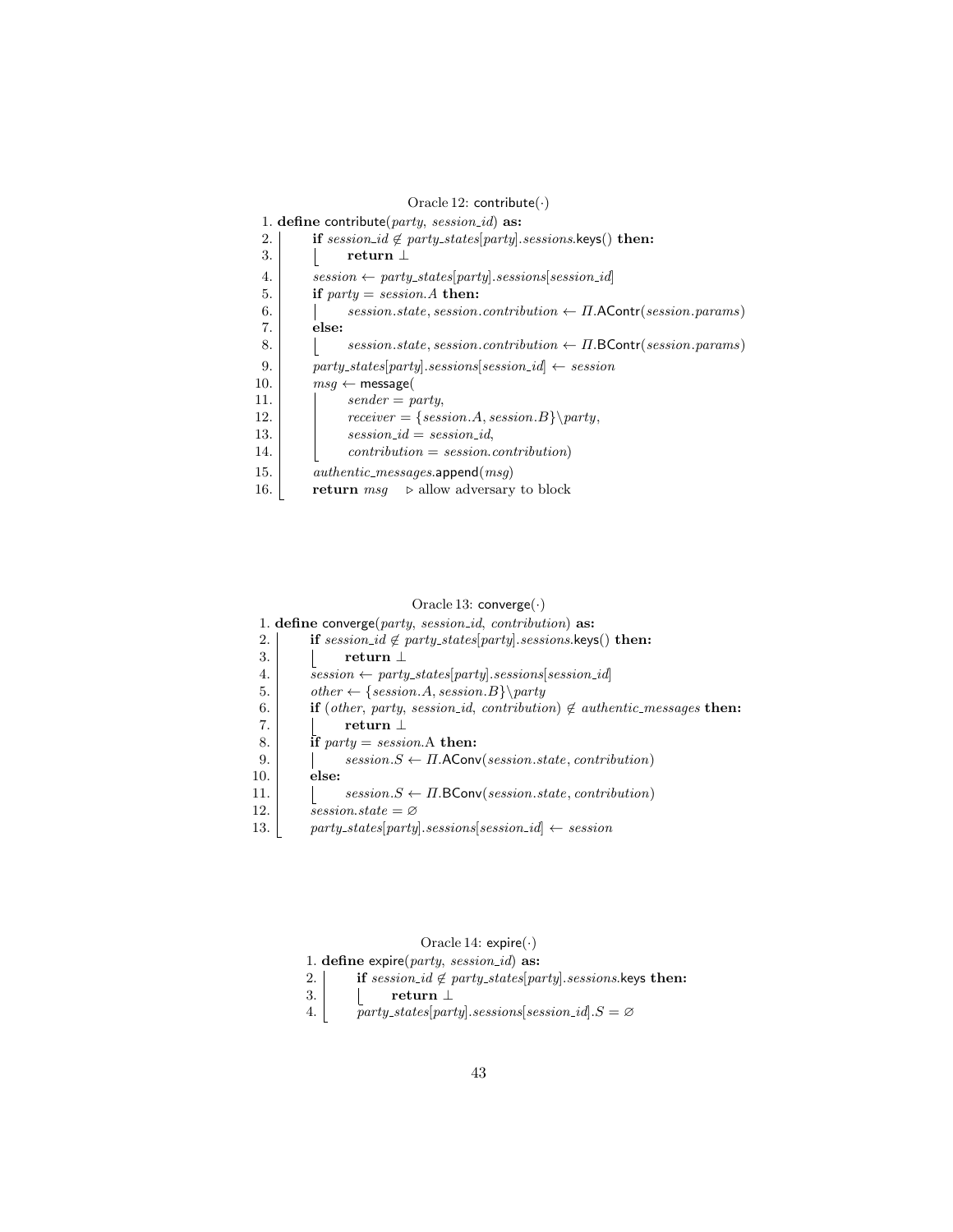Oracle 12: contribute(·)

```
1. define contribute(party, session_id) as:
2.     if session_id ∉ party_states[party].sessions.keys() then:
3.         return ⊥
4.     session ← party_states[party].sessions[session_id]
5.     if party = session.A then:
6.         session.state, session.contribution ← Π.AContr(session.params)
7.     else:
8.         session.state, session.contribution ← Π.BContr(session.params)
9.     party_states[party].sessions[session_id] ← session
10.    msg ← message(
11.        sender = party,
12.        receiver = {session.A, session.B}\party,
13.        session_id = session_id,
14.        contribution = session.contribution)
15.    authentic_messages.append(msg)
16.    return msg    ▷ allow adversary to block
```

Oracle 13: converge(·)

```
1. define converge(party, session_id, contribution) as:
2.     if session_id ∉ party_states[party].sessions.keys() then:
3.         return ⊥
4.     session ← party_states[party].sessions[session_id]
5.     other ← {session.A, session.B}\party
6.     if (other, party, session_id, contribution) ∉ authentic_messages then:
7.         return ⊥
8.     if party = session.A then:
9.         session.S ← Π.AConv(session.state, contribution)
10.    else:
11.        session.S ← Π.BConv(session.state, contribution)
12.    session.state = ∅
13.    party_states[party].sessions[session_id] ← session
```

Oracle 14: expire(·)

```
1. define expire(party, session_id) as:
2.     if session_id ∉ party_states[party].sessions.keys then:
3.         return ⊥
4.     party_states[party].sessions[session_id].S = ∅
```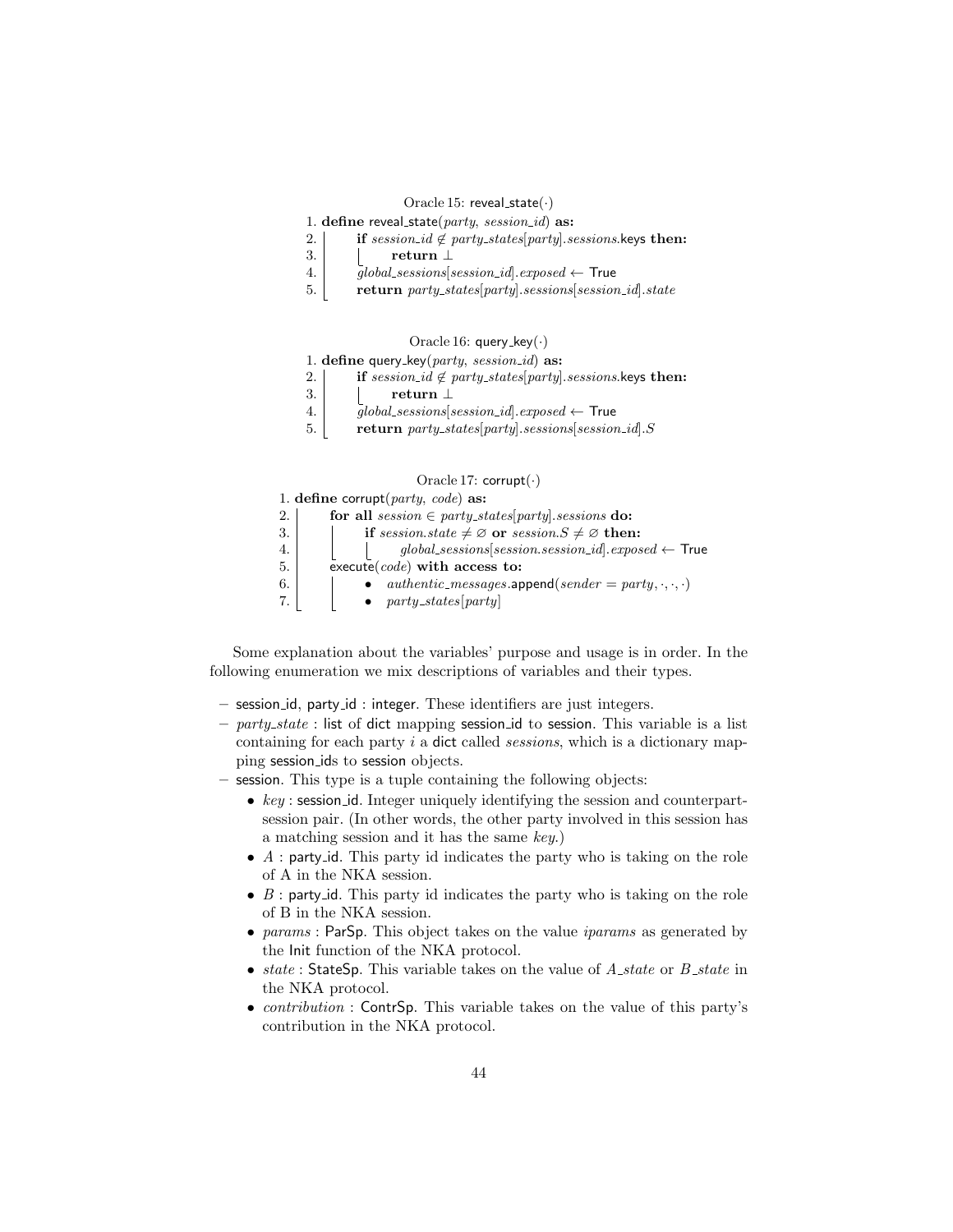Oracle 15: reveal_state(·)

```
1. define reveal_state(party, session_id) as:
2.     if session_id ∉ party_states[party].sessions.keys then:
3.         return ⊥
4.     global_sessions[session_id].exposed ← True
5.     return party_states[party].sessions[session_id].state
```

Oracle 16: query_key(·)

```
1. define query_key(party, session_id) as:
2.     if session_id ∉ party_states[party].sessions.keys then:
3.         return ⊥
4.     global_sessions[session_id].exposed ← True
5.     return party_states[party].sessions[session_id].S
```

Oracle 17: corrupt(·)

```
1. define corrupt(party, code) as:
2.     for all session ∈ party_states[party].sessions do:
3.         if session.state ≠ ∅ or session.S ≠ ∅ then:
4.             global_sessions[session.session_id].exposed ← True
5.     execute(code) with access to:
6.         • authentic_messages.append(sender = party, ·, ·, ·)
7.         • party_states[party]
```

Some explanation about the variables' purpose and usage is in order. In the following enumeration we mix descriptions of variables and their types.

- session_id, party_id : integer. These identifiers are just integers.
- *party_state* : list of dict mapping session_id to session. This variable is a list containing for each party $i$ a dict called *sessions*, which is a dictionary mapping session_ids to session objects.
- session. This type is a tuple containing the following objects:
  - *key* : session_id. Integer uniquely identifying the session and counterpart-session pair. (In other words, the other party involved in this session has a matching session and it has the same *key*.)
  - $A$ : party_id. This party id indicates the party who is taking on the role of A in the NKA session.
  - $B$ : party_id. This party id indicates the party who is taking on the role of B in the NKA session.
  - *params* : ParSp. This object takes on the value *iparams* as generated by the Init function of the NKA protocol.
  - *state* : StateSp. This variable takes on the value of *A_state* or *B_state* in the NKA protocol.
  - *contribution* : ContrSp. This variable takes on the value of this party's contribution in the NKA protocol.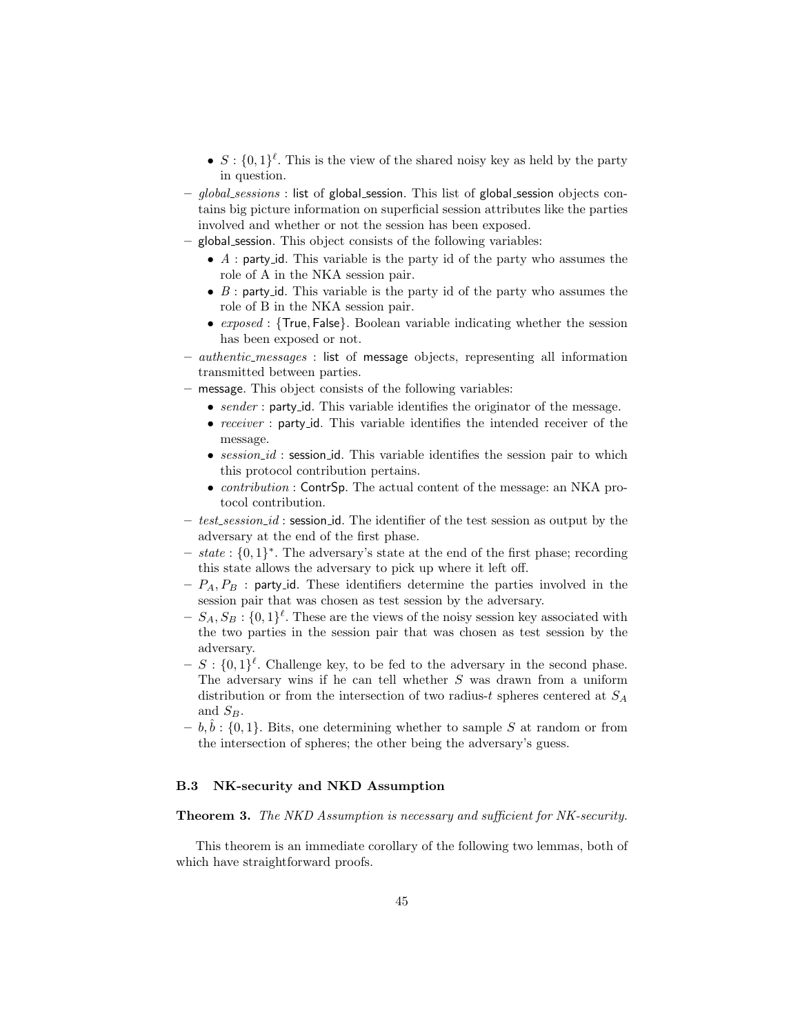- $S : \{0,1\}^\ell$. This is the view of the shared noisy key as held by the party in question.

- *global_sessions* : list of global_session. This list of global_session objects contains big picture information on superficial session attributes like the parties involved and whether or not the session has been exposed.
- global_session. This object consists of the following variables:
  - $A$ : party_id. This variable is the party id of the party who assumes the role of A in the NKA session pair.
  - $B$ : party_id. This variable is the party id of the party who assumes the role of B in the NKA session pair.
  - *exposed* : {True, False}. Boolean variable indicating whether the session has been exposed or not.
- *authentic_messages* : list of message objects, representing all information transmitted between parties.
- message. This object consists of the following variables:
  - *sender* : party_id. This variable identifies the originator of the message.
  - *receiver* : party_id. This variable identifies the intended receiver of the message.
  - *session_id* : session_id. This variable identifies the session pair to which this protocol contribution pertains.
  - *contribution* : ContrSp. The actual content of the message: an NKA protocol contribution.
- *test_session_id* : session_id. The identifier of the test session as output by the adversary at the end of the first phase.
- *state* : $\{0,1\}^*$. The adversary's state at the end of the first phase; recording this state allows the adversary to pick up where it left off.
- $P_A, P_B$ : party_id. These identifiers determine the parties involved in the session pair that was chosen as test session by the adversary.
- $S_A, S_B : \{0,1\}^\ell$. These are the views of the noisy session key associated with the two parties in the session pair that was chosen as test session by the adversary.
- $S : \{0,1\}^\ell$. Challenge key, to be fed to the adversary in the second phase. The adversary wins if he can tell whether $S$ was drawn from a uniform distribution or from the intersection of two radius-$t$ spheres centered at $S_A$ and $S_B$.
- $b, \hat{b} : \{0,1\}$. Bits, one determining whether to sample $S$ at random or from the intersection of spheres; the other being the adversary's guess.

### B.3 NK-security and NKD Assumption

**Theorem 3.** *The NKD Assumption is necessary and sufficient for NK-security.*

This theorem is an immediate corollary of the following two lemmas, both of which have straightforward proofs.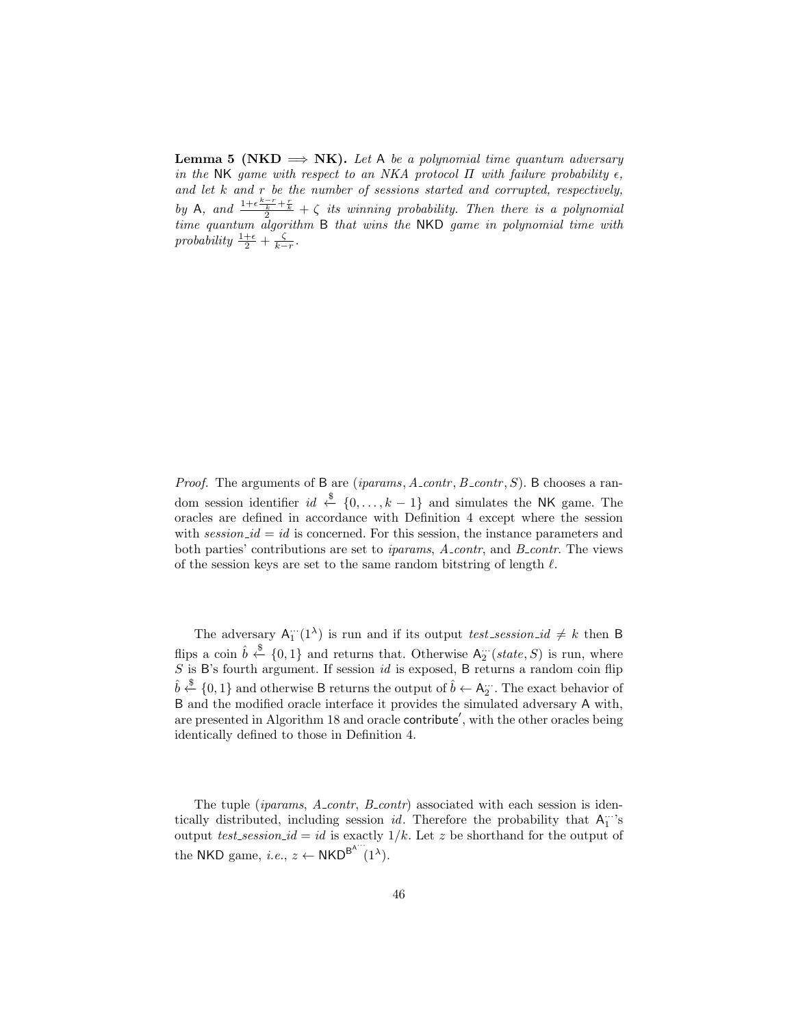**Lemma 5 (NKD $\implies$ NK).** *Let* A *be a polynomial time quantum adversary in the* NK *game with respect to an NKA protocol $\Pi$ with failure probability $\epsilon$, and let $k$ and $r$ be the number of sessions started and corrupted, respectively, by* A*, and $\frac{1+\epsilon\frac{k-r}{k}+\frac{r}{k}}{2}+\zeta$ its winning probability. Then there is a polynomial time quantum algorithm* B *that wins the* NKD *game in polynomial time with probability $\frac{1+\epsilon}{2}+\frac{\zeta}{k-r}$.*

*Proof.* The arguments of B are ($iparams$, $A\_contr$, $B\_contr$, $S$). B chooses a random session identifier $id \xleftarrow{\$} \{0, \ldots, k-1\}$ and simulates the NK game. The oracles are defined in accordance with Definition 4 except where the session with $session\_id = id$ is concerned. For this session, the instance parameters and both parties' contributions are set to $iparams$, $A\_contr$, and $B\_contr$. The views of the session keys are set to the same random bitstring of length $\ell$.

The adversary $\mathsf{A}_1^{\cdots}(1^\lambda)$ is run and if its output $test\_session\_id \neq k$ then B flips a coin $\hat{b} \xleftarrow{\$} \{0,1\}$ and returns that. Otherwise $\mathsf{A}_2^{\cdots}(state, S)$ is run, where $S$ is B's fourth argument. If session $id$ is exposed, B returns a random coin flip $\hat{b} \xleftarrow{\$} \{0,1\}$ and otherwise B returns the output of $\hat{b} \leftarrow \mathsf{A}_2^{\cdots}$. The exact behavior of B and the modified oracle interface it provides the simulated adversary A with, are presented in Algorithm 18 and oracle $\mathsf{contribute}'$, with the other oracles being identically defined to those in Definition 4.

The tuple ($iparams$, $A\_contr$, $B\_contr$) associated with each session is identically distributed, including session $id$. Therefore the probability that $\mathsf{A}_1^{\cdots}$'s output $test\_session\_id = id$ is exactly $1/k$. Let $z$ be shorthand for the output of the NKD game, *i.e.*, $z \leftarrow \mathsf{NKD}^{\mathsf{B}^{\mathsf{A}^{\cdots}}}(1^\lambda)$.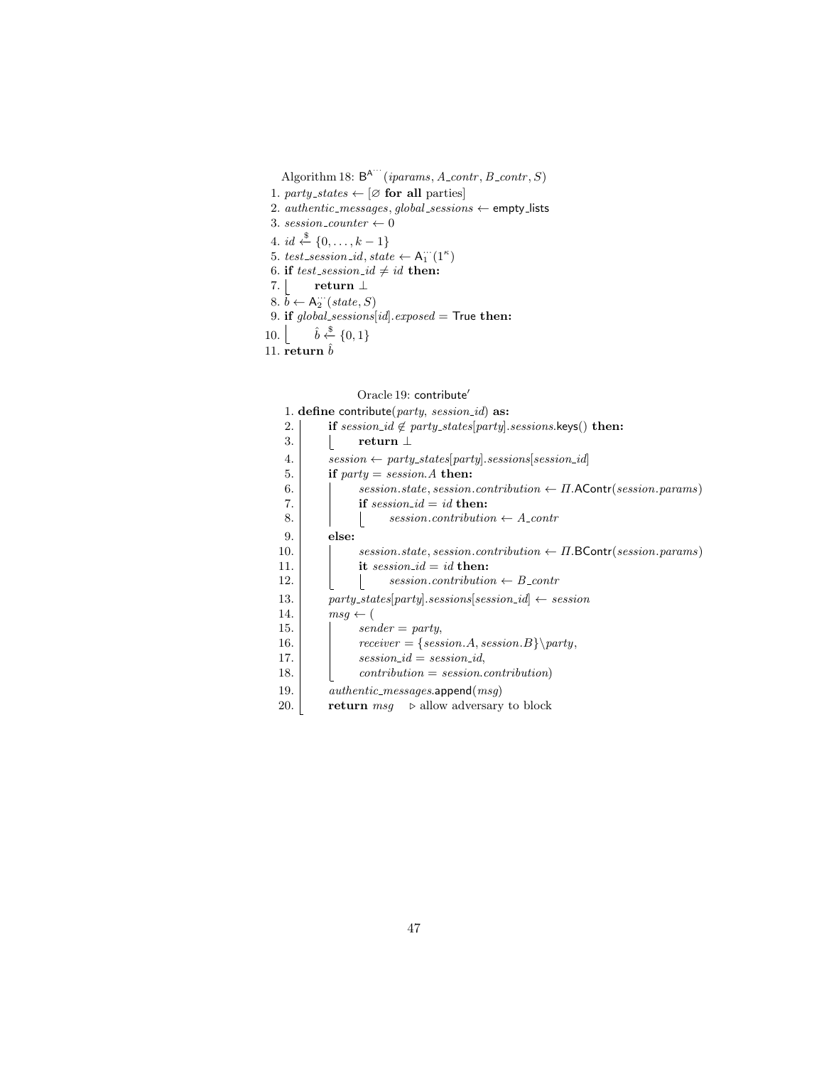Algorithm 18: $\mathsf{B}^{\mathsf{A}^{\cdots}}(iparams, A\_contr, B\_contr, S)$

1. $party\_states \leftarrow [\varnothing$ **for all** parties$]$
2. $authentic\_messages, global\_sessions \leftarrow$ empty_lists
3. $session\_counter \leftarrow 0$
4. $id \xleftarrow{\$} \{0, \ldots, k-1\}$
5. $test\_session\_id, state \leftarrow \mathsf{A}_1^{\cdots}(1^\kappa)$
6. **if** $test\_session\_id \neq id$ **then:**
7. &nbsp;&nbsp;&nbsp;&nbsp;**return** $\perp$
8. $\bar{b} \leftarrow \mathsf{A}_2^{\cdots}(state, S)$
9. **if** $global\_sessions[id].exposed =$ True **then:**
10. &nbsp;&nbsp;&nbsp;&nbsp;$\hat{b} \xleftarrow{\$} \{0, 1\}$
11. **return** $\hat{b}$

Oracle 19: contribute′

```
1.  define contribute(party, session_id) as:
2.      if session_id ∉ party_states[party].sessions.keys() then:
3.          return ⊥
4.      session ← party_states[party].sessions[session_id]
5.      if party = session.A then:
6.          session.state, session.contribution ← Π.AContr(session.params)
7.          if session_id = id then:
8.              session.contribution ← A_contr
9.      else:
10.         session.state, session.contribution ← Π.BContr(session.params)
11.         it session_id = id then:
12.             session.contribution ← B_contr
13.     party_states[party].sessions[session_id] ← session
14.     msg ← (
15.         sender = party,
16.         receiver = {session.A, session.B}\party,
17.         session_id = session_id,
18.         contribution = session.contribution)
19.     authentic_messages.append(msg)
20.     return msg    ▷ allow adversary to block
```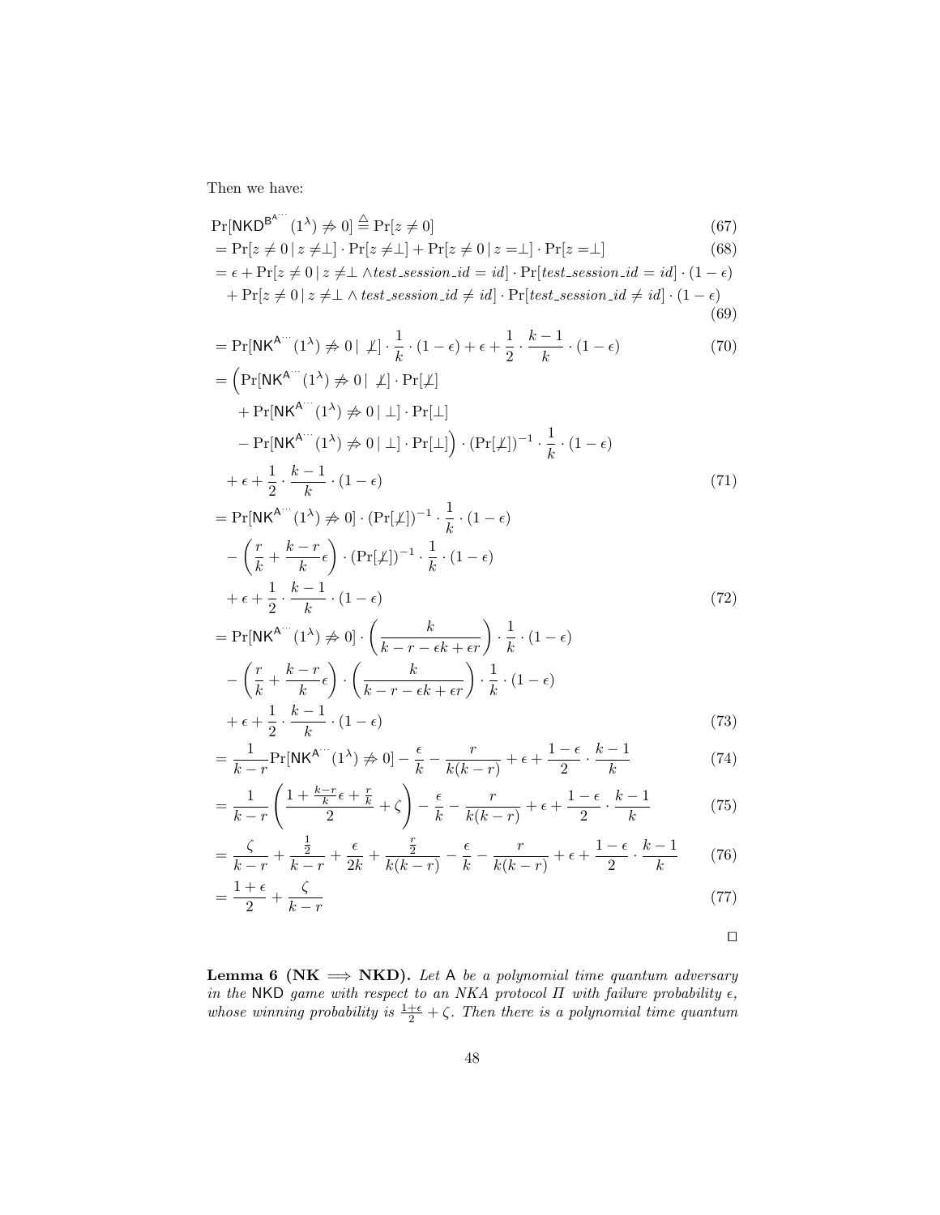Then we have:

$$
\begin{aligned}
&\Pr[\mathsf{NKD}^{\mathsf{B}^{\mathsf{A}^{\cdots}}}(1^\lambda) \not\Rightarrow 0] \stackrel{\triangle}{=} \Pr[z \neq 0] && (67)\\
&= \Pr[z \neq 0 \,|\, z \neq \perp] \cdot \Pr[z \neq \perp] + \Pr[z \neq 0 \,|\, z = \perp] \cdot \Pr[z = \perp] && (68)\\
&= \epsilon + \Pr[z \neq 0 \,|\, z \neq \perp \wedge test\_session\_id = id] \cdot \Pr[test\_session\_id = id] \cdot (1-\epsilon)\\
&\quad + \Pr[z \neq 0 \,|\, z \neq \perp \wedge test\_session\_id \neq id] \cdot \Pr[test\_session\_id \neq id] \cdot (1-\epsilon) && (69)\\
&= \Pr[\mathsf{NK}^{\mathsf{A}^{\cdots}}(1^\lambda) \not\Rightarrow 0 \,|\, \not\perp] \cdot \frac{1}{k} \cdot (1-\epsilon) + \epsilon + \frac{1}{2} \cdot \frac{k-1}{k} \cdot (1-\epsilon) && (70)\\
&= \Big( \Pr[\mathsf{NK}^{\mathsf{A}^{\cdots}}(1^\lambda) \not\Rightarrow 0 \,|\, \not\perp] \cdot \Pr[\not\perp]\\
&\qquad + \Pr[\mathsf{NK}^{\mathsf{A}^{\cdots}}(1^\lambda) \not\Rightarrow 0 \,|\, \perp] \cdot \Pr[\perp]\\
&\qquad - \Pr[\mathsf{NK}^{\mathsf{A}^{\cdots}}(1^\lambda) \not\Rightarrow 0 \,|\, \perp] \cdot \Pr[\perp] \Big) \cdot (\Pr[\not\perp])^{-1} \cdot \frac{1}{k} \cdot (1-\epsilon)\\
&\quad + \epsilon + \frac{1}{2} \cdot \frac{k-1}{k} \cdot (1-\epsilon) && (71)\\
&= \Pr[\mathsf{NK}^{\mathsf{A}^{\cdots}}(1^\lambda) \not\Rightarrow 0] \cdot (\Pr[\not\perp])^{-1} \cdot \frac{1}{k} \cdot (1-\epsilon)\\
&\quad - \left( \frac{r}{k} + \frac{k-r}{k}\epsilon \right) \cdot (\Pr[\not\perp])^{-1} \cdot \frac{1}{k} \cdot (1-\epsilon)\\
&\quad + \epsilon + \frac{1}{2} \cdot \frac{k-1}{k} \cdot (1-\epsilon) && (72)\\
&= \Pr[\mathsf{NK}^{\mathsf{A}^{\cdots}}(1^\lambda) \not\Rightarrow 0] \cdot \left( \frac{k}{k-r-\epsilon k+\epsilon r} \right) \cdot \frac{1}{k} \cdot (1-\epsilon)\\
&\quad - \left( \frac{r}{k} + \frac{k-r}{k}\epsilon \right) \cdot \left( \frac{k}{k-r-\epsilon k+\epsilon r} \right) \cdot \frac{1}{k} \cdot (1-\epsilon)\\
&\quad + \epsilon + \frac{1}{2} \cdot \frac{k-1}{k} \cdot (1-\epsilon) && (73)\\
&= \frac{1}{k-r}\Pr[\mathsf{NK}^{\mathsf{A}^{\cdots}}(1^\lambda) \not\Rightarrow 0] - \frac{\epsilon}{k} - \frac{r}{k(k-r)} + \epsilon + \frac{1-\epsilon}{2} \cdot \frac{k-1}{k} && (74)\\
&= \frac{1}{k-r}\left( \frac{1 + \frac{k-r}{k}\epsilon + \frac{r}{k}}{2} + \zeta \right) - \frac{\epsilon}{k} - \frac{r}{k(k-r)} + \epsilon + \frac{1-\epsilon}{2} \cdot \frac{k-1}{k} && (75)\\
&= \frac{\zeta}{k-r} + \frac{\frac{1}{2}}{k-r} + \frac{\epsilon}{2k} + \frac{\frac{r}{2}}{k(k-r)} - \frac{\epsilon}{k} - \frac{r}{k(k-r)} + \epsilon + \frac{1-\epsilon}{2} \cdot \frac{k-1}{k} && (76)\\
&= \frac{1+\epsilon}{2} + \frac{\zeta}{k-r} && (77)
\end{aligned}
$$

□

**Lemma 6 (NK $\Longrightarrow$ NKD).** *Let* $\mathsf{A}$ *be a polynomial time quantum adversary in the* $\mathsf{NKD}$ *game with respect to an NKA protocol* $\Pi$ *with failure probability* $\epsilon$*, whose winning probability is* $\frac{1+\epsilon}{2} + \zeta$*. Then there is a polynomial time quantum*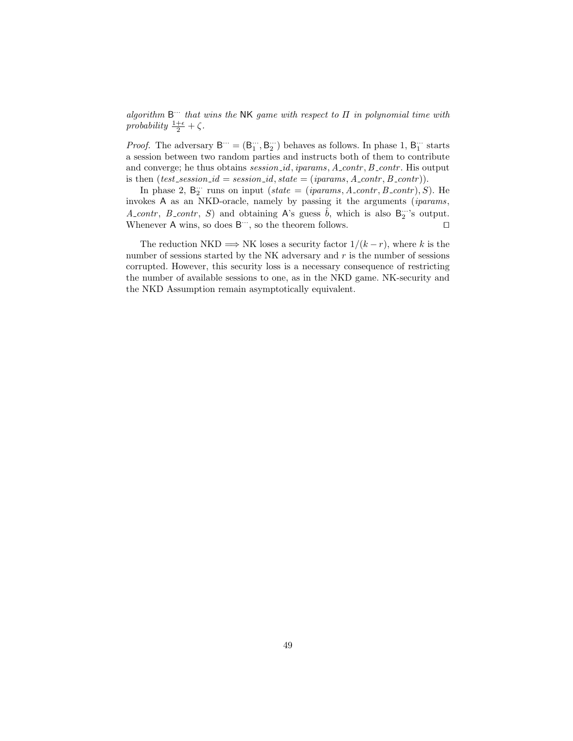*algorithm* $\mathsf{B}^{\because\cdot}$ *that wins the* $\mathsf{NK}$ *game with respect to* $\Pi$ *in polynomial time with probability* $\frac{1+\epsilon}{2} + \zeta$.

*Proof.* The adversary $\mathsf{B}^{\because\cdot} = (\mathsf{B}_1^{\because\cdot}, \mathsf{B}_2^{\because\cdot})$ behaves as follows. In phase 1, $\mathsf{B}_1^{\because\cdot}$ starts a session between two random parties and instructs both of them to contribute and converge; he thus obtains $session\_id, iparams, A\_contr, B\_contr$. His output is then $(test\_session\_id = session\_id, state = (iparams, A\_contr, B\_contr))$.

In phase 2, $\mathsf{B}_2^{\because\cdot}$ runs on input $(state = (iparams, A\_contr, B\_contr), S)$. He invokes $\mathsf{A}$ as an NKD-oracle, namely by passing it the arguments ($iparams$, $A\_contr$, $B\_contr$, $S$) and obtaining $\mathsf{A}$'s guess $\hat{b}$, which is also $\mathsf{B}_2^{\because\cdot}$'s output. Whenever $\mathsf{A}$ wins, so does $\mathsf{B}^{\because\cdot}$, so the theorem follows. ☐

The reduction NKD $\Longrightarrow$ NK loses a security factor $1/(k-r)$, where $k$ is the number of sessions started by the NK adversary and $r$ is the number of sessions corrupted. However, this security loss is a necessary consequence of restricting the number of available sessions to one, as in the NKD game. NK-security and the NKD Assumption remain asymptotically equivalent.